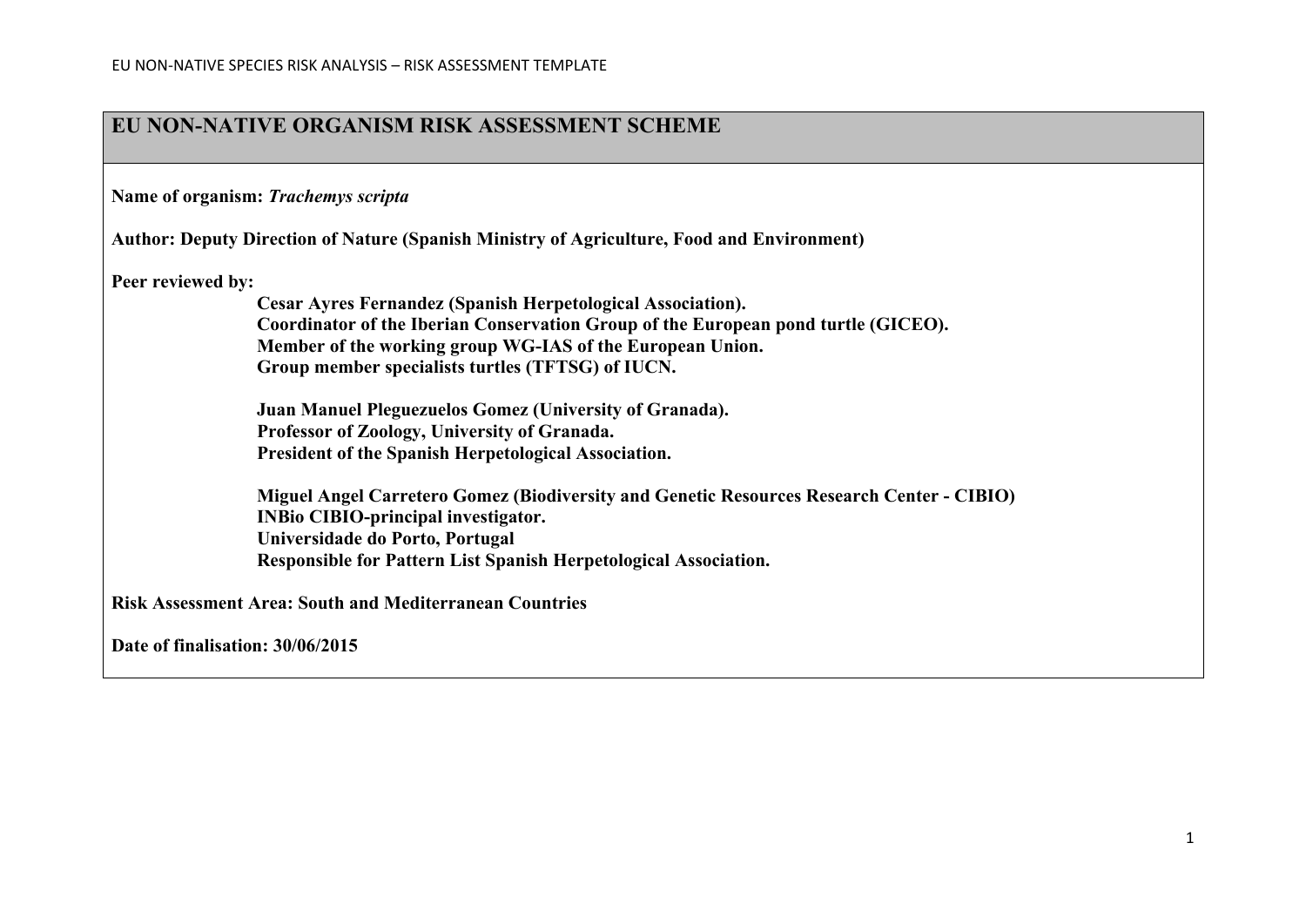# EU NON-NATIVE ORGANISM RISK ASSESSMENT SCHEME

**Name of organism:** ***Trachemys scripta***

**Author: Deputy Direction of Nature (Spanish Ministry of Agriculture, Food and Environment)**

**Peer reviewed by:**

**Cesar Ayres Fernandez (Spanish Herpetological Association).**
**Coordinator of the Iberian Conservation Group of the European pond turtle (GICEO).**
**Member of the working group WG-IAS of the European Union.**
**Group member specialists turtles (TFTSG) of IUCN.**

**Juan Manuel Pleguezuelos Gomez (University of Granada).**
**Professor of Zoology, University of Granada.**
**President of the Spanish Herpetological Association.**

**Miguel Angel Carretero Gomez (Biodiversity and Genetic Resources Research Center - CIBIO)**
**INBio CIBIO-principal investigator.**
**Universidade do Porto, Portugal**
**Responsible for Pattern List Spanish Herpetological Association.**

**Risk Assessment Area: South and Mediterranean Countries**

**Date of finalisation: 30/06/2015**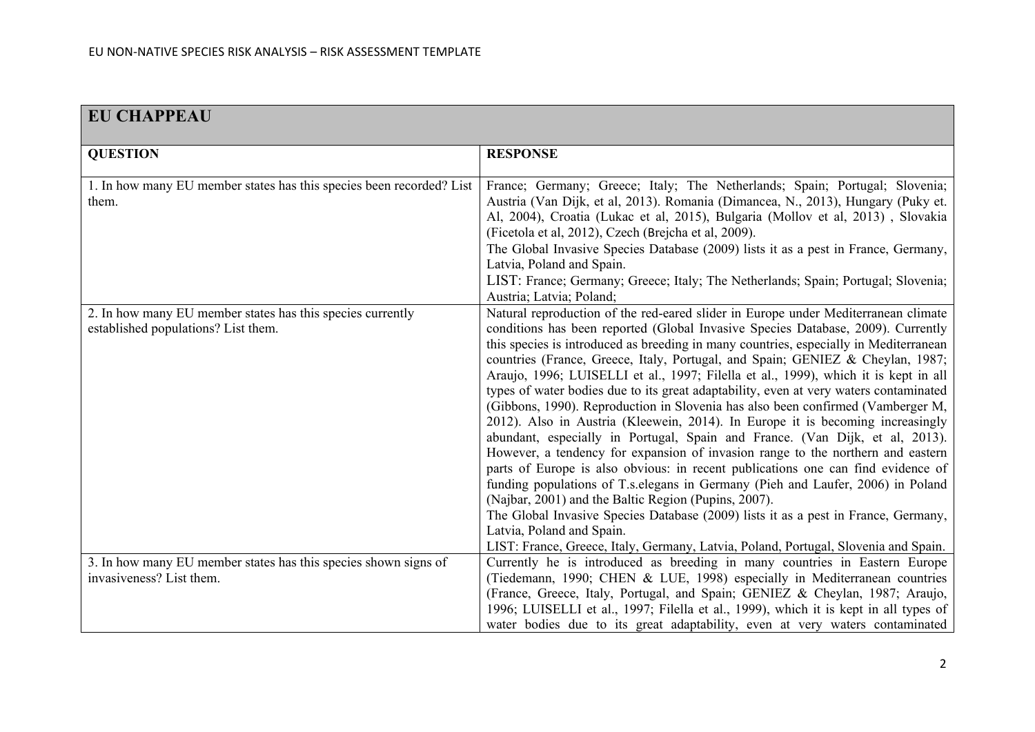| EU CHAPPEAU | |
|---|---|
| **QUESTION** | **RESPONSE** |
| 1. In how many EU member states has this species been recorded? List them. | France; Germany; Greece; Italy; The Netherlands; Spain; Portugal; Slovenia; Austria (Van Dijk, et al, 2013). Romania (Dimancea, N., 2013), Hungary (Puky et. Al, 2004), Croatia (Lukac et al, 2015), Bulgaria (Mollov et al, 2013) , Slovakia (Ficetola et al, 2012), Czech (Brejcha et al, 2009).<br>The Global Invasive Species Database (2009) lists it as a pest in France, Germany, Latvia, Poland and Spain.<br>LIST: France; Germany; Greece; Italy; The Netherlands; Spain; Portugal; Slovenia; Austria; Latvia; Poland; |
| 2. In how many EU member states has this species currently established populations? List them. | Natural reproduction of the red-eared slider in Europe under Mediterranean climate conditions has been reported (Global Invasive Species Database, 2009). Currently this species is introduced as breeding in many countries, especially in Mediterranean countries (France, Greece, Italy, Portugal, and Spain; GENIEZ & Cheylan, 1987; Araujo, 1996; LUISELLI et al., 1997; Filella et al., 1999), which it is kept in all types of water bodies due to its great adaptability, even at very waters contaminated (Gibbons, 1990). Reproduction in Slovenia has also been confirmed (Vamberger M, 2012). Also in Austria (Kleewein, 2014). In Europe it is becoming increasingly abundant, especially in Portugal, Spain and France. (Van Dijk, et al, 2013). However, a tendency for expansion of invasion range to the northern and eastern parts of Europe is also obvious: in recent publications one can find evidence of funding populations of T.s.elegans in Germany (Pieh and Laufer, 2006) in Poland (Najbar, 2001) and the Baltic Region (Pupins, 2007).<br>The Global Invasive Species Database (2009) lists it as a pest in France, Germany, Latvia, Poland and Spain.<br>LIST: France, Greece, Italy, Germany, Latvia, Poland, Portugal, Slovenia and Spain. |
| 3. In how many EU member states has this species shown signs of invasiveness? List them. | Currently he is introduced as breeding in many countries in Eastern Europe (Tiedemann, 1990; CHEN & LUE, 1998) especially in Mediterranean countries (France, Greece, Italy, Portugal, and Spain; GENIEZ & Cheylan, 1987; Araujo, 1996; LUISELLI et al., 1997; Filella et al., 1999), which it is kept in all types of water bodies due to its great adaptability, even at very waters contaminated |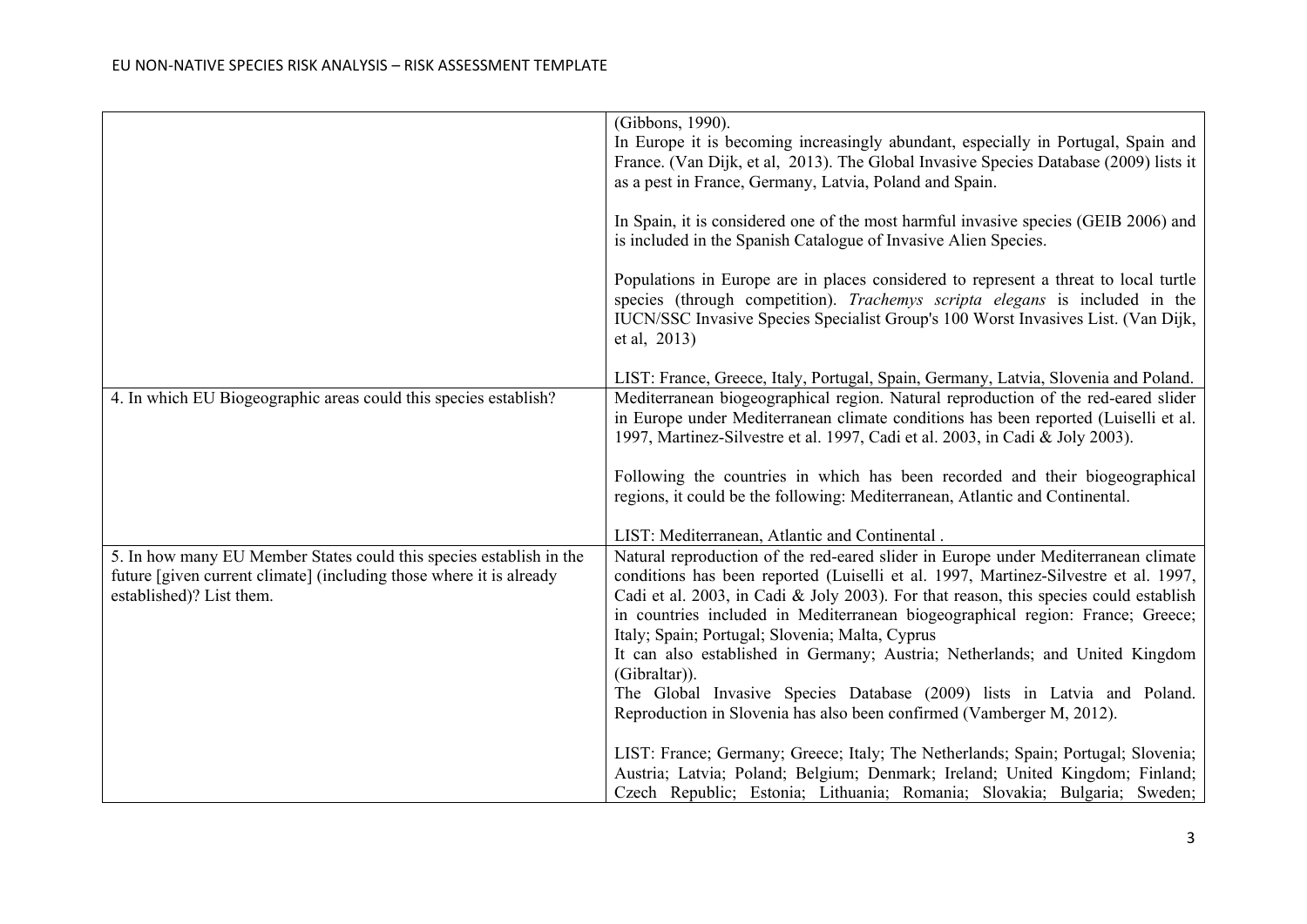| | |
|---|---|
| | (Gibbons, 1990).<br>In Europe it is becoming increasingly abundant, especially in Portugal, Spain and France. (Van Dijk, et al, 2013). The Global Invasive Species Database (2009) lists it as a pest in France, Germany, Latvia, Poland and Spain.<br><br>In Spain, it is considered one of the most harmful invasive species (GEIB 2006) and is included in the Spanish Catalogue of Invasive Alien Species.<br><br>Populations in Europe are in places considered to represent a threat to local turtle species (through competition). *Trachemys scripta elegans* is included in the IUCN/SSC Invasive Species Specialist Group's 100 Worst Invasives List. (Van Dijk, et al, 2013)<br><br>LIST: France, Greece, Italy, Portugal, Spain, Germany, Latvia, Slovenia and Poland. |
| 4. In which EU Biogeographic areas could this species establish? | Mediterranean biogeographical region. Natural reproduction of the red-eared slider in Europe under Mediterranean climate conditions has been reported (Luiselli et al. 1997, Martinez-Silvestre et al. 1997, Cadi et al. 2003, in Cadi & Joly 2003).<br><br>Following the countries in which has been recorded and their biogeographical regions, it could be the following: Mediterranean, Atlantic and Continental.<br><br>LIST: Mediterranean, Atlantic and Continental . |
| 5. In how many EU Member States could this species establish in the future [given current climate] (including those where it is already established)? List them. | Natural reproduction of the red-eared slider in Europe under Mediterranean climate conditions has been reported (Luiselli et al. 1997, Martinez-Silvestre et al. 1997, Cadi et al. 2003, in Cadi & Joly 2003). For that reason, this species could establish in countries included in Mediterranean biogeographical region: France; Greece; Italy; Spain; Portugal; Slovenia; Malta, Cyprus<br>It can also established in Germany; Austria; Netherlands; and United Kingdom (Gibraltar)).<br>The Global Invasive Species Database (2009) lists in Latvia and Poland. Reproduction in Slovenia has also been confirmed (Vamberger M, 2012).<br><br>LIST: France; Germany; Greece; Italy; The Netherlands; Spain; Portugal; Slovenia; Austria; Latvia; Poland; Belgium; Denmark; Ireland; United Kingdom; Finland; Czech Republic; Estonia; Lithuania; Romania; Slovakia; Bulgaria; Sweden; |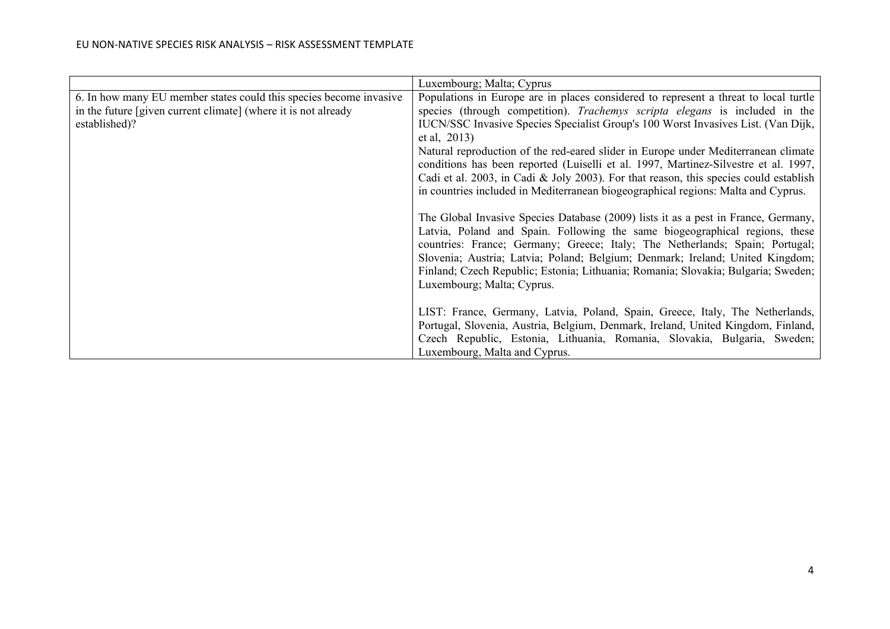| | |
|---|---|
| | Luxembourg; Malta; Cyprus |
| 6. In how many EU member states could this species become invasive in the future [given current climate] (where it is not already established)? | Populations in Europe are in places considered to represent a threat to local turtle species (through competition). *Trachemys scripta elegans* is included in the IUCN/SSC Invasive Species Specialist Group's 100 Worst Invasives List. (Van Dijk, et al, 2013)<br>Natural reproduction of the red-eared slider in Europe under Mediterranean climate conditions has been reported (Luiselli et al. 1997, Martinez-Silvestre et al. 1997, Cadi et al. 2003, in Cadi & Joly 2003). For that reason, this species could establish in countries included in Mediterranean biogeographical regions: Malta and Cyprus.<br><br>The Global Invasive Species Database (2009) lists it as a pest in France, Germany, Latvia, Poland and Spain. Following the same biogeographical regions, these countries: France; Germany; Greece; Italy; The Netherlands; Spain; Portugal; Slovenia; Austria; Latvia; Poland; Belgium; Denmark; Ireland; United Kingdom; Finland; Czech Republic; Estonia; Lithuania; Romania; Slovakia; Bulgaria; Sweden; Luxembourg; Malta; Cyprus.<br><br>LIST: France, Germany, Latvia, Poland, Spain, Greece, Italy, The Netherlands, Portugal, Slovenia, Austria, Belgium, Denmark, Ireland, United Kingdom, Finland, Czech Republic, Estonia, Lithuania, Romania, Slovakia, Bulgaria, Sweden; Luxembourg, Malta and Cyprus. |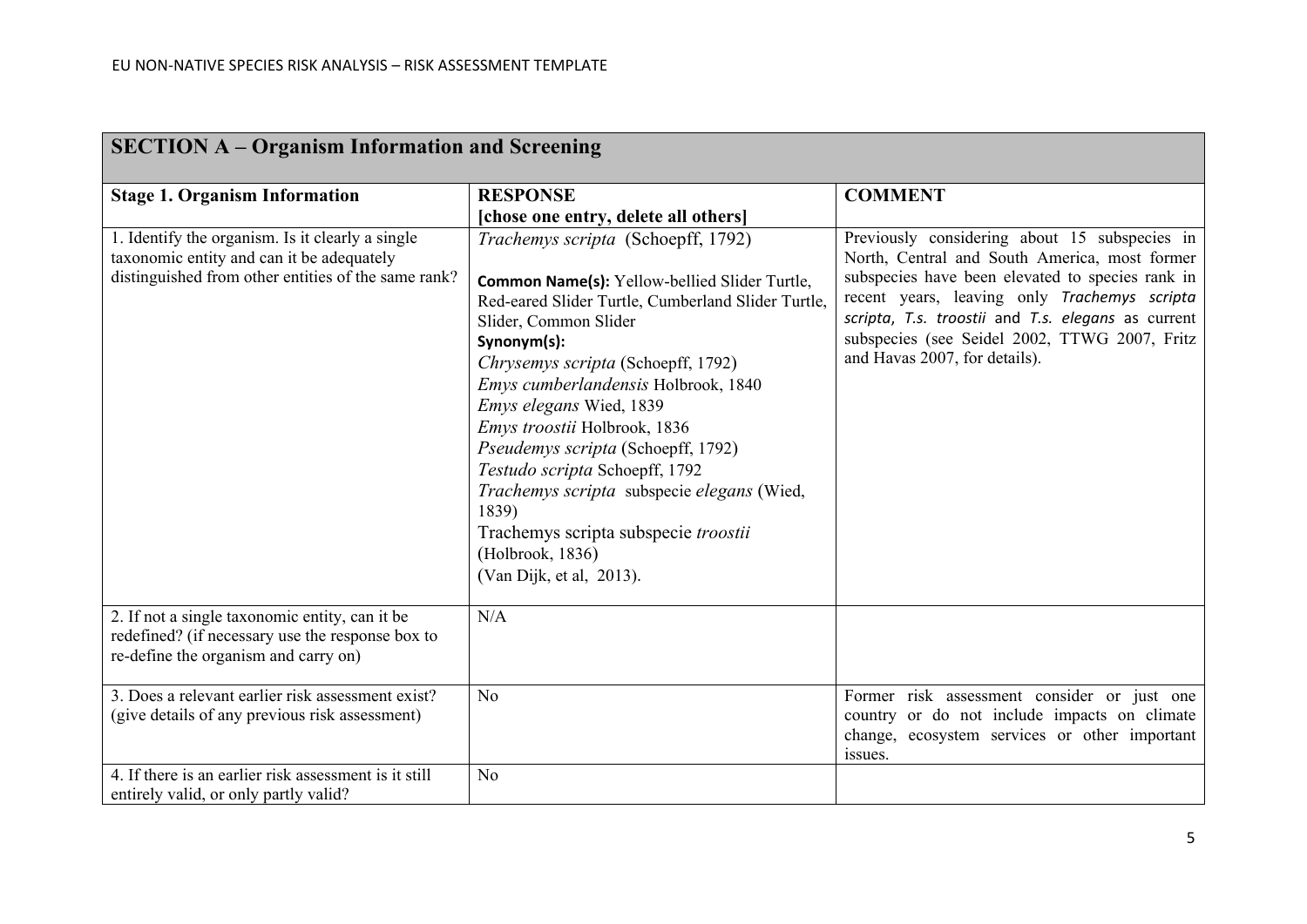| SECTION A – Organism Information and Screening | | |
|---|---|---|
| **Stage 1. Organism Information** | **RESPONSE [chose one entry, delete all others]** | **COMMENT** |
| 1. Identify the organism. Is it clearly a single taxonomic entity and can it be adequately distinguished from other entities of the same rank? | *Trachemys scripta* (Schoepff, 1792)<br><br>**Common Name(s):** Yellow-bellied Slider Turtle, Red-eared Slider Turtle, Cumberland Slider Turtle, Slider, Common Slider<br>**Synonym(s):**<br>*Chrysemys scripta* (Schoepff, 1792)<br>*Emys cumberlandensis* Holbrook, 1840<br>*Emys elegans* Wied, 1839<br>*Emys troostii* Holbrook, 1836<br>*Pseudemys scripta* (Schoepff, 1792)<br>*Testudo scripta* Schoepff, 1792<br>*Trachemys scripta* subspecie *elegans* (Wied, 1839)<br>Trachemys scripta subspecie *troostii* (Holbrook, 1836)<br>(Van Dijk, et al, 2013). | Previously considering about 15 subspecies in North, Central and South America, most former subspecies have been elevated to species rank in recent years, leaving only *Trachemys scripta scripta*, *T.s. troostii* and *T.s. elegans* as current subspecies (see Seidel 2002, TTWG 2007, Fritz and Havas 2007, for details). |
| 2. If not a single taxonomic entity, can it be redefined? (if necessary use the response box to re-define the organism and carry on) | N/A | |
| 3. Does a relevant earlier risk assessment exist? (give details of any previous risk assessment) | No | Former risk assessment consider or just one country or do not include impacts on climate change, ecosystem services or other important issues. |
| 4. If there is an earlier risk assessment is it still entirely valid, or only partly valid? | No | |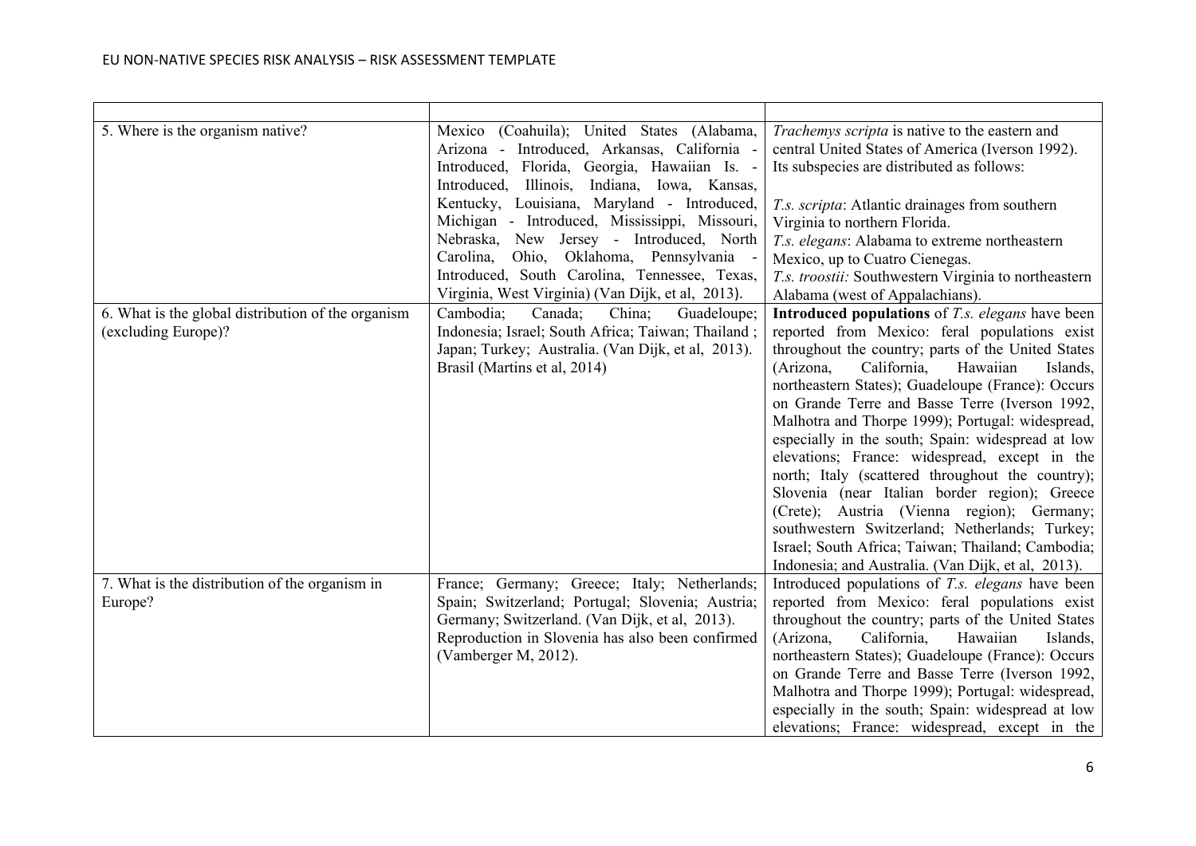| | | |
|---|---|---|
| 5. What is the organism native? | Mexico (Coahuila); United States (Alabama, Arizona - Introduced, Arkansas, California - Introduced, Florida, Georgia, Hawaiian Is. - Introduced, Illinois, Indiana, Iowa, Kansas, Kentucky, Louisiana, Maryland - Introduced, Michigan - Introduced, Mississippi, Missouri, Nebraska, New Jersey - Introduced, North Carolina, Ohio, Oklahoma, Pennsylvania - Introduced, South Carolina, Tennessee, Texas, Virginia, West Virginia) (Van Dijk, et al, 2013). | *Trachemys scripta* is native to the eastern and central United States of America (Iverson 1992). Its subspecies are distributed as follows:<br><br>*T.s. scripta*: Atlantic drainages from southern Virginia to northern Florida.<br>*T.s. elegans*: Alabama to extreme northeastern Mexico, up to Cuatro Cienegas.<br>*T.s. troostii:* Southwestern Virginia to northeastern Alabama (west of Appalachians). |
| 6. What is the global distribution of the organism (excluding Europe)? | Cambodia; Canada; China; Guadeloupe; Indonesia; Israel; South Africa; Taiwan; Thailand ; Japan; Turkey; Australia. (Van Dijk, et al, 2013). Brasil (Martins et al, 2014) | **Introduced populations** of *T.s. elegans* have been reported from Mexico: feral populations exist throughout the country; parts of the United States (Arizona, California, Hawaiian Islands, northeastern States); Guadeloupe (France): Occurs on Grande Terre and Basse Terre (Iverson 1992, Malhotra and Thorpe 1999); Portugal: widespread, especially in the south; Spain: widespread at low elevations; France: widespread, except in the north; Italy (scattered throughout the country); Slovenia (near Italian border region); Greece (Crete); Austria (Vienna region); Germany; southwestern Switzerland; Netherlands; Turkey; Israel; South Africa; Taiwan; Thailand; Cambodia; Indonesia; and Australia. (Van Dijk, et al, 2013). |
| 7. What is the distribution of the organism in Europe? | France; Germany; Greece; Italy; Netherlands; Spain; Switzerland; Portugal; Slovenia; Austria; Germany; Switzerland. (Van Dijk, et al, 2013). Reproduction in Slovenia has also been confirmed (Vamberger M, 2012). | Introduced populations of *T.s. elegans* have been reported from Mexico: feral populations exist throughout the country; parts of the United States (Arizona, California, Hawaiian Islands, northeastern States); Guadeloupe (France): Occurs on Grande Terre and Basse Terre (Iverson 1992, Malhotra and Thorpe 1999); Portugal: widespread, especially in the south; Spain: widespread at low elevations; France: widespread, except in the |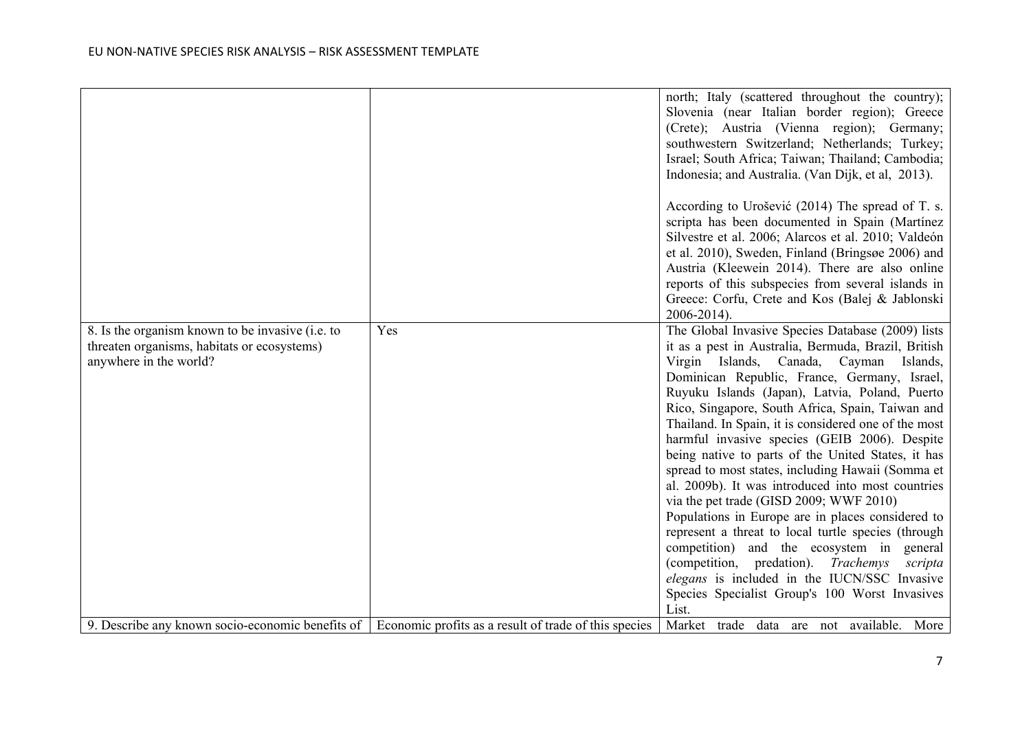| | | |
|---|---|---|
| | | north; Italy (scattered throughout the country); Slovenia (near Italian border region); Greece (Crete); Austria (Vienna region); Germany; southwestern Switzerland; Netherlands; Turkey; Israel; South Africa; Taiwan; Thailand; Cambodia; Indonesia; and Australia. (Van Dijk, et al, 2013).<br><br>According to Urošević (2014) The spread of T. s. scripta has been documented in Spain (Martínez Silvestre et al. 2006; Alarcos et al. 2010; Valdeón et al. 2010), Sweden, Finland (Bringsøe 2006) and Austria (Kleewein 2014). There are also online reports of this subspecies from several islands in Greece: Corfu, Crete and Kos (Balej & Jablonski 2006-2014). |
| 8. Is the organism known to be invasive (i.e. to threaten organisms, habitats or ecosystems) anywhere in the world? | Yes | The Global Invasive Species Database (2009) lists it as a pest in Australia, Bermuda, Brazil, British Virgin Islands, Canada, Cayman Islands, Dominican Republic, France, Germany, Israel, Ruyuku Islands (Japan), Latvia, Poland, Puerto Rico, Singapore, South Africa, Spain, Taiwan and Thailand. In Spain, it is considered one of the most harmful invasive species (GEIB 2006). Despite being native to parts of the United States, it has spread to most states, including Hawaii (Somma et al. 2009b). It was introduced into most countries via the pet trade (GISD 2009; WWF 2010)<br>Populations in Europe are in places considered to represent a threat to local turtle species (through competition) and the ecosystem in general (competition, predation). *Trachemys scripta elegans* is included in the IUCN/SSC Invasive Species Specialist Group's 100 Worst Invasives List. |
| 9. Describe any known socio-economic benefits of | Economic profits as a result of trade of this species | Market trade data are not available. More |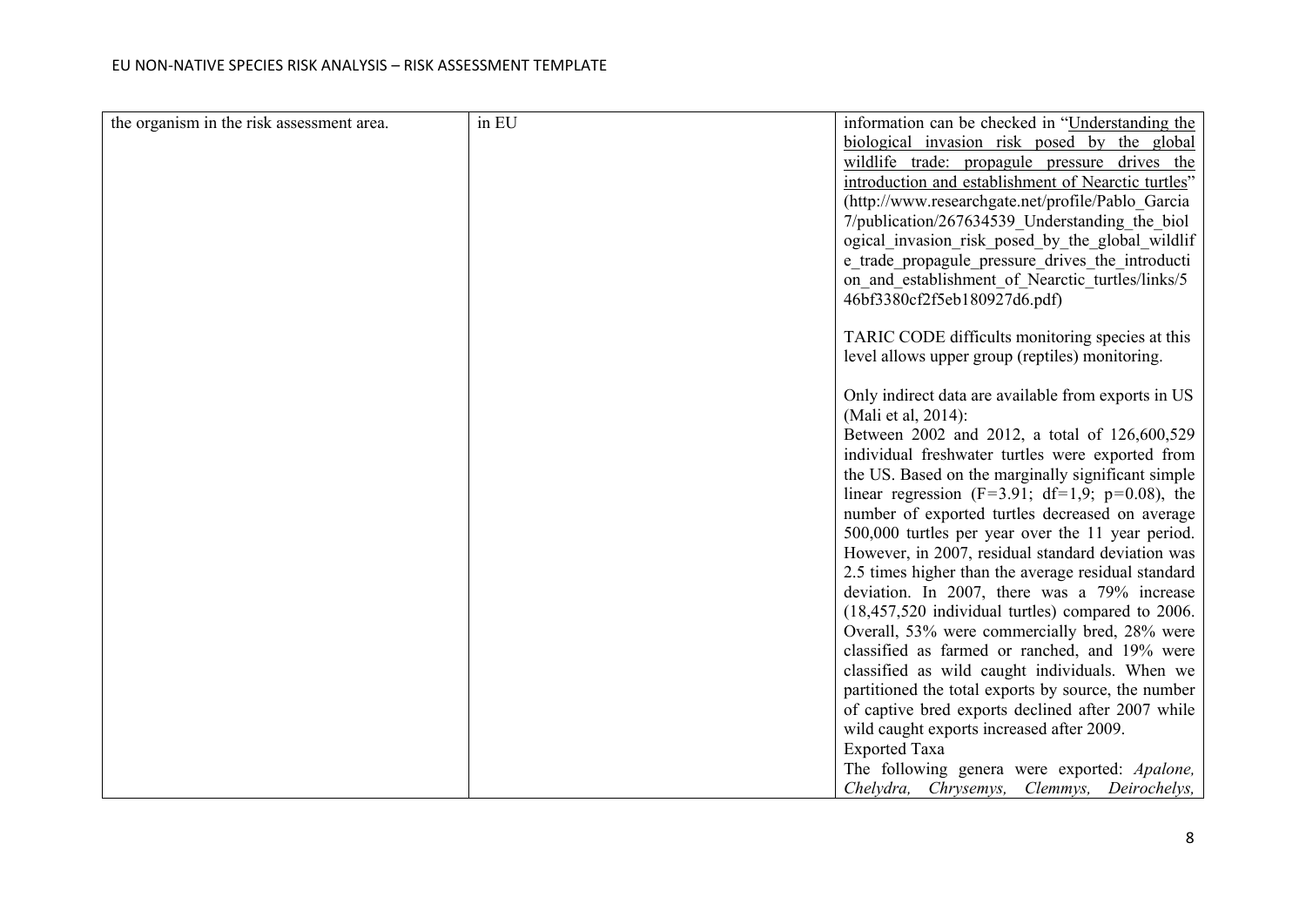| | | |
|---|---|---|
| the organism in the risk assessment area. | in EU | information can be checked in "Understanding the biological invasion risk posed by the global wildlife trade: propagule pressure drives the introduction and establishment of Nearctic turtles" (http://www.researchgate.net/profile/Pablo_Garcia7/publication/267634539_Understanding_the_biological_invasion_risk_posed_by_the_global_wildlife_trade_propagule_pressure_drives_the_introduction_and_establishment_of_Nearctic_turtles/links/546bf3380cf2f5eb180927d6.pdf)<br><br>TARIC CODE difficults monitoring species at this level allows upper group (reptiles) monitoring.<br><br>Only indirect data are available from exports in US (Mali et al, 2014):<br>Between 2002 and 2012, a total of 126,600,529 individual freshwater turtles were exported from the US. Based on the marginally significant simple linear regression ($F=3.91$; $df=1,9$; $p=0.08$), the number of exported turtles decreased on average 500,000 turtles per year over the 11 year period. However, in 2007, residual standard deviation was 2.5 times higher than the average residual standard deviation. In 2007, there was a 79% increase (18,457,520 individual turtles) compared to 2006. Overall, 53% were commercially bred, 28% were classified as farmed or ranched, and 19% were classified as wild caught individuals. When we partitioned the total exports by source, the number of captive bred exports declined after 2007 while wild caught exports increased after 2009.<br>Exported Taxa<br>The following genera were exported: *Apalone, Chelydra, Chrysemys, Clemmys, Deirochelys,* |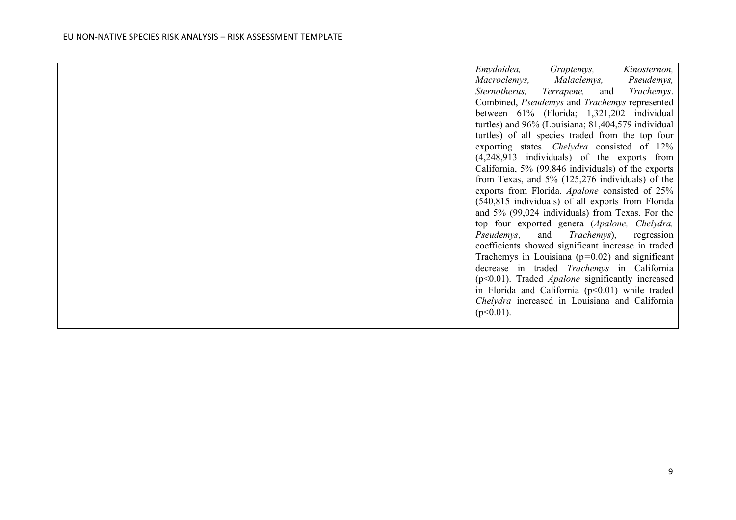|  |  |  |
|---|---|---|
|  |  | *Emydoidea, Graptemys, Kinosternon, Macroclemys, Malaclemys, Pseudemys, Sternotherus, Terrapene,* and *Trachemys*. Combined, *Pseudemys* and *Trachemys* represented between 61% (Florida; 1,321,202 individual turtles) and 96% (Louisiana; 81,404,579 individual turtles) of all species traded from the top four exporting states. *Chelydra* consisted of 12% (4,248,913 individuals) of the exports from California, 5% (99,846 individuals) of the exports from Texas, and 5% (125,276 individuals) of the exports from Florida. *Apalone* consisted of 25% (540,815 individuals) of all exports from Florida and 5% (99,024 individuals) from Texas. For the top four exported genera (*Apalone, Chelydra, Pseudemys*, and *Trachemys*), regression coefficients showed significant increase in traded Trachemys in Louisiana ($p=0.02$) and significant decrease in traded *Trachemys* in California ($p<0.01$). Traded *Apalone* significantly increased in Florida and California ($p<0.01$) while traded *Chelydra* increased in Louisiana and California ($p<0.01$). |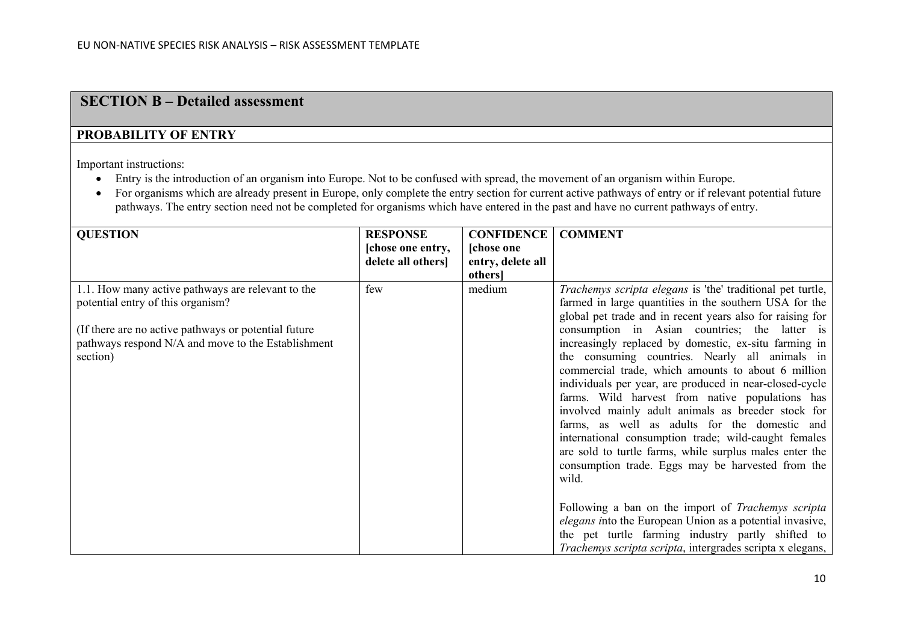## SECTION B – Detailed assessment

### PROBABILITY OF ENTRY

Important instructions:

- Entry is the introduction of an organism into Europe. Not to be confused with spread, the movement of an organism within Europe.
- For organisms which are already present in Europe, only complete the entry section for current active pathways of entry or if relevant potential future pathways. The entry section need not be completed for organisms which have entered in the past and have no current pathways of entry.

| QUESTION | RESPONSE [chose one entry, delete all others] | CONFIDENCE [chose one entry, delete all others] | COMMENT |
|---|---|---|---|
| 1.1. How many active pathways are relevant to the potential entry of this organism?<br><br>(If there are no active pathways or potential future pathways respond N/A and move to the Establishment section) | few | medium | *Trachemys scripta elegans* is 'the' traditional pet turtle, farmed in large quantities in the southern USA for the global pet trade and in recent years also for raising for consumption in Asian countries; the latter is increasingly replaced by domestic, ex-situ farming in the consuming countries. Nearly all animals in commercial trade, which amounts to about 6 million individuals per year, are produced in near-closed-cycle farms. Wild harvest from native populations has involved mainly adult animals as breeder stock for farms, as well as adults for the domestic and international consumption trade; wild-caught females are sold to turtle farms, while surplus males enter the consumption trade. Eggs may be harvested from the wild.<br><br>Following a ban on the import of *Trachemys scripta elegans i*nto the European Union as a potential invasive, the pet turtle farming industry partly shifted to *Trachemys scripta scripta*, intergrades scripta x elegans, |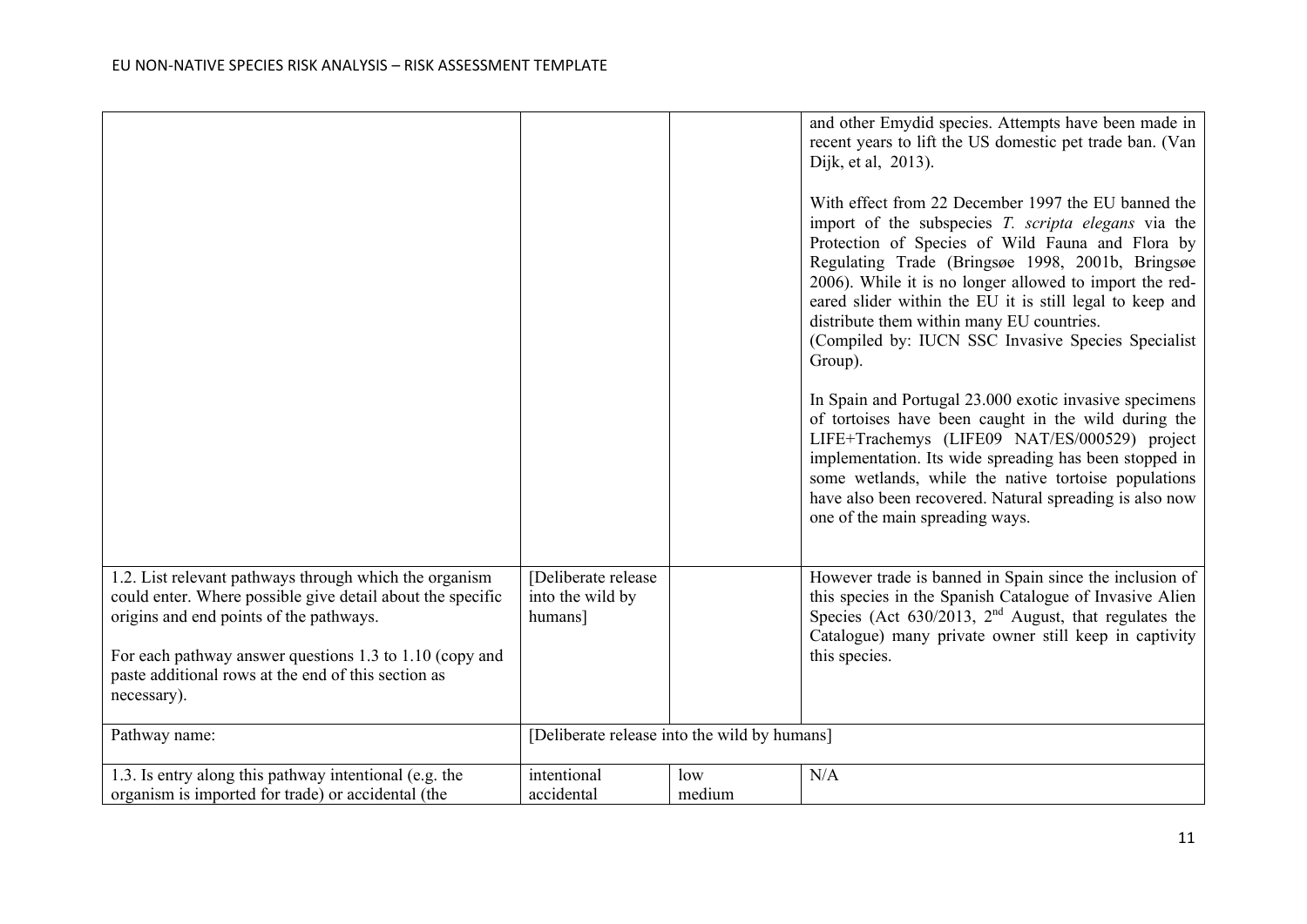| | | | |
|---|---|---|---|
| | | | and other Emydid species. Attempts have been made in recent years to lift the US domestic pet trade ban. (Van Dijk, et al, 2013).<br><br>With effect from 22 December 1997 the EU banned the import of the subspecies *T. scripta elegans* via the Protection of Species of Wild Fauna and Flora by Regulating Trade (Bringsøe 1998, 2001b, Bringsøe 2006). While it is no longer allowed to import the red-eared slider within the EU it is still legal to keep and distribute them within many EU countries.<br>(Compiled by: IUCN SSC Invasive Species Specialist Group).<br><br>In Spain and Portugal 23.000 exotic invasive specimens of tortoises have been caught in the wild during the LIFE+Trachemys (LIFE09 NAT/ES/000529) project implementation. Its wide spreading has been stopped in some wetlands, while the native tortoise populations have also been recovered. Natural spreading is also now one of the main spreading ways. |
| 1.2. List relevant pathways through which the organism could enter. Where possible give detail about the specific origins and end points of the pathways.<br><br>For each pathway answer questions 1.3 to 1.10 (copy and paste additional rows at the end of this section as necessary). | [Deliberate release into the wild by humans] | | However trade is banned in Spain since the inclusion of this species in the Spanish Catalogue of Invasive Alien Species (Act 630/2013, 2nd August, that regulates the Catalogue) many private owner still keep in captivity this species. |
| Pathway name: | [Deliberate release into the wild by humans] | | |
| 1.3. Is entry along this pathway intentional (e.g. the organism is imported for trade) or accidental (the | intentional<br>accidental | low<br>medium | N/A |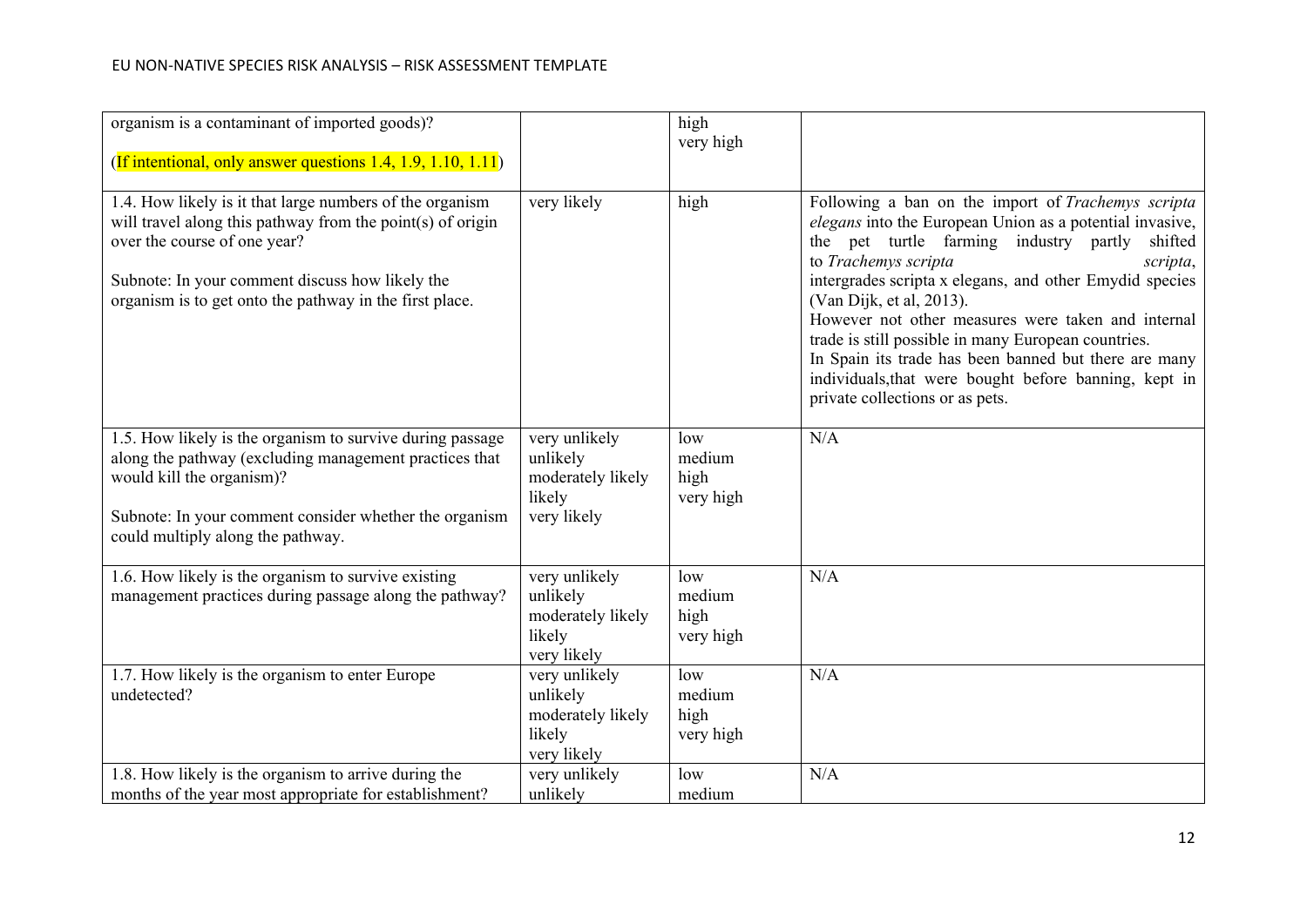| | | | |
|---|---|---|---|
| organism is a contaminant of imported goods)?<br><br>(If intentional, only answer questions 1.4, 1.9, 1.10, 1.11) | | high<br>very high | |
| 1.4. How likely is it that large numbers of the organism will travel along this pathway from the point(s) of origin over the course of one year?<br><br>Subnote: In your comment discuss how likely the organism is to get onto the pathway in the first place. | very likely | high | Following a ban on the import of *Trachemys scripta elegans* into the European Union as a potential invasive, the pet turtle farming industry partly shifted to *Trachemys scripta scripta*, intergrades scripta x elegans, and other Emydid species (Van Dijk, et al, 2013).<br>However not other measures were taken and internal trade is still possible in many European countries.<br>In Spain its trade has been banned but there are many individuals,that were bought before banning, kept in private collections or as pets. |
| 1.5. How likely is the organism to survive during passage along the pathway (excluding management practices that would kill the organism)?<br><br>Subnote: In your comment consider whether the organism could multiply along the pathway. | very unlikely<br>unlikely<br>moderately likely<br>likely<br>very likely | low<br>medium<br>high<br>very high | N/A |
| 1.6. How likely is the organism to survive existing management practices during passage along the pathway? | very unlikely<br>unlikely<br>moderately likely<br>likely<br>very likely | low<br>medium<br>high<br>very high | N/A |
| 1.7. How likely is the organism to enter Europe undetected? | very unlikely<br>unlikely<br>moderately likely<br>likely<br>very likely | low<br>medium<br>high<br>very high | N/A |
| 1.8. How likely is the organism to arrive during the months of the year most appropriate for establishment? | very unlikely<br>unlikely | low<br>medium | N/A |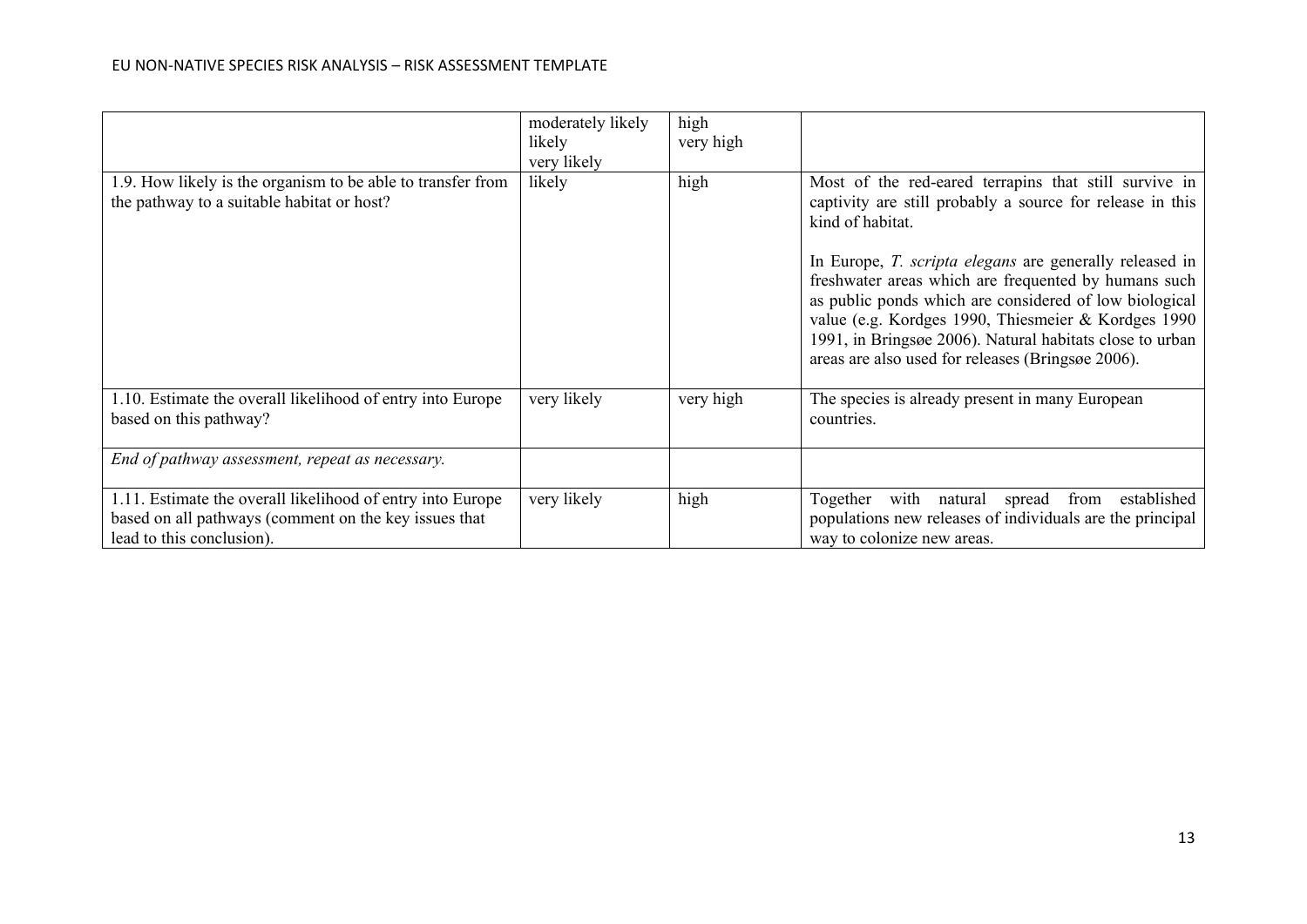| | | | |
|---|---|---|---|
| | moderately likely<br>likely<br>very likely | high<br>very high | |
| 1.9. How likely is the organism to be able to transfer from the pathway to a suitable habitat or host? | likely | high | Most of the red-eared terrapins that still survive in captivity are still probably a source for release in this kind of habitat.<br><br>In Europe, *T. scripta elegans* are generally released in freshwater areas which are frequented by humans such as public ponds which are considered of low biological value (e.g. Kordges 1990, Thiesmeier & Kordges 1990 1991, in Bringsøe 2006). Natural habitats close to urban areas are also used for releases (Bringsøe 2006). |
| 1.10. Estimate the overall likelihood of entry into Europe based on this pathway? | very likely | very high | The species is already present in many European countries. |
| *End of pathway assessment, repeat as necessary.* | | | |
| 1.11. Estimate the overall likelihood of entry into Europe based on all pathways (comment on the key issues that lead to this conclusion). | very likely | high | Together with natural spread from established populations new releases of individuals are the principal way to colonize new areas. |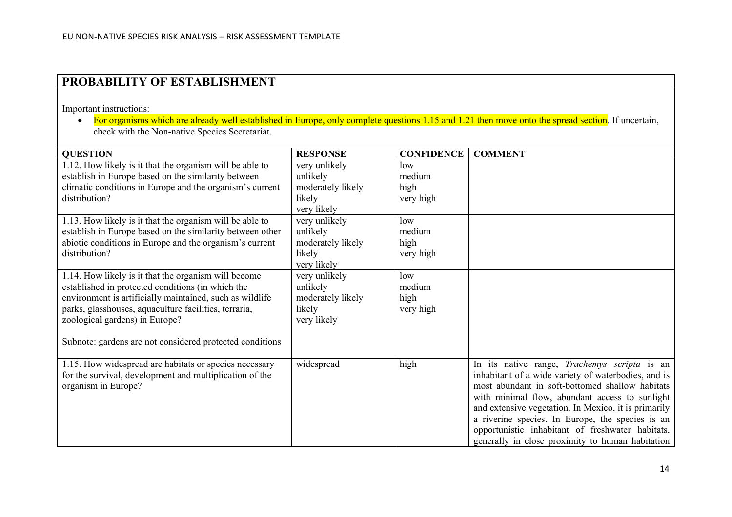## PROBABILITY OF ESTABLISHMENT

Important instructions:

- For organisms which are already well established in Europe, only complete questions 1.15 and 1.21 then move onto the spread section. If uncertain, check with the Non-native Species Secretariat.

| QUESTION | RESPONSE | CONFIDENCE | COMMENT |
|---|---|---|---|
| 1.12. How likely is it that the organism will be able to establish in Europe based on the similarity between climatic conditions in Europe and the organism's current distribution? | very unlikely<br>unlikely<br>moderately likely<br>likely<br>very likely | low<br>medium<br>high<br>very high | |
| 1.13. How likely is it that the organism will be able to establish in Europe based on the similarity between other abiotic conditions in Europe and the organism's current distribution? | very unlikely<br>unlikely<br>moderately likely<br>likely<br>very likely | low<br>medium<br>high<br>very high | |
| 1.14. How likely is it that the organism will become established in protected conditions (in which the environment is artificially maintained, such as wildlife parks, glasshouses, aquaculture facilities, terraria, zoological gardens) in Europe?<br><br>Subnote: gardens are not considered protected conditions | very unlikely<br>unlikely<br>moderately likely<br>likely<br>very likely | low<br>medium<br>high<br>very high | |
| 1.15. How widespread are habitats or species necessary for the survival, development and multiplication of the organism in Europe? | widespread | high | In its native range, *Trachemys scripta* is an inhabitant of a wide variety of waterbodies, and is most abundant in soft-bottomed shallow habitats with minimal flow, abundant access to sunlight and extensive vegetation. In Mexico, it is primarily a riverine species. In Europe, the species is an opportunistic inhabitant of freshwater habitats, generally in close proximity to human habitation |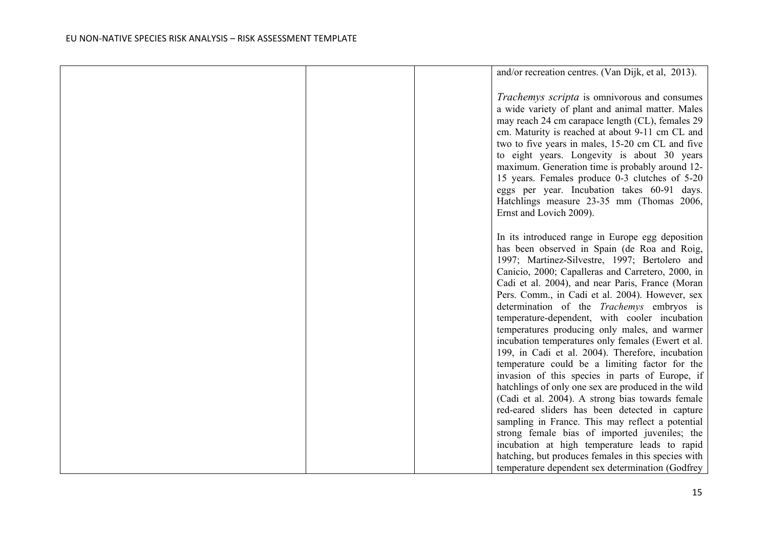| | | | |
|---|---|---|---|
| | | | and/or recreation centres. (Van Dijk, et al, 2013).<br><br>*Trachemys scripta* is omnivorous and consumes a wide variety of plant and animal matter. Males may reach 24 cm carapace length (CL), females 29 cm. Maturity is reached at about 9-11 cm CL and two to five years in males, 15-20 cm CL and five to eight years. Longevity is about 30 years maximum. Generation time is probably around 12-15 years. Females produce 0-3 clutches of 5-20 eggs per year. Incubation takes 60-91 days. Hatchlings measure 23-35 mm (Thomas 2006, Ernst and Lovich 2009).<br><br>In its introduced range in Europe egg deposition has been observed in Spain (de Roa and Roig, 1997; Martinez-Silvestre, 1997; Bertolero and Canicio, 2000; Capalleras and Carretero, 2000, in Cadi et al. 2004), and near Paris, France (Moran Pers. Comm., in Cadi et al. 2004). However, sex determination of the *Trachemys* embryos is temperature-dependent, with cooler incubation temperatures producing only males, and warmer incubation temperatures only females (Ewert et al. 199, in Cadi et al. 2004). Therefore, incubation temperature could be a limiting factor for the invasion of this species in parts of Europe, if hatchlings of only one sex are produced in the wild (Cadi et al. 2004). A strong bias towards female red-eared sliders has been detected in capture sampling in France. This may reflect a potential strong female bias of imported juveniles; the incubation at high temperature leads to rapid hatching, but produces females in this species with temperature dependent sex determination (Godfrey |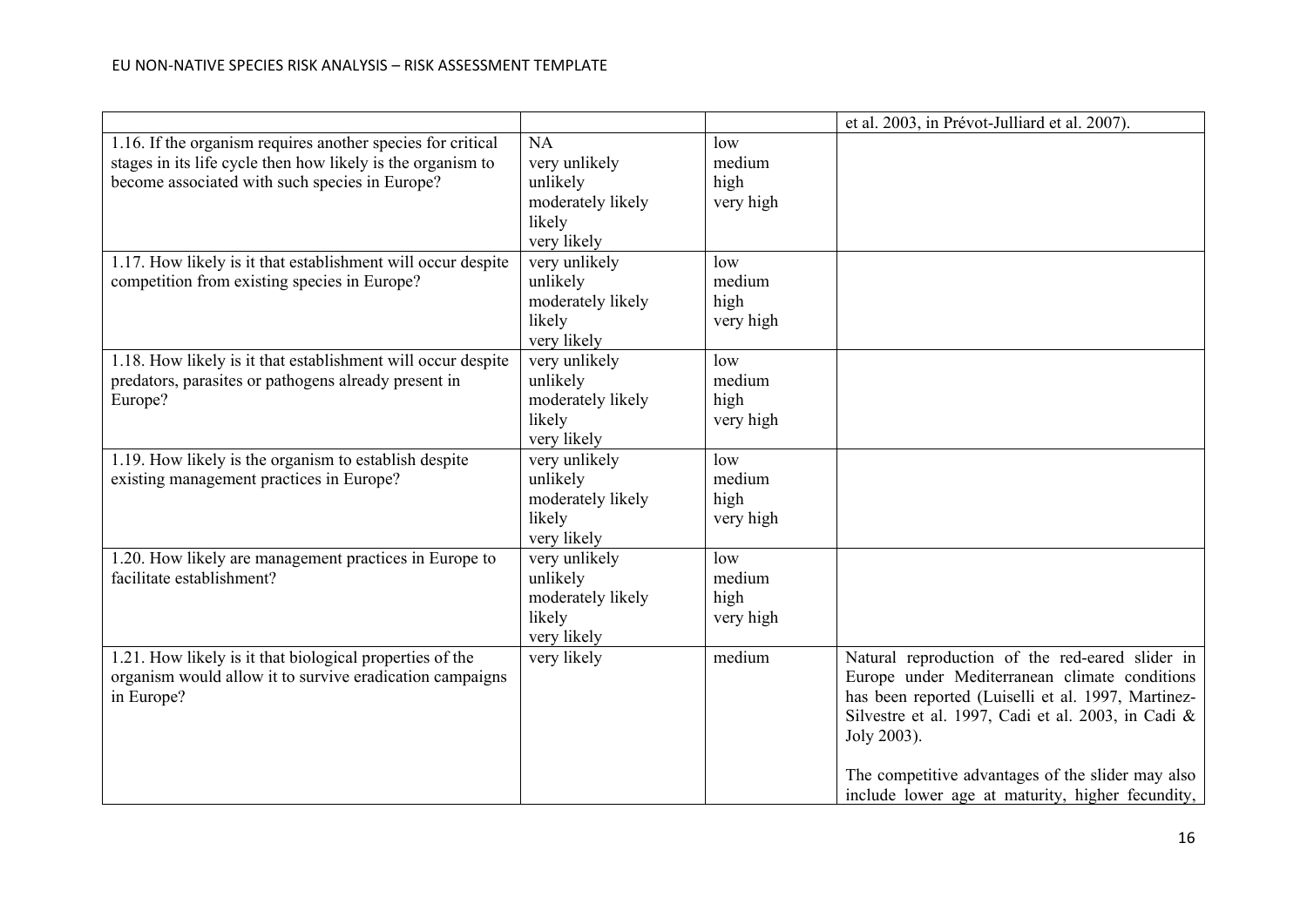| | | | |
|---|---|---|---|
| | | | et al. 2003, in Prévot-Julliard et al. 2007). |
| 1.16. If the organism requires another species for critical stages in its life cycle then how likely is the organism to become associated with such species in Europe? | NA<br>very unlikely<br>unlikely<br>moderately likely<br>likely<br>very likely | low<br>medium<br>high<br>very high | |
| 1.17. How likely is it that establishment will occur despite competition from existing species in Europe? | very unlikely<br>unlikely<br>moderately likely<br>likely<br>very likely | low<br>medium<br>high<br>very high | |
| 1.18. How likely is it that establishment will occur despite predators, parasites or pathogens already present in Europe? | very unlikely<br>unlikely<br>moderately likely<br>likely<br>very likely | low<br>medium<br>high<br>very high | |
| 1.19. How likely is the organism to establish despite existing management practices in Europe? | very unlikely<br>unlikely<br>moderately likely<br>likely<br>very likely | low<br>medium<br>high<br>very high | |
| 1.20. How likely are management practices in Europe to facilitate establishment? | very unlikely<br>unlikely<br>moderately likely<br>likely<br>very likely | low<br>medium<br>high<br>very high | |
| 1.21. How likely is it that biological properties of the organism would allow it to survive eradication campaigns in Europe? | very likely | medium | Natural reproduction of the red-eared slider in Europe under Mediterranean climate conditions has been reported (Luiselli et al. 1997, Martinez-Silvestre et al. 1997, Cadi et al. 2003, in Cadi & Joly 2003).<br><br>The competitive advantages of the slider may also include lower age at maturity, higher fecundity, |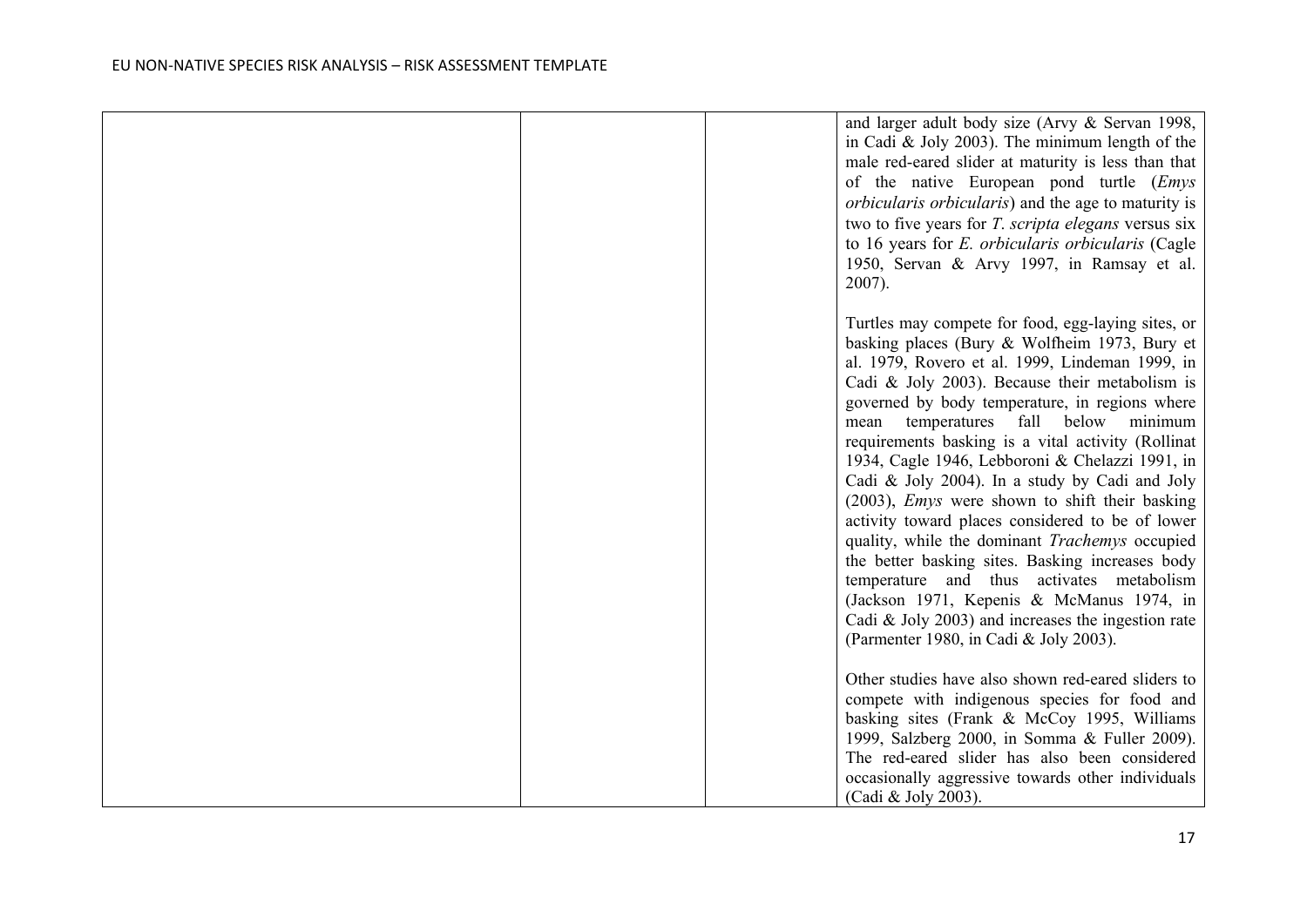|  |  |  | and larger adult body size (Arvy & Servan 1998, in Cadi & Joly 2003). The minimum length of the male red-eared slider at maturity is less than that of the native European pond turtle (*Emys orbicularis orbicularis*) and the age to maturity is two to five years for *T. scripta elegans* versus six to 16 years for *E. orbicularis orbicularis* (Cagle 1950, Servan & Arvy 1997, in Ramsay et al. 2007).<br><br>Turtles may compete for food, egg-laying sites, or basking places (Bury & Wolfheim 1973, Bury et al. 1979, Rovero et al. 1999, Lindeman 1999, in Cadi & Joly 2003). Because their metabolism is governed by body temperature, in regions where mean temperatures fall below minimum requirements basking is a vital activity (Rollinat 1934, Cagle 1946, Lebboroni & Chelazzi 1991, in Cadi & Joly 2004). In a study by Cadi and Joly (2003), *Emys* were shown to shift their basking activity toward places considered to be of lower quality, while the dominant *Trachemys* occupied the better basking sites. Basking increases body temperature and thus activates metabolism (Jackson 1971, Kepenis & McManus 1974, in Cadi & Joly 2003) and increases the ingestion rate (Parmenter 1980, in Cadi & Joly 2003).<br><br>Other studies have also shown red-eared sliders to compete with indigenous species for food and basking sites (Frank & McCoy 1995, Williams 1999, Salzberg 2000, in Somma & Fuller 2009). The red-eared slider has also been considered occasionally aggressive towards other individuals (Cadi & Joly 2003). |
|---|---|---|---|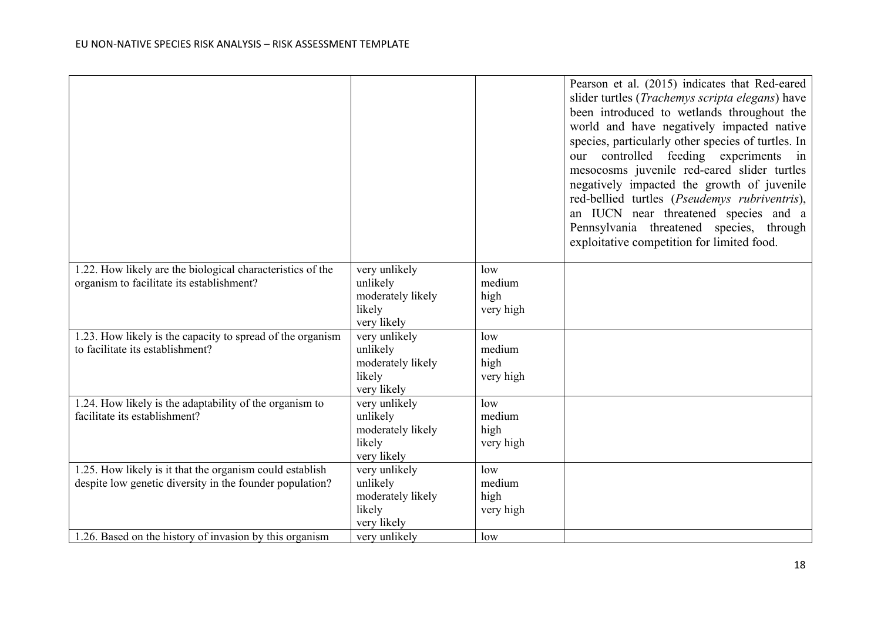| | | | |
|---|---|---|---|
| | | | Pearson et al. (2015) indicates that Red-eared slider turtles (*Trachemys scripta elegans*) have been introduced to wetlands throughout the world and have negatively impacted native species, particularly other species of turtles. In our controlled feeding experiments in mesocosms juvenile red-eared slider turtles negatively impacted the growth of juvenile red-bellied turtles (*Pseudemys rubriventris*), an IUCN near threatened species and a Pennsylvania threatened species, through exploitative competition for limited food. |
| 1.22. How likely are the biological characteristics of the organism to facilitate its establishment? | very unlikely<br>unlikely<br>moderately likely<br>likely<br>very likely | low<br>medium<br>high<br>very high | |
| 1.23. How likely is the capacity to spread of the organism to facilitate its establishment? | very unlikely<br>unlikely<br>moderately likely<br>likely<br>very likely | low<br>medium<br>high<br>very high | |
| 1.24. How likely is the adaptability of the organism to facilitate its establishment? | very unlikely<br>unlikely<br>moderately likely<br>likely<br>very likely | low<br>medium<br>high<br>very high | |
| 1.25. How likely is it that the organism could establish despite low genetic diversity in the founder population? | very unlikely<br>unlikely<br>moderately likely<br>likely<br>very likely | low<br>medium<br>high<br>very high | |
| 1.26. Based on the history of invasion by this organism | very unlikely | low | |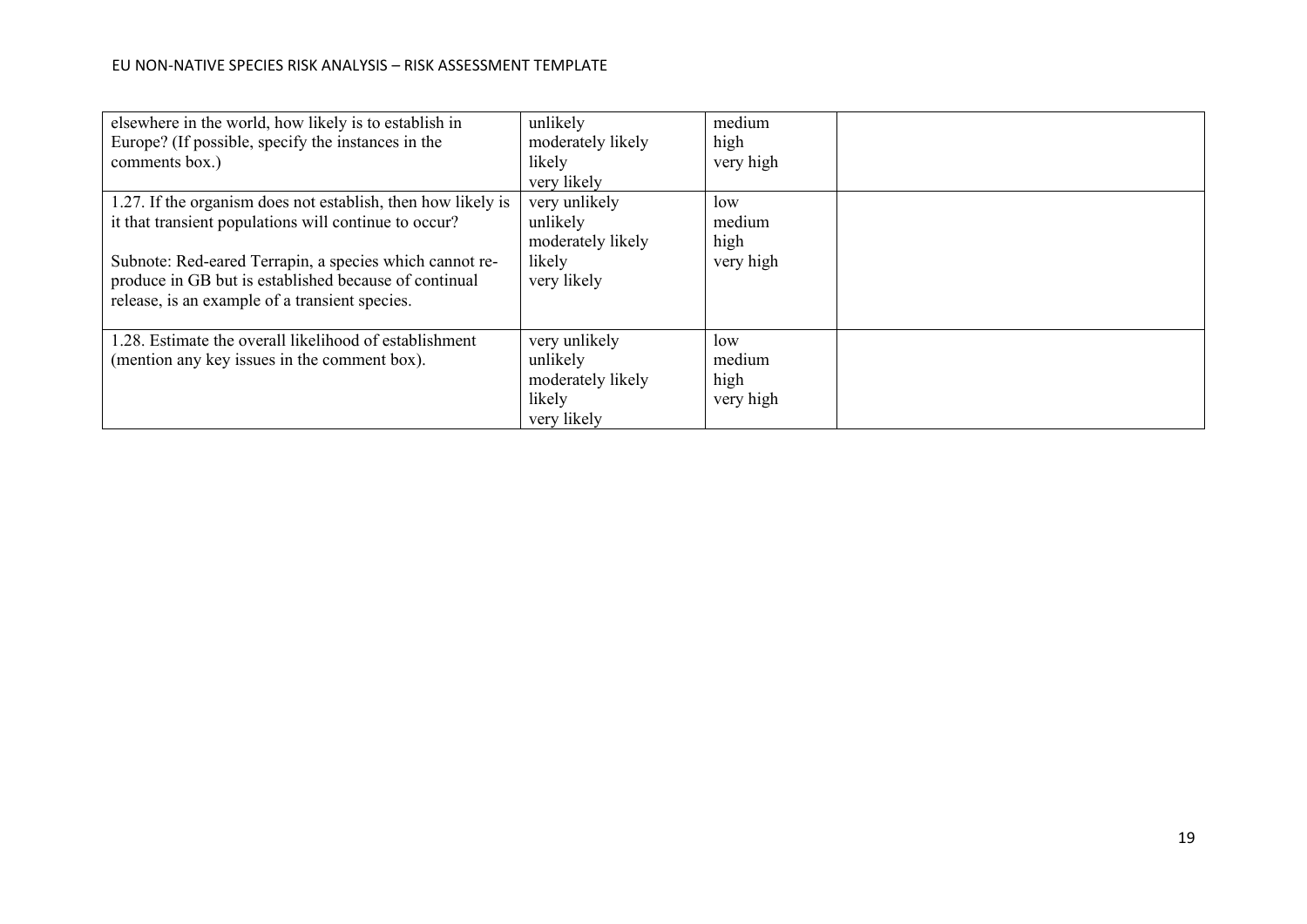| | | | |
|---|---|---|---|
| elsewhere in the world, how likely is to establish in Europe? (If possible, specify the instances in the comments box.) | unlikely<br>moderately likely<br>likely<br>very likely | medium<br>high<br>very high | |
| 1.27. If the organism does not establish, then how likely is it that transient populations will continue to occur?<br><br>Subnote: Red-eared Terrapin, a species which cannot re-produce in GB but is established because of continual release, is an example of a transient species. | very unlikely<br>unlikely<br>moderately likely<br>likely<br>very likely | low<br>medium<br>high<br>very high | |
| 1.28. Estimate the overall likelihood of establishment (mention any key issues in the comment box). | very unlikely<br>unlikely<br>moderately likely<br>likely<br>very likely | low<br>medium<br>high<br>very high | |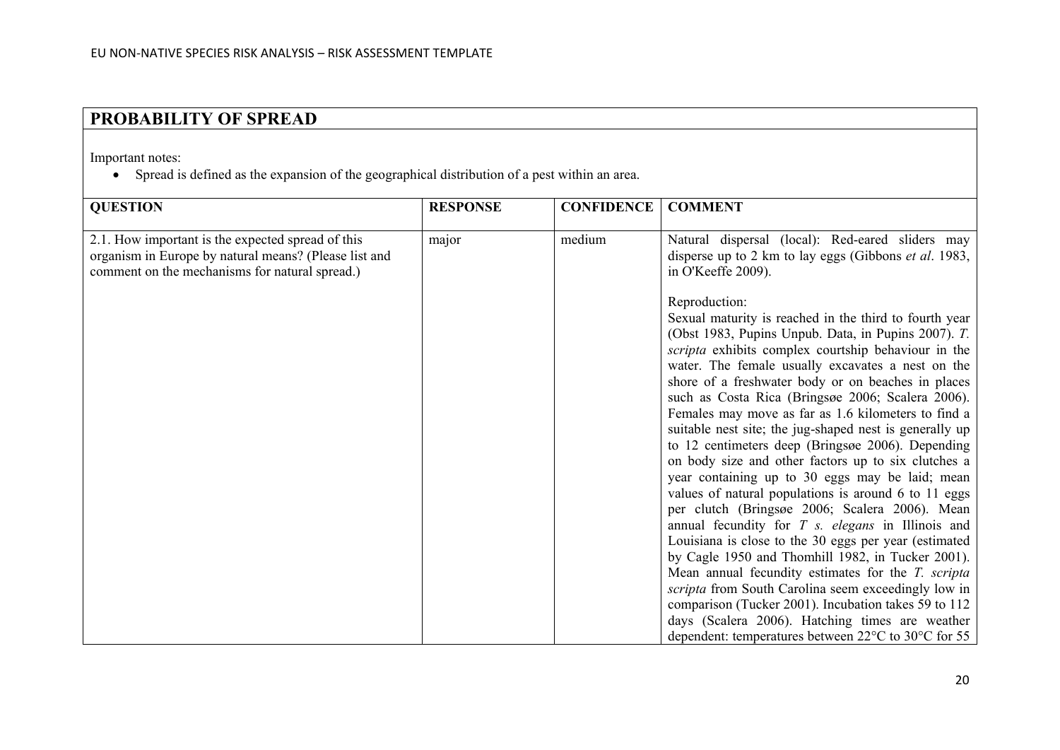## PROBABILITY OF SPREAD

Important notes:

- Spread is defined as the expansion of the geographical distribution of a pest within an area.

| QUESTION | RESPONSE | CONFIDENCE | COMMENT |
|---|---|---|---|
| 2.1. How important is the expected spread of this organism in Europe by natural means? (Please list and comment on the mechanisms for natural spread.) | major | medium | Natural dispersal (local): Red-eared sliders may disperse up to 2 km to lay eggs (Gibbons *et al*. 1983, in O'Keeffe 2009).<br><br>Reproduction:<br>Sexual maturity is reached in the third to fourth year (Obst 1983, Pupins Unpub. Data, in Pupins 2007). *T. scripta* exhibits complex courtship behaviour in the water. The female usually excavates a nest on the shore of a freshwater body or on beaches in places such as Costa Rica (Bringsøe 2006; Scalera 2006). Females may move as far as 1.6 kilometers to find a suitable nest site; the jug-shaped nest is generally up to 12 centimeters deep (Bringsøe 2006). Depending on body size and other factors up to six clutches a year containing up to 30 eggs may be laid; mean values of natural populations is around 6 to 11 eggs per clutch (Bringsøe 2006; Scalera 2006). Mean annual fecundity for *T s. elegans* in Illinois and Louisiana is close to the 30 eggs per year (estimated by Cagle 1950 and Thomhill 1982, in Tucker 2001). Mean annual fecundity estimates for the *T. scripta scripta* from South Carolina seem exceedingly low in comparison (Tucker 2001). Incubation takes 59 to 112 days (Scalera 2006). Hatching times are weather dependent: temperatures between 22°C to 30°C for 55 |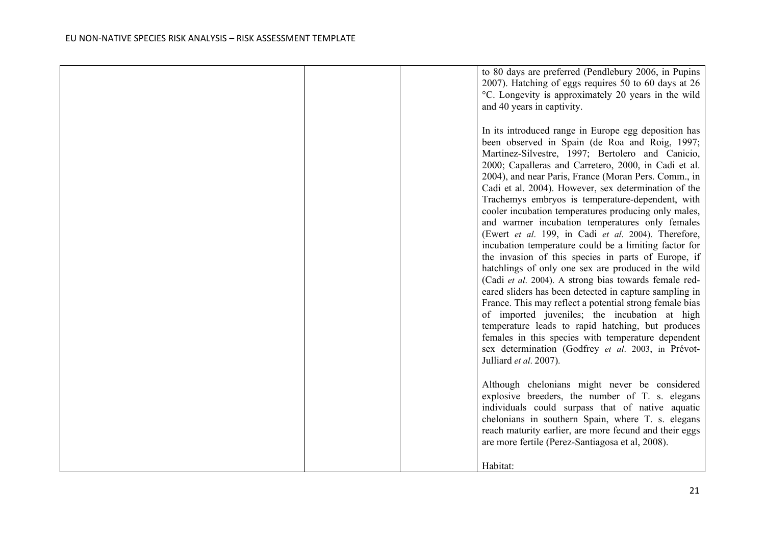| | | | to 80 days are preferred (Pendlebury 2006, in Pupins 2007). Hatching of eggs requires 50 to 60 days at 26 °C. Longevity is approximately 20 years in the wild and 40 years in captivity.<br><br>In its introduced range in Europe egg deposition has been observed in Spain (de Roa and Roig, 1997; Martinez-Silvestre, 1997; Bertolero and Canicio, 2000; Capalleras and Carretero, 2000, in Cadi et al. 2004), and near Paris, France (Moran Pers. Comm., in Cadi et al. 2004). However, sex determination of the Trachemys embryos is temperature-dependent, with cooler incubation temperatures producing only males, and warmer incubation temperatures only females (Ewert *et al*. 199, in Cadi *et al*. 2004). Therefore, incubation temperature could be a limiting factor for the invasion of this species in parts of Europe, if hatchlings of only one sex are produced in the wild (Cadi *et al*. 2004). A strong bias towards female red-eared sliders has been detected in capture sampling in France. This may reflect a potential strong female bias of imported juveniles; the incubation at high temperature leads to rapid hatching, but produces females in this species with temperature dependent sex determination (Godfrey *et al*. 2003, in Prévot-Julliard *et al*. 2007).<br><br>Although chelonians might never be considered explosive breeders, the number of T. s. elegans individuals could surpass that of native aquatic chelonians in southern Spain, where T. s. elegans reach maturity earlier, are more fecund and their eggs are more fertile (Perez-Santiagosa et al, 2008).<br><br>Habitat: |
|---|---|---|---|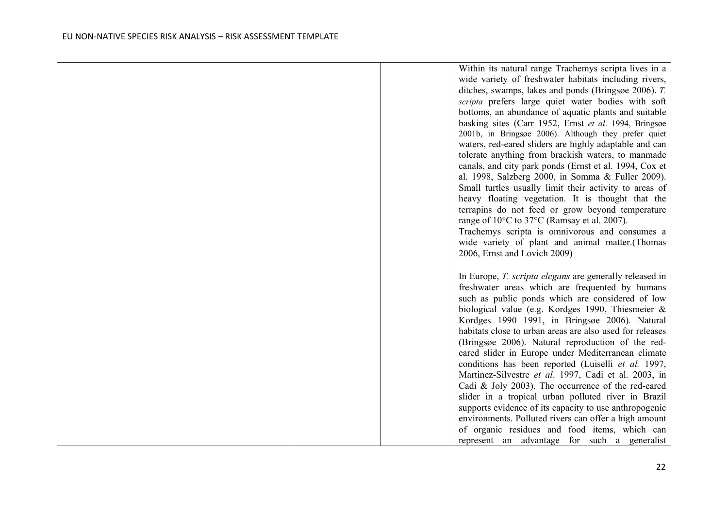|  |  |  | Within its natural range Trachemys scripta lives in a wide variety of freshwater habitats including rivers, ditches, swamps, lakes and ponds (Bringsøe 2006). *T. scripta* prefers large quiet water bodies with soft bottoms, an abundance of aquatic plants and suitable basking sites (Carr 1952, Ernst *et al*. 1994, Bringsøe 2001b, in Bringsøe 2006). Although they prefer quiet waters, red-eared sliders are highly adaptable and can tolerate anything from brackish waters, to manmade canals, and city park ponds (Ernst et al. 1994, Cox et al. 1998, Salzberg 2000, in Somma & Fuller 2009). Small turtles usually limit their activity to areas of heavy floating vegetation. It is thought that the terrapins do not feed or grow beyond temperature range of 10°C to 37°C (Ramsay et al. 2007).<br>Trachemys scripta is omnivorous and consumes a wide variety of plant and animal matter.(Thomas 2006, Ernst and Lovich 2009)<br><br>In Europe, *T. scripta elegans* are generally released in freshwater areas which are frequented by humans such as public ponds which are considered of low biological value (e.g. Kordges 1990, Thiesmeier & Kordges 1990 1991, in Bringsøe 2006). Natural habitats close to urban areas are also used for releases (Bringsøe 2006). Natural reproduction of the red-eared slider in Europe under Mediterranean climate conditions has been reported (Luiselli *et al.* 1997, Martinez-Silvestre *et al*. 1997, Cadi et al. 2003, in Cadi & Joly 2003). The occurrence of the red-eared slider in a tropical urban polluted river in Brazil supports evidence of its capacity to use anthropogenic environments. Polluted rivers can offer a high amount of organic residues and food items, which can represent an advantage for such a generalist |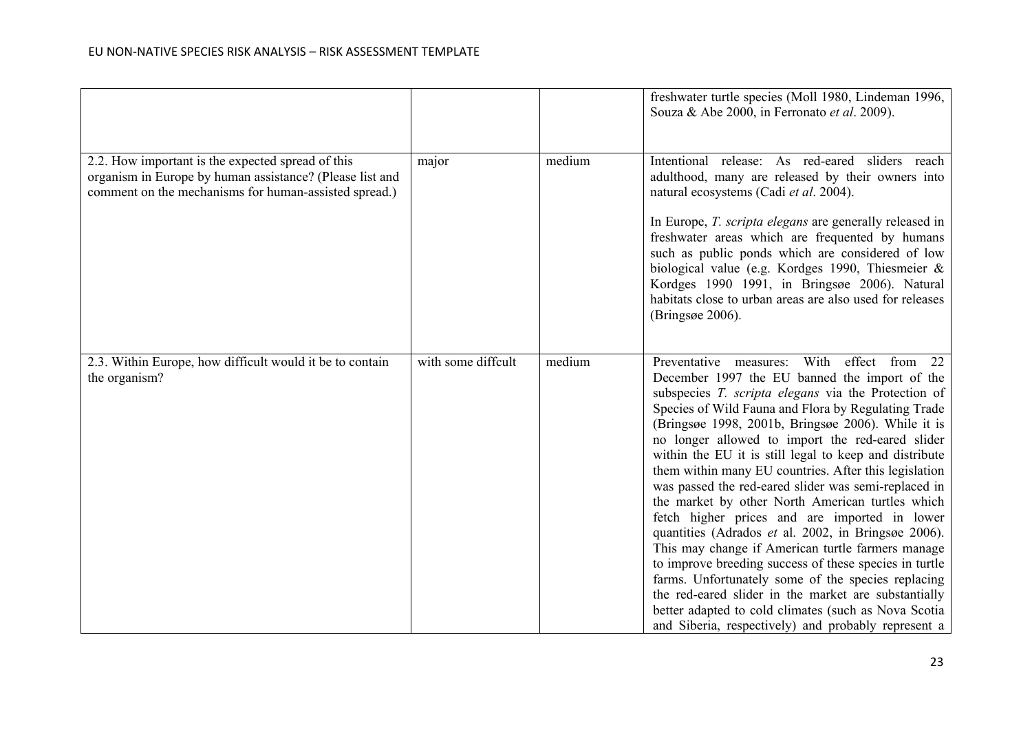| | | | |
|---|---|---|---|
| | | | freshwater turtle species (Moll 1980, Lindeman 1996, Souza & Abe 2000, in Ferronato *et al*. 2009). |
| 2.2. How important is the expected spread of this organism in Europe by human assistance? (Please list and comment on the mechanisms for human-assisted spread.) | major | medium | Intentional release: As red-eared sliders reach adulthood, many are released by their owners into natural ecosystems (Cadi *et al*. 2004).<br><br>In Europe, *T. scripta elegans* are generally released in freshwater areas which are frequented by humans such as public ponds which are considered of low biological value (e.g. Kordges 1990, Thiesmeier & Kordges 1990 1991, in Bringsøe 2006). Natural habitats close to urban areas are also used for releases (Bringsøe 2006). |
| 2.3. Within Europe, how difficult would it be to contain the organism? | with some diffcult | medium | Preventative measures: With effect from 22 December 1997 the EU banned the import of the subspecies *T. scripta elegans* via the Protection of Species of Wild Fauna and Flora by Regulating Trade (Bringsøe 1998, 2001b, Bringsøe 2006). While it is no longer allowed to import the red-eared slider within the EU it is still legal to keep and distribute them within many EU countries. After this legislation was passed the red-eared slider was semi-replaced in the market by other North American turtles which fetch higher prices and are imported in lower quantities (Adrados *et* al. 2002, in Bringsøe 2006). This may change if American turtle farmers manage to improve breeding success of these species in turtle farms. Unfortunately some of the species replacing the red-eared slider in the market are substantially better adapted to cold climates (such as Nova Scotia and Siberia, respectively) and probably represent a |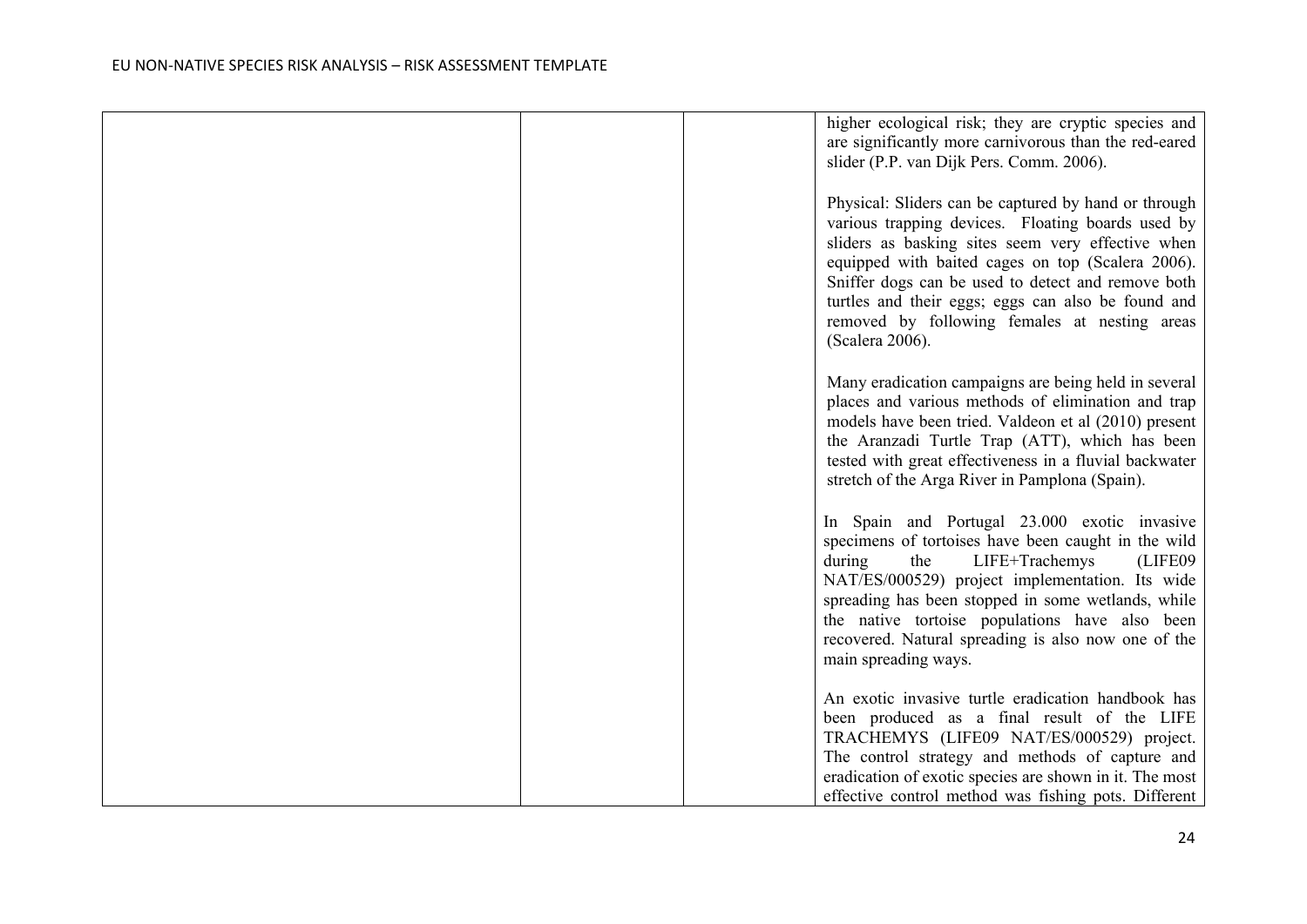| | | | |
|---|---|---|---|
| | | | higher ecological risk; they are cryptic species and are significantly more carnivorous than the red-eared slider (P.P. van Dijk Pers. Comm. 2006).<br><br>Physical: Sliders can be captured by hand or through various trapping devices. Floating boards used by sliders as basking sites seem very effective when equipped with baited cages on top (Scalera 2006). Sniffer dogs can be used to detect and remove both turtles and their eggs; eggs can also be found and removed by following females at nesting areas (Scalera 2006).<br><br>Many eradication campaigns are being held in several places and various methods of elimination and trap models have been tried. Valdeon et al (2010) present the Aranzadi Turtle Trap (ATT), which has been tested with great effectiveness in a fluvial backwater stretch of the Arga River in Pamplona (Spain).<br><br>In Spain and Portugal 23.000 exotic invasive specimens of tortoises have been caught in the wild during the LIFE+Trachemys (LIFE09 NAT/ES/000529) project implementation. Its wide spreading has been stopped in some wetlands, while the native tortoise populations have also been recovered. Natural spreading is also now one of the main spreading ways.<br><br>An exotic invasive turtle eradication handbook has been produced as a final result of the LIFE TRACHEMYS (LIFE09 NAT/ES/000529) project. The control strategy and methods of capture and eradication of exotic species are shown in it. The most effective control method was fishing pots. Different |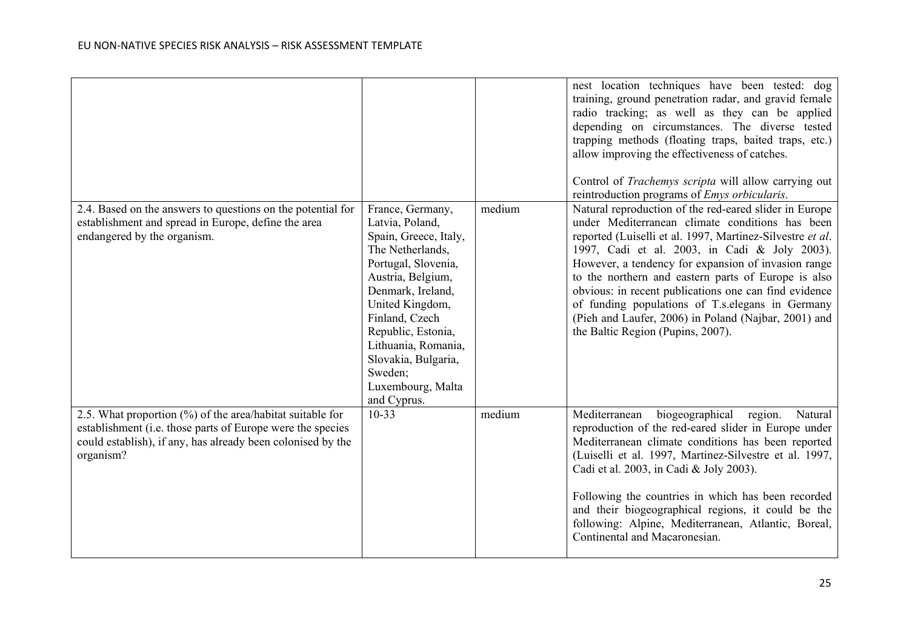| | | | |
|---|---|---|---|
| | | | nest location techniques have been tested: dog training, ground penetration radar, and gravid female radio tracking; as well as they can be applied depending on circumstances. The diverse tested trapping methods (floating traps, baited traps, etc.) allow improving the effectiveness of catches.<br><br>Control of *Trachemys scripta* will allow carrying out reintroduction programs of *Emys orbicularis*. |
| 2.4. Based on the answers to questions on the potential for establishment and spread in Europe, define the area endangered by the organism. | France, Germany, Latvia, Poland, Spain, Greece, Italy, The Netherlands, Portugal, Slovenia, Austria, Belgium, Denmark, Ireland, United Kingdom, Finland, Czech Republic, Estonia, Lithuania, Romania, Slovakia, Bulgaria, Sweden; Luxembourg, Malta and Cyprus. | medium | Natural reproduction of the red-eared slider in Europe under Mediterranean climate conditions has been reported (Luiselli et al. 1997, Martinez-Silvestre *et al*. 1997, Cadi et al. 2003, in Cadi & Joly 2003). However, a tendency for expansion of invasion range to the northern and eastern parts of Europe is also obvious: in recent publications one can find evidence of funding populations of T.s.elegans in Germany (Pieh and Laufer, 2006) in Poland (Najbar, 2001) and the Baltic Region (Pupins, 2007). |
| 2.5. What proportion (%) of the area/habitat suitable for establishment (i.e. those parts of Europe were the species could establish), if any, has already been colonised by the organism? | 10-33 | medium | Mediterranean biogeographical region. Natural reproduction of the red-eared slider in Europe under Mediterranean climate conditions has been reported (Luiselli et al. 1997, Martinez-Silvestre et al. 1997, Cadi et al. 2003, in Cadi & Joly 2003).<br><br>Following the countries in which has been recorded and their biogeographical regions, it could be the following: Alpine, Mediterranean, Atlantic, Boreal, Continental and Macaronesian. |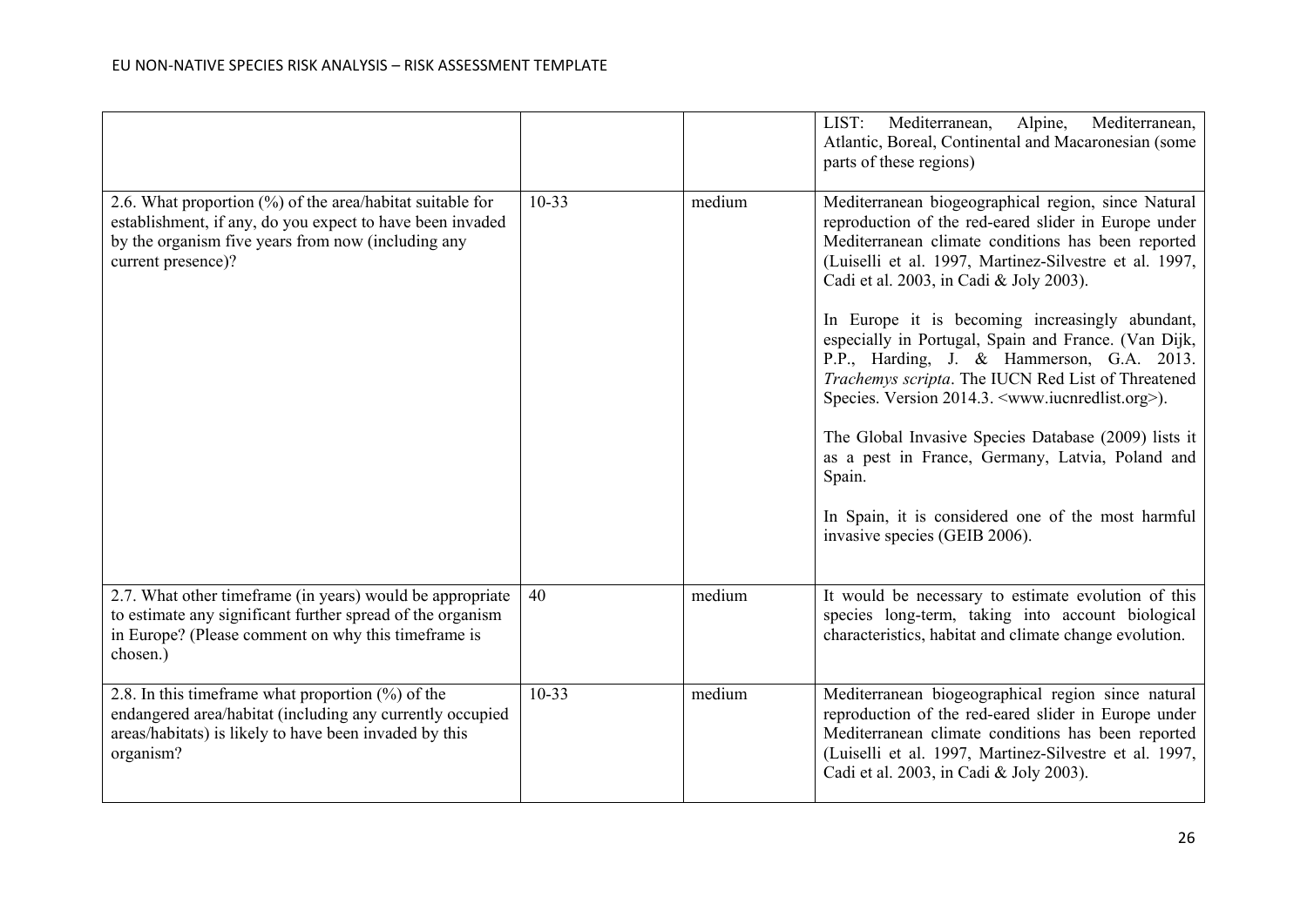| | | | |
|---|---|---|---|
| | | | LIST: Mediterranean, Alpine, Mediterranean, Atlantic, Boreal, Continental and Macaronesian (some parts of these regions) |
| 2.6. What proportion (%) of the area/habitat suitable for establishment, if any, do you expect to have been invaded by the organism five years from now (including any current presence)? | 10-33 | medium | Mediterranean biogeographical region, since Natural reproduction of the red-eared slider in Europe under Mediterranean climate conditions has been reported (Luiselli et al. 1997, Martinez-Silvestre et al. 1997, Cadi et al. 2003, in Cadi & Joly 2003).<br><br>In Europe it is becoming increasingly abundant, especially in Portugal, Spain and France. (Van Dijk, P.P., Harding, J. & Hammerson, G.A. 2013. *Trachemys scripta*. The IUCN Red List of Threatened Species. Version 2014.3. <www.iucnredlist.org>).<br><br>The Global Invasive Species Database (2009) lists it as a pest in France, Germany, Latvia, Poland and Spain.<br><br>In Spain, it is considered one of the most harmful invasive species (GEIB 2006). |
| 2.7. What other timeframe (in years) would be appropriate to estimate any significant further spread of the organism in Europe? (Please comment on why this timeframe is chosen.) | 40 | medium | It would be necessary to estimate evolution of this species long-term, taking into account biological characteristics, habitat and climate change evolution. |
| 2.8. In this timeframe what proportion (%) of the endangered area/habitat (including any currently occupied areas/habitats) is likely to have been invaded by this organism? | 10-33 | medium | Mediterranean biogeographical region since natural reproduction of the red-eared slider in Europe under Mediterranean climate conditions has been reported (Luiselli et al. 1997, Martinez-Silvestre et al. 1997, Cadi et al. 2003, in Cadi & Joly 2003). |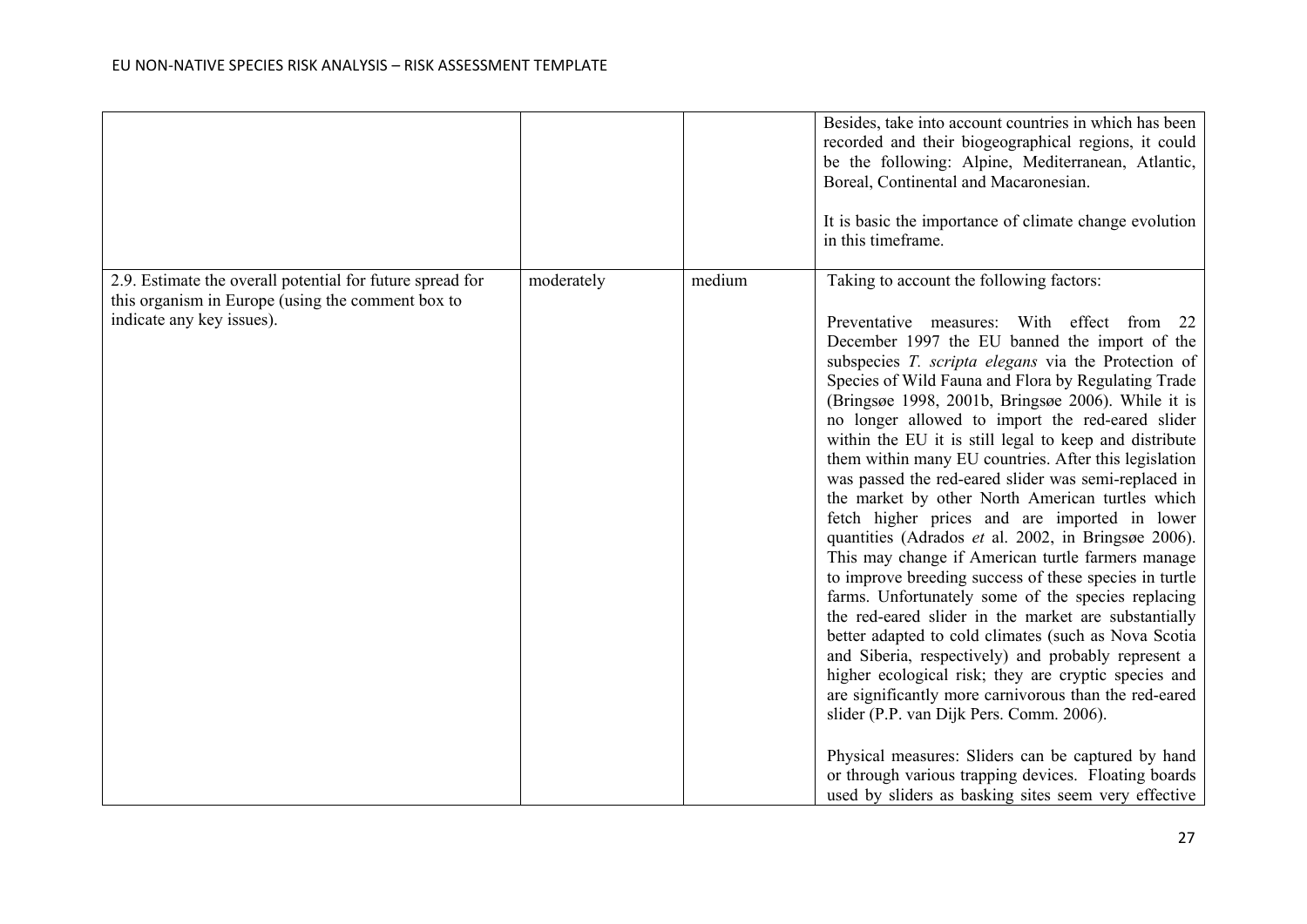| | | | |
|---|---|---|---|
| | | | Besides, take into account countries in which has been recorded and their biogeographical regions, it could be the following: Alpine, Mediterranean, Atlantic, Boreal, Continental and Macaronesian.<br><br>It is basic the importance of climate change evolution in this timeframe. |
| 2.9. Estimate the overall potential for future spread for this organism in Europe (using the comment box to indicate any key issues). | moderately | medium | Taking to account the following factors:<br><br>Preventative measures: With effect from 22 December 1997 the EU banned the import of the subspecies *T. scripta elegans* via the Protection of Species of Wild Fauna and Flora by Regulating Trade (Bringsøe 1998, 2001b, Bringsøe 2006). While it is no longer allowed to import the red-eared slider within the EU it is still legal to keep and distribute them within many EU countries. After this legislation was passed the red-eared slider was semi-replaced in the market by other North American turtles which fetch higher prices and are imported in lower quantities (Adrados *et* al. 2002, in Bringsøe 2006). This may change if American turtle farmers manage to improve breeding success of these species in turtle farms. Unfortunately some of the species replacing the red-eared slider in the market are substantially better adapted to cold climates (such as Nova Scotia and Siberia, respectively) and probably represent a higher ecological risk; they are cryptic species and are significantly more carnivorous than the red-eared slider (P.P. van Dijk Pers. Comm. 2006).<br><br>Physical measures: Sliders can be captured by hand or through various trapping devices. Floating boards used by sliders as basking sites seem very effective |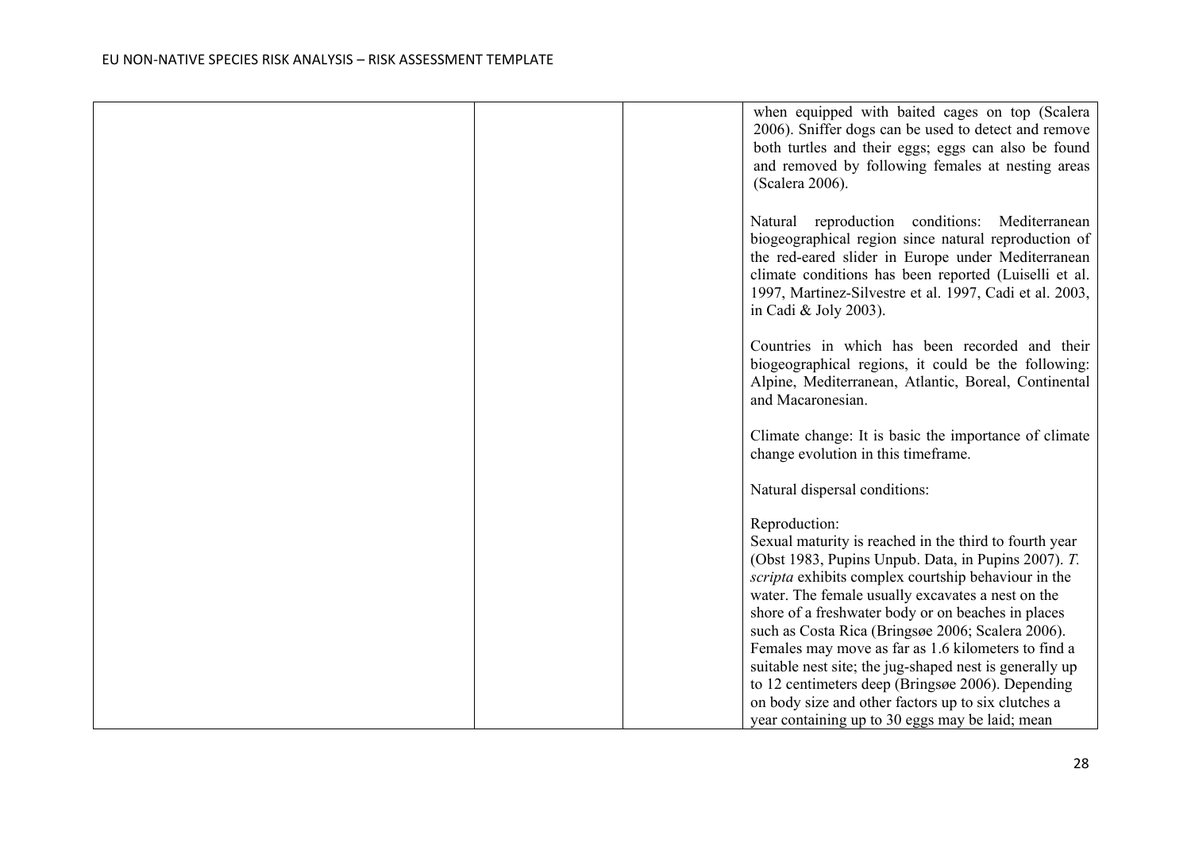| | | | |
|---|---|---|---|
| | | | when equipped with baited cages on top (Scalera 2006). Sniffer dogs can be used to detect and remove both turtles and their eggs; eggs can also be found and removed by following females at nesting areas (Scalera 2006).<br><br>Natural reproduction conditions: Mediterranean biogeographical region since natural reproduction of the red-eared slider in Europe under Mediterranean climate conditions has been reported (Luiselli et al. 1997, Martinez-Silvestre et al. 1997, Cadi et al. 2003, in Cadi & Joly 2003).<br><br>Countries in which has been recorded and their biogeographical regions, it could be the following: Alpine, Mediterranean, Atlantic, Boreal, Continental and Macaronesian.<br><br>Climate change: It is basic the importance of climate change evolution in this timeframe.<br><br>Natural dispersal conditions:<br><br>Reproduction:<br>Sexual maturity is reached in the third to fourth year (Obst 1983, Pupins Unpub. Data, in Pupins 2007). *T. scripta* exhibits complex courtship behaviour in the water. The female usually excavates a nest on the shore of a freshwater body or on beaches in places such as Costa Rica (Bringsøe 2006; Scalera 2006). Females may move as far as 1.6 kilometers to find a suitable nest site; the jug-shaped nest is generally up to 12 centimeters deep (Bringsøe 2006). Depending on body size and other factors up to six clutches a year containing up to 30 eggs may be laid; mean |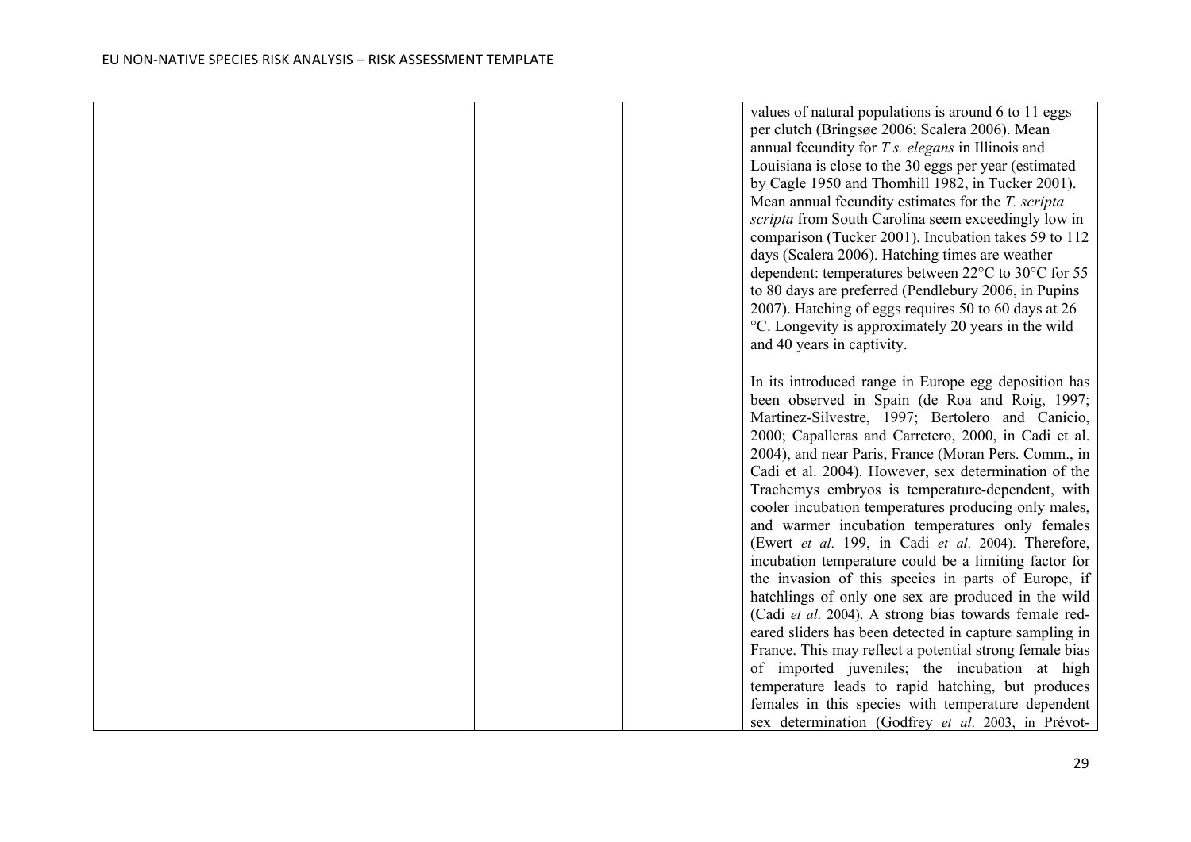| | | | values of natural populations is around 6 to 11 eggs per clutch (Bringsøe 2006; Scalera 2006). Mean annual fecundity for *T s. elegans* in Illinois and Louisiana is close to the 30 eggs per year (estimated by Cagle 1950 and Thomhill 1982, in Tucker 2001). Mean annual fecundity estimates for the *T. scripta scripta* from South Carolina seem exceedingly low in comparison (Tucker 2001). Incubation takes 59 to 112 days (Scalera 2006). Hatching times are weather dependent: temperatures between 22°C to 30°C for 55 to 80 days are preferred (Pendlebury 2006, in Pupins 2007). Hatching of eggs requires 50 to 60 days at 26 °C. Longevity is approximately 20 years in the wild and 40 years in captivity.<br><br>In its introduced range in Europe egg deposition has been observed in Spain (de Roa and Roig, 1997; Martinez-Silvestre, 1997; Bertolero and Canicio, 2000; Capalleras and Carretero, 2000, in Cadi et al. 2004), and near Paris, France (Moran Pers. Comm., in Cadi et al. 2004). However, sex determination of the Trachemys embryos is temperature-dependent, with cooler incubation temperatures producing only males, and warmer incubation temperatures only females (Ewert *et al*. 199, in Cadi *et al*. 2004). Therefore, incubation temperature could be a limiting factor for the invasion of this species in parts of Europe, if hatchlings of only one sex are produced in the wild (Cadi *et al.* 2004). A strong bias towards female red-eared sliders has been detected in capture sampling in France. This may reflect a potential strong female bias of imported juveniles; the incubation at high temperature leads to rapid hatching, but produces females in this species with temperature dependent sex determination (Godfrey *et al*. 2003, in Prévot- |
|---|---|---|---|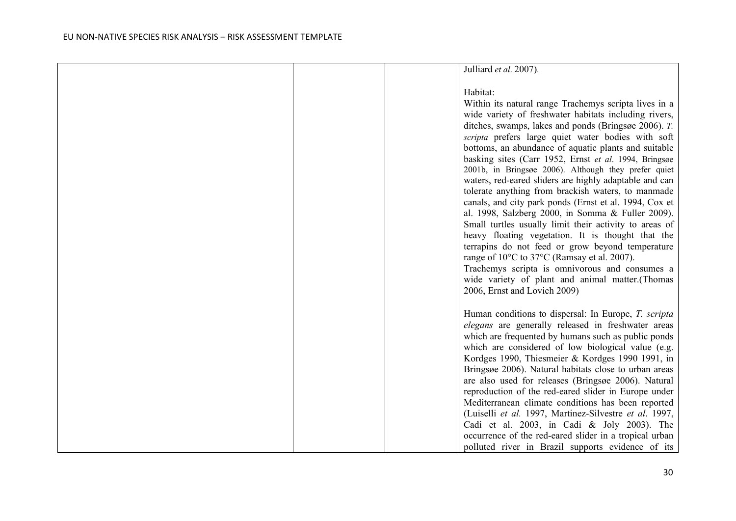| | | | Julliard *et al*. 2007).<br><br>Habitat:<br>Within its natural range Trachemys scripta lives in a wide variety of freshwater habitats including rivers, ditches, swamps, lakes and ponds (Bringsøe 2006). *T. scripta* prefers large quiet water bodies with soft bottoms, an abundance of aquatic plants and suitable basking sites (Carr 1952, Ernst *et al*. 1994, Bringsøe 2001b, in Bringsøe 2006). Although they prefer quiet waters, red-eared sliders are highly adaptable and can tolerate anything from brackish waters, to manmade canals, and city park ponds (Ernst et al. 1994, Cox et al. 1998, Salzberg 2000, in Somma & Fuller 2009). Small turtles usually limit their activity to areas of heavy floating vegetation. It is thought that the terrapins do not feed or grow beyond temperature range of 10°C to 37°C (Ramsay et al. 2007).<br>Trachemys scripta is omnivorous and consumes a wide variety of plant and animal matter.(Thomas 2006, Ernst and Lovich 2009)<br><br>Human conditions to dispersal: In Europe, *T. scripta elegans* are generally released in freshwater areas which are frequented by humans such as public ponds which are considered of low biological value (e.g. Kordges 1990, Thiesmeier & Kordges 1990 1991, in Bringsøe 2006). Natural habitats close to urban areas are also used for releases (Bringsøe 2006). Natural reproduction of the red-eared slider in Europe under Mediterranean climate conditions has been reported (Luiselli *et al.* 1997, Martinez-Silvestre *et al*. 1997, Cadi et al. 2003, in Cadi & Joly 2003). The occurrence of the red-eared slider in a tropical urban polluted river in Brazil supports evidence of its |
|---|---|---|---|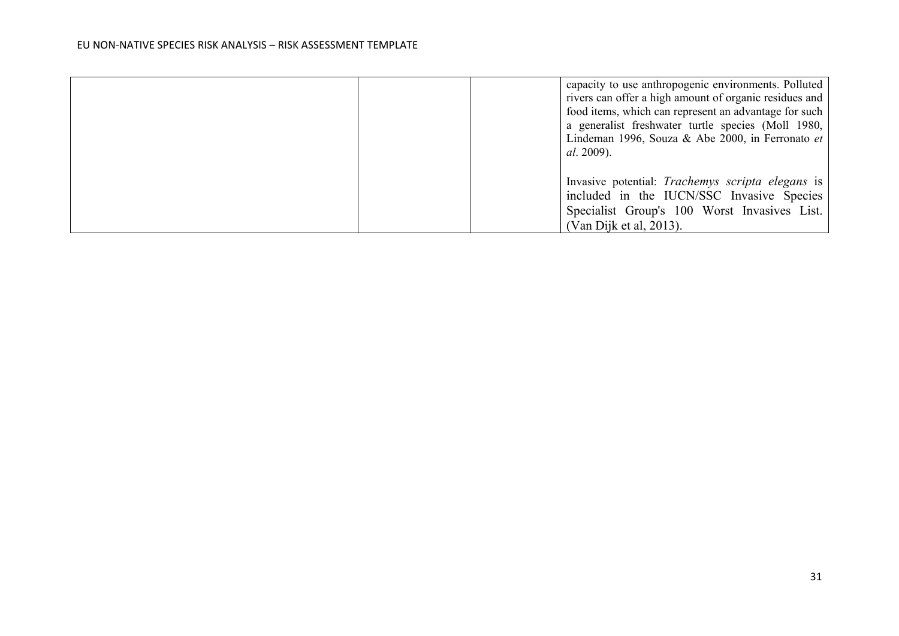| | | | |
|---|---|---|---|
| | | | capacity to use anthropogenic environments. Polluted rivers can offer a high amount of organic residues and food items, which can represent an advantage for such a generalist freshwater turtle species (Moll 1980, Lindeman 1996, Souza & Abe 2000, in Ferronato *et al*. 2009).<br><br>Invasive potential: *Trachemys scripta elegans* is included in the IUCN/SSC Invasive Species Specialist Group's 100 Worst Invasives List. (Van Dijk et al, 2013). |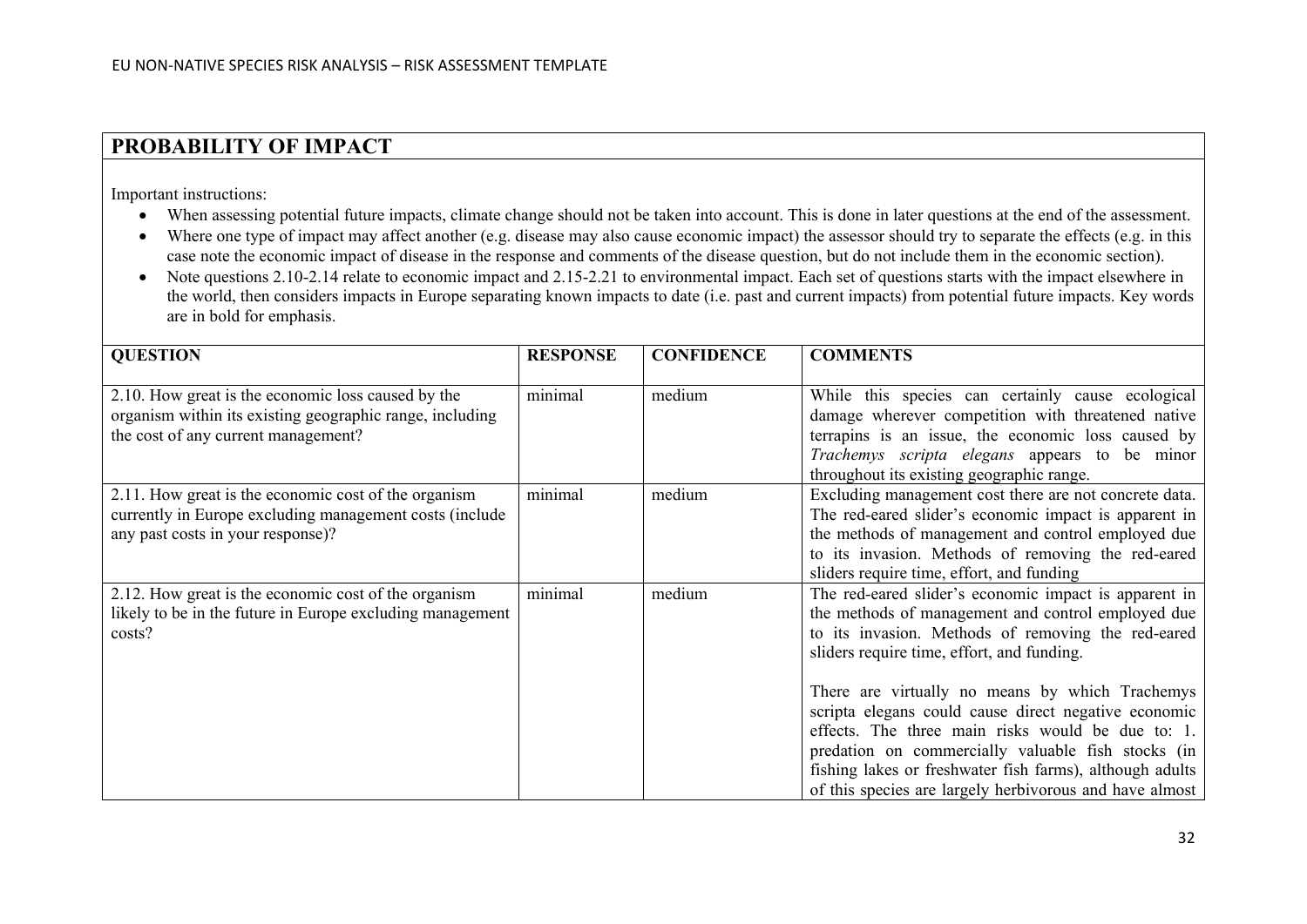## PROBABILITY OF IMPACT

Important instructions:

- When assessing potential future impacts, climate change should not be taken into account. This is done in later questions at the end of the assessment.
- Where one type of impact may affect another (e.g. disease may also cause economic impact) the assessor should try to separate the effects (e.g. in this case note the economic impact of disease in the response and comments of the disease question, but do not include them in the economic section).
- Note questions 2.10-2.14 relate to economic impact and 2.15-2.21 to environmental impact. Each set of questions starts with the impact elsewhere in the world, then considers impacts in Europe separating known impacts to date (i.e. past and current impacts) from potential future impacts. Key words are in bold for emphasis.

| QUESTION | RESPONSE | CONFIDENCE | COMMENTS |
|---|---|---|---|
| 2.10. How great is the economic loss caused by the organism within its existing geographic range, including the cost of any current management? | minimal | medium | While this species can certainly cause ecological damage wherever competition with threatened native terrapins is an issue, the economic loss caused by *Trachemys scripta elegans* appears to be minor throughout its existing geographic range. |
| 2.11. How great is the economic cost of the organism currently in Europe excluding management costs (include any past costs in your response)? | minimal | medium | Excluding management cost there are not concrete data. The red-eared slider's economic impact is apparent in the methods of management and control employed due to its invasion. Methods of removing the red-eared sliders require time, effort, and funding |
| 2.12. How great is the economic cost of the organism likely to be in the future in Europe excluding management costs? | minimal | medium | The red-eared slider's economic impact is apparent in the methods of management and control employed due to its invasion. Methods of removing the red-eared sliders require time, effort, and funding.<br><br>There are virtually no means by which Trachemys scripta elegans could cause direct negative economic effects. The three main risks would be due to: 1. predation on commercially valuable fish stocks (in fishing lakes or freshwater fish farms), although adults of this species are largely herbivorous and have almost |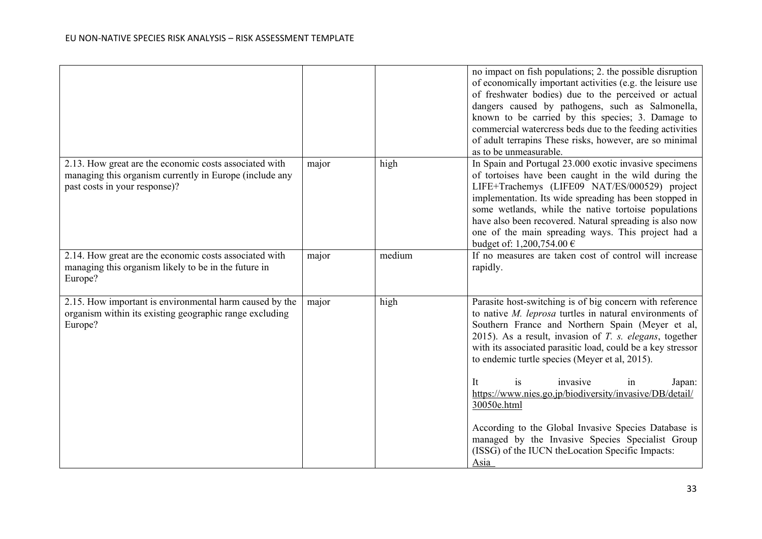| | | | |
|---|---|---|---|
| | | | no impact on fish populations; 2. the possible disruption of economically important activities (e.g. the leisure use of freshwater bodies) due to the perceived or actual dangers caused by pathogens, such as Salmonella, known to be carried by this species; 3. Damage to commercial watercress beds due to the feeding activities of adult terrapins These risks, however, are so minimal as to be unmeasurable. |
| 2.13. How great are the economic costs associated with managing this organism currently in Europe (include any past costs in your response)? | major | high | In Spain and Portugal 23.000 exotic invasive specimens of tortoises have been caught in the wild during the LIFE+Trachemys (LIFE09 NAT/ES/000529) project implementation. Its wide spreading has been stopped in some wetlands, while the native tortoise populations have also been recovered. Natural spreading is also now one of the main spreading ways. This project had a budget of: 1,200,754.00 € |
| 2.14. How great are the economic costs associated with managing this organism likely to be in the future in Europe? | major | medium | If no measures are taken cost of control will increase rapidly. |
| 2.15. How important is environmental harm caused by the organism within its existing geographic range excluding Europe? | major | high | Parasite host-switching is of big concern with reference to native *M. leprosa* turtles in natural environments of Southern France and Northern Spain (Meyer et al, 2015). As a result, invasion of *T. s. elegans*, together with its associated parasitic load, could be a key stressor to endemic turtle species (Meyer et al, 2015).<br><br>It is invasive in Japan: https://www.nies.go.jp/biodiversity/invasive/DB/detail/30050e.html<br><br>According to the Global Invasive Species Database is managed by the Invasive Species Specialist Group (ISSG) of the IUCN theLocation Specific Impacts:<br>Asia |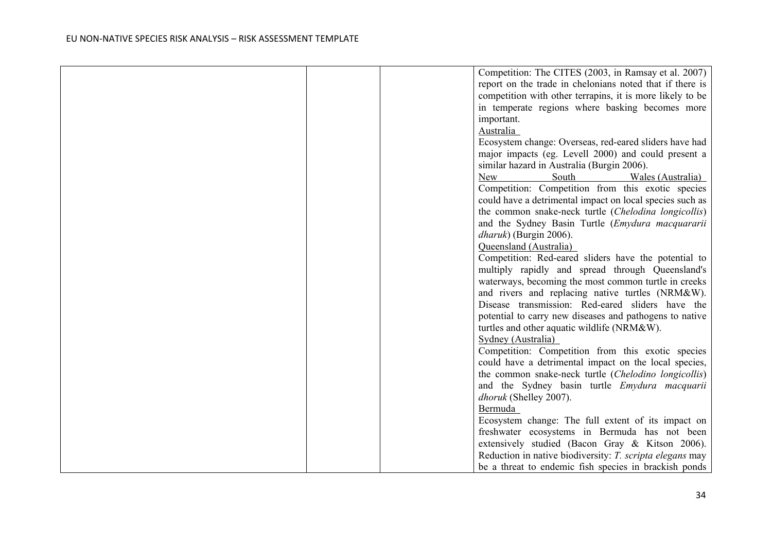| | | | |
|---|---|---|---|
| | | | Competition: The CITES (2003, in Ramsay et al. 2007) report on the trade in chelonians noted that if there is competition with other terrapins, it is more likely to be in temperate regions where basking becomes more important.<br>Australia<br>Ecosystem change: Overseas, red-eared sliders have had major impacts (eg. Levell 2000) and could present a similar hazard in Australia (Burgin 2006).<br>New South Wales (Australia)<br>Competition: Competition from this exotic species could have a detrimental impact on local species such as the common snake-neck turtle (*Chelodina longicollis*) and the Sydney Basin Turtle (*Emydura macquararii dharuk*) (Burgin 2006).<br>Queensland (Australia)<br>Competition: Red-eared sliders have the potential to multiply rapidly and spread through Queensland's waterways, becoming the most common turtle in creeks and rivers and replacing native turtles (NRM&W).<br>Disease transmission: Red-eared sliders have the potential to carry new diseases and pathogens to native turtles and other aquatic wildlife (NRM&W).<br>Sydney (Australia)<br>Competition: Competition from this exotic species could have a detrimental impact on the local species, the common snake-neck turtle (*Chelodino longicollis*) and the Sydney basin turtle *Emydura macquarii dhoruk* (Shelley 2007).<br>Bermuda<br>Ecosystem change: The full extent of its impact on freshwater ecosystems in Bermuda has not been extensively studied (Bacon Gray & Kitson 2006).<br>Reduction in native biodiversity: *T. scripta elegans* may be a threat to endemic fish species in brackish ponds |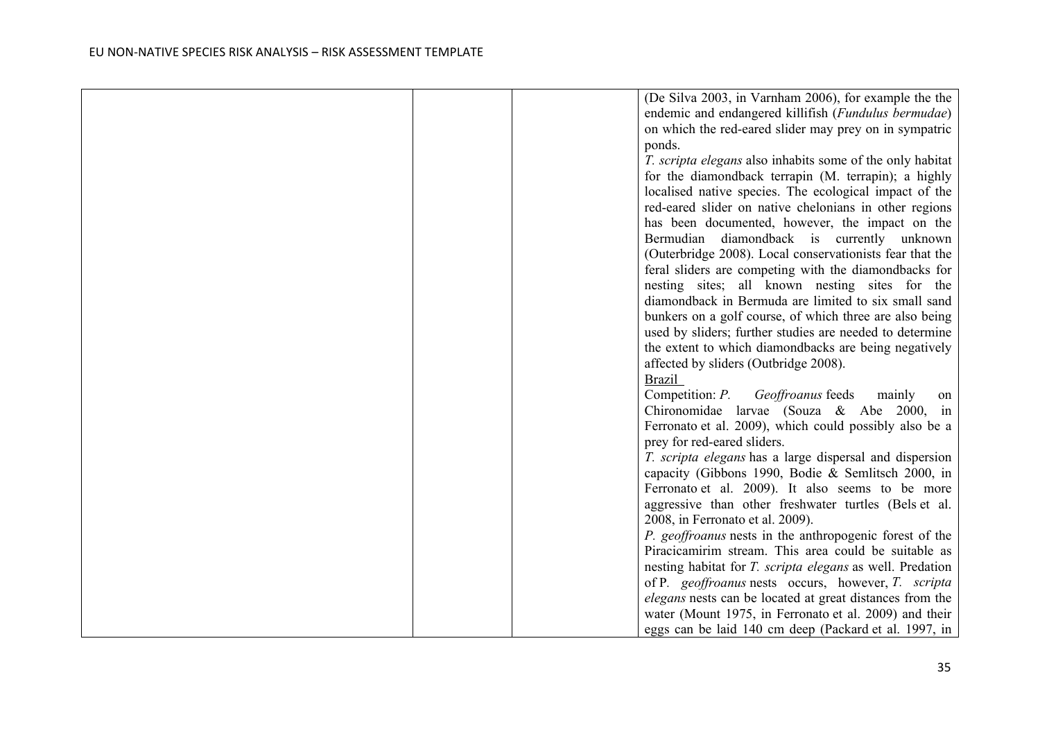| | | | (De Silva 2003, in Varnham 2006), for example the the endemic and endangered killifish (*Fundulus bermudae*) on which the red-eared slider may prey on in sympatric ponds.<br>*T. scripta elegans* also inhabits some of the only habitat for the diamondback terrapin (M. terrapin); a highly localised native species. The ecological impact of the red-eared slider on native chelonians in other regions has been documented, however, the impact on the Bermudian diamondback is currently unknown (Outerbridge 2008). Local conservationists fear that the feral sliders are competing with the diamondbacks for nesting sites; all known nesting sites for the diamondback in Bermuda are limited to six small sand bunkers on a golf course, of which three are also being used by sliders; further studies are needed to determine the extent to which diamondbacks are being negatively affected by sliders (Outbridge 2008).<br>Brazil<br>Competition: *P. Geoffroanus* feeds mainly on Chironomidae larvae (Souza & Abe 2000, in Ferronato et al. 2009), which could possibly also be a prey for red-eared sliders.<br>*T. scripta elegans* has a large dispersal and dispersion capacity (Gibbons 1990, Bodie & Semlitsch 2000, in Ferronato et al. 2009). It also seems to be more aggressive than other freshwater turtles (Bels et al. 2008, in Ferronato et al. 2009).<br>*P. geoffroanus* nests in the anthropogenic forest of the Piracicamirim stream. This area could be suitable as nesting habitat for *T. scripta elegans* as well. Predation of P. *geoffroanus* nests occurs, however, *T. scripta elegans* nests can be located at great distances from the water (Mount 1975, in Ferronato et al. 2009) and their eggs can be laid 140 cm deep (Packard et al. 1997, in |
|---|---|---|---|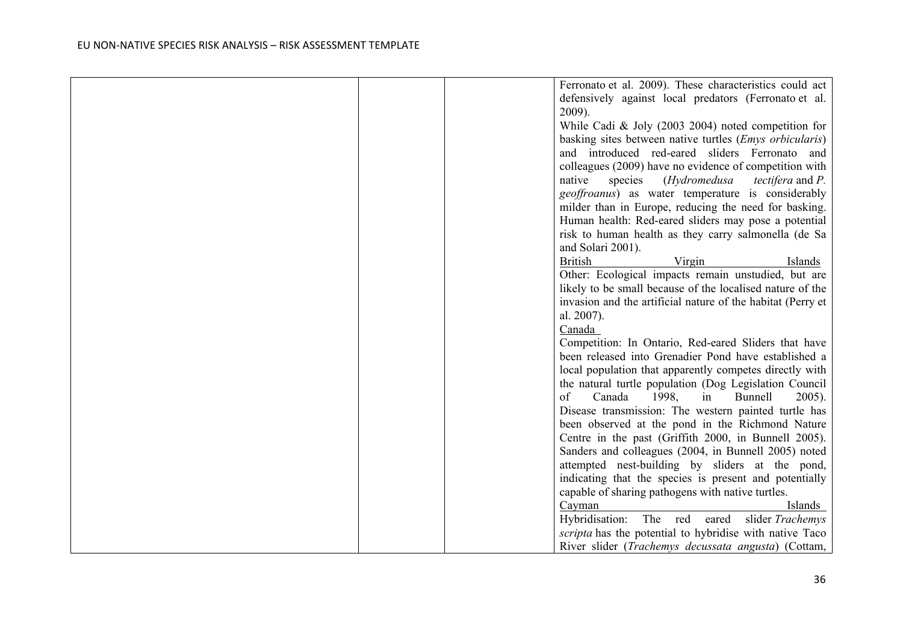| | | | |
|---|---|---|---|
| | | | Ferronato et al. 2009). These characteristics could act defensively against local predators (Ferronato et al. 2009).<br>While Cadi & Joly (2003 2004) noted competition for basking sites between native turtles (*Emys orbicularis*) and introduced red-eared sliders Ferronato and colleagues (2009) have no evidence of competition with native species (*Hydromedusa tectifera* and *P. geoffroanus*) as water temperature is considerably milder than in Europe, reducing the need for basking.<br>Human health: Red-eared sliders may pose a potential risk to human health as they carry salmonella (de Sa and Solari 2001).<br>British Virgin Islands<br>Other: Ecological impacts remain unstudied, but are likely to be small because of the localised nature of the invasion and the artificial nature of the habitat (Perry et al. 2007).<br>Canada<br>Competition: In Ontario, Red-eared Sliders that have been released into Grenadier Pond have established a local population that apparently competes directly with the natural turtle population (Dog Legislation Council of Canada 1998, in Bunnell 2005).<br>Disease transmission: The western painted turtle has been observed at the pond in the Richmond Nature Centre in the past (Griffith 2000, in Bunnell 2005). Sanders and colleagues (2004, in Bunnell 2005) noted attempted nest-building by sliders at the pond, indicating that the species is present and potentially capable of sharing pathogens with native turtles.<br>Cayman Islands<br>Hybridisation: The red eared slider *Trachemys scripta* has the potential to hybridise with native Taco River slider (*Trachemys decussata angusta*) (Cottam, |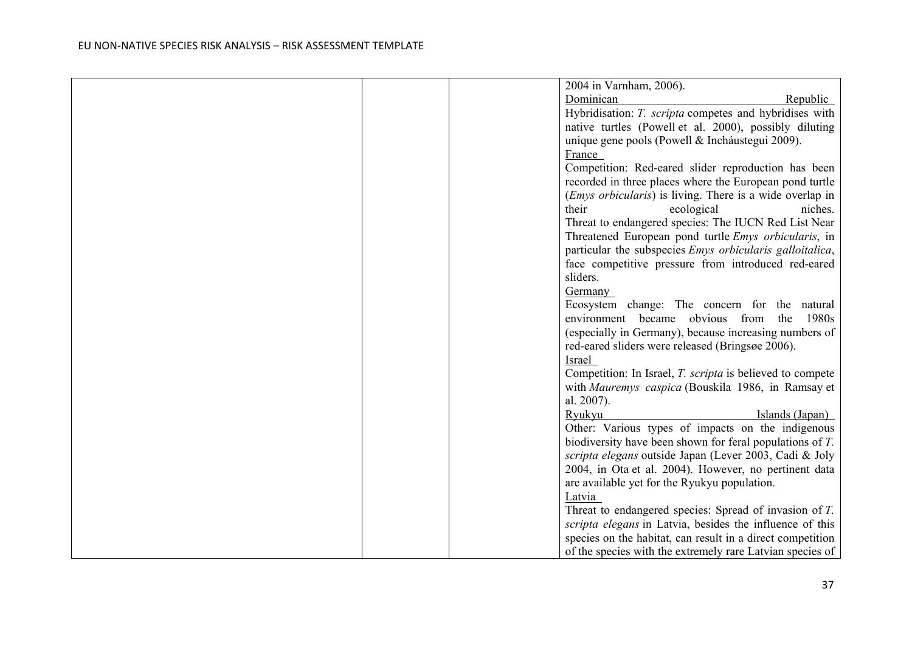| | | | |
|---|---|---|---|
| | | | 2004 in Varnham, 2006).<br>Dominican Republic<br>Hybridisation: *T. scripta* competes and hybridises with native turtles (Powell et al. 2000), possibly diluting unique gene pools (Powell & Incháustegui 2009).<br>France<br>Competition: Red-eared slider reproduction has been recorded in three places where the European pond turtle (*Emys orbicularis*) is living. There is a wide overlap in their ecological niches.<br>Threat to endangered species: The IUCN Red List Near Threatened European pond turtle *Emys orbicularis*, in particular the subspecies *Emys orbicularis galloitalica*, face competitive pressure from introduced red-eared sliders.<br>Germany<br>Ecosystem change: The concern for the natural environment became obvious from the 1980s (especially in Germany), because increasing numbers of red-eared sliders were released (Bringsøe 2006).<br>Israel<br>Competition: In Israel, *T. scripta* is believed to compete with *Mauremys caspica* (Bouskila 1986, in Ramsay et al. 2007).<br>Ryukyu Islands (Japan)<br>Other: Various types of impacts on the indigenous biodiversity have been shown for feral populations of *T. scripta elegans* outside Japan (Lever 2003, Cadi & Joly 2004, in Ota et al. 2004). However, no pertinent data are available yet for the Ryukyu population.<br>Latvia<br>Threat to endangered species: Spread of invasion of *T. scripta elegans* in Latvia, besides the influence of this species on the habitat, can result in a direct competition of the species with the extremely rare Latvian species of |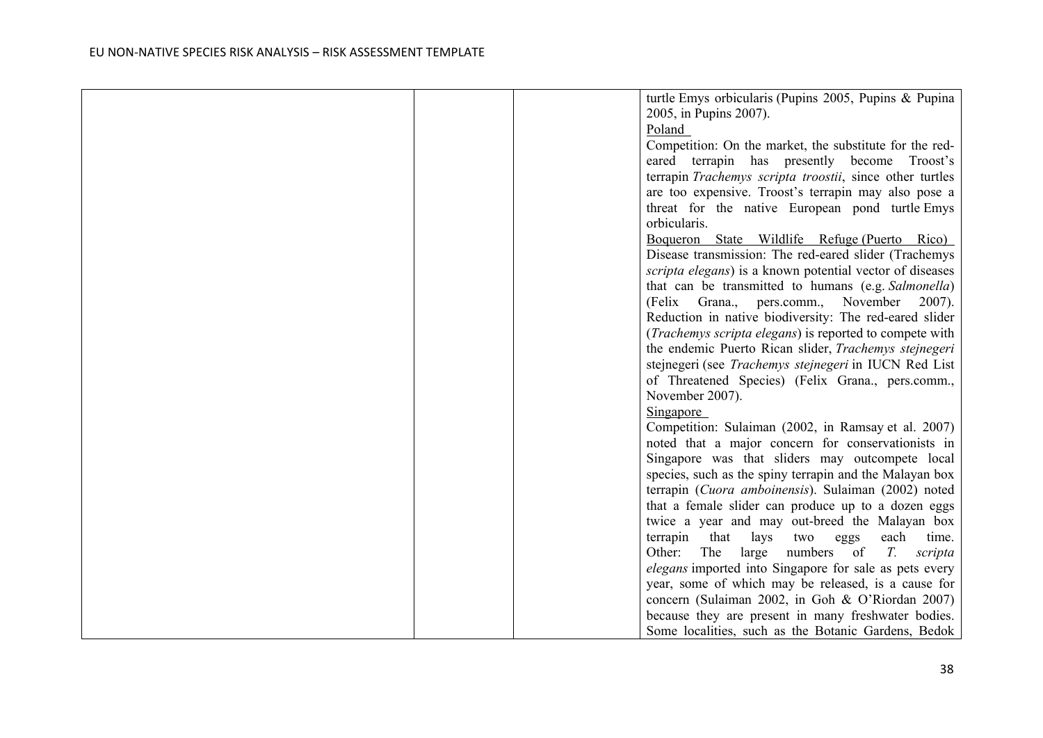| | | | |
|---|---|---|---|
| | | | turtle Emys orbicularis (Pupins 2005, Pupins & Pupina 2005, in Pupins 2007).<br>Poland<br>Competition: On the market, the substitute for the red-eared terrapin has presently become Troost's terrapin *Trachemys scripta troostii*, since other turtles are too expensive. Troost's terrapin may also pose a threat for the native European pond turtle Emys orbicularis.<br>Boqueron State Wildlife Refuge (Puerto Rico)<br>Disease transmission: The red-eared slider (Trachemys *scripta elegans*) is a known potential vector of diseases that can be transmitted to humans (e.g. *Salmonella*) (Felix Grana., pers.comm., November 2007). Reduction in native biodiversity: The red-eared slider (*Trachemys scripta elegans*) is reported to compete with the endemic Puerto Rican slider, *Trachemys stejnegeri* stejnegeri (see *Trachemys stejnegeri* in IUCN Red List of Threatened Species) (Felix Grana., pers.comm., November 2007).<br>Singapore<br>Competition: Sulaiman (2002, in Ramsay et al. 2007) noted that a major concern for conservationists in Singapore was that sliders may outcompete local species, such as the spiny terrapin and the Malayan box terrapin (*Cuora amboinensis*). Sulaiman (2002) noted that a female slider can produce up to a dozen eggs twice a year and may out-breed the Malayan box terrapin that lays two eggs each time. Other: The large numbers of *T. scripta elegans* imported into Singapore for sale as pets every year, some of which may be released, is a cause for concern (Sulaiman 2002, in Goh & O'Riordan 2007) because they are present in many freshwater bodies. Some localities, such as the Botanic Gardens, Bedok |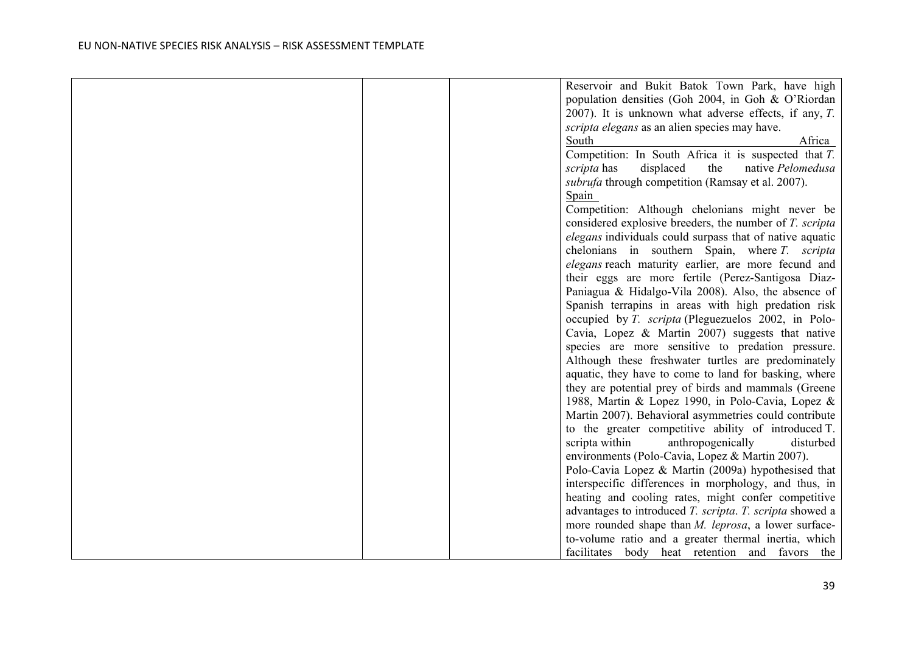| | | | |
|---|---|---|---|
| | | | Reservoir and Bukit Batok Town Park, have high population densities (Goh 2004, in Goh & O'Riordan 2007). It is unknown what adverse effects, if any, *T. scripta elegans* as an alien species may have.<br><u>South Africa</u><br>Competition: In South Africa it is suspected that *T. scripta* has displaced the native *Pelomedusa subrufa* through competition (Ramsay et al. 2007).<br><u>Spain</u><br>Competition: Although chelonians might never be considered explosive breeders, the number of *T. scripta elegans* individuals could surpass that of native aquatic chelonians in southern Spain, where *T. scripta elegans* reach maturity earlier, are more fecund and their eggs are more fertile (Perez-Santigosa Diaz-Paniagua & Hidalgo-Vila 2008). Also, the absence of Spanish terrapins in areas with high predation risk occupied by *T. scripta* (Pleguezuelos 2002, in Polo-Cavia, Lopez & Martin 2007) suggests that native species are more sensitive to predation pressure. Although these freshwater turtles are predominately aquatic, they have to come to land for basking, where they are potential prey of birds and mammals (Greene 1988, Martin & Lopez 1990, in Polo-Cavia, Lopez & Martin 2007). Behavioral asymmetries could contribute to the greater competitive ability of introduced T. scripta within anthropogenically disturbed environments (Polo-Cavia, Lopez & Martin 2007).<br>Polo-Cavia Lopez & Martin (2009a) hypothesised that interspecific differences in morphology, and thus, in heating and cooling rates, might confer competitive advantages to introduced *T. scripta*. *T. scripta* showed a more rounded shape than *M. leprosa*, a lower surface-to-volume ratio and a greater thermal inertia, which facilitates body heat retention and favors the |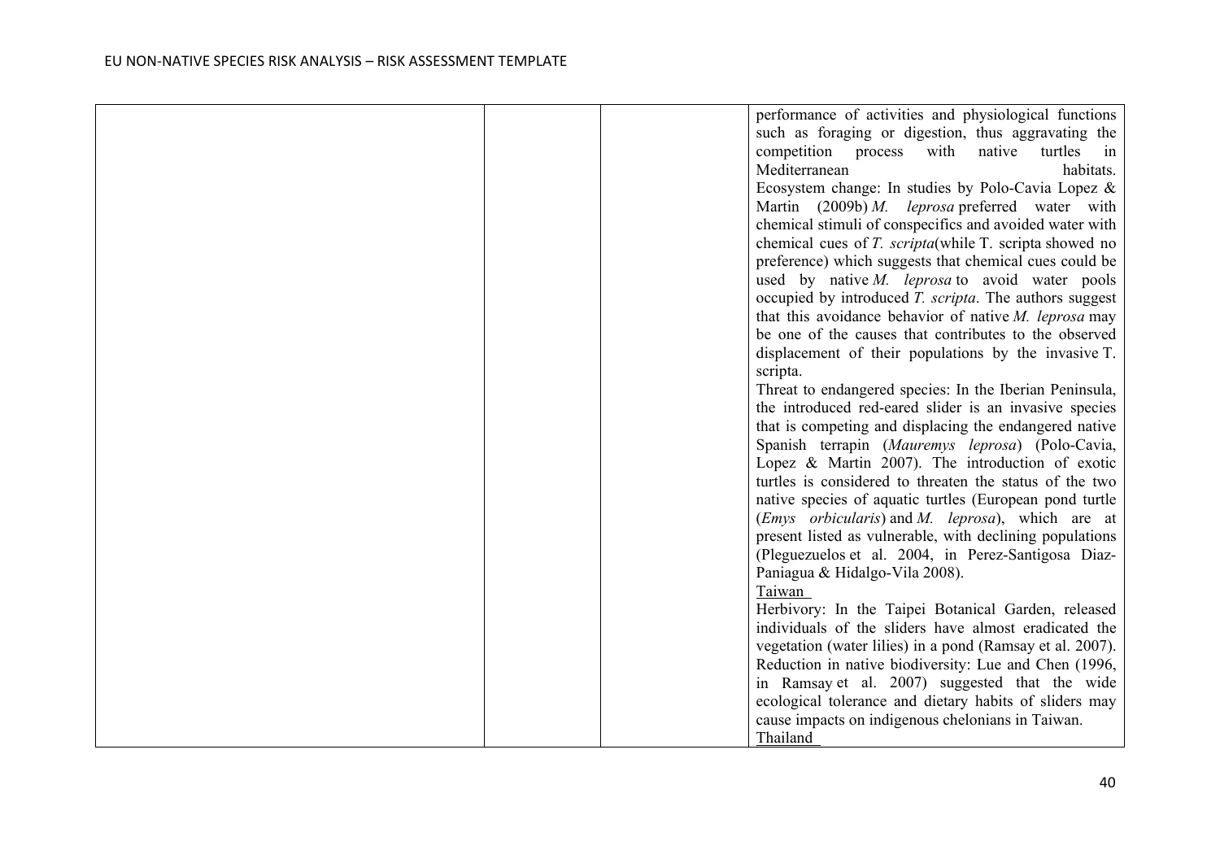| | | | |
|---|---|---|---|
| | | | performance of activities and physiological functions such as foraging or digestion, thus aggravating the competition process with native turtles in Mediterranean habitats.<br>Ecosystem change: In studies by Polo-Cavia Lopez & Martin (2009b) *M. leprosa* preferred water with chemical stimuli of conspecifics and avoided water with chemical cues of *T. scripta*(while T. scripta showed no preference) which suggests that chemical cues could be used by native *M. leprosa* to avoid water pools occupied by introduced *T. scripta*. The authors suggest that this avoidance behavior of native *M. leprosa* may be one of the causes that contributes to the observed displacement of their populations by the invasive T. scripta.<br>Threat to endangered species: In the Iberian Peninsula, the introduced red-eared slider is an invasive species that is competing and displacing the endangered native Spanish terrapin (*Mauremys leprosa*) (Polo-Cavia, Lopez & Martin 2007). The introduction of exotic turtles is considered to threaten the status of the two native species of aquatic turtles (European pond turtle (*Emys orbicularis*) and *M. leprosa*), which are at present listed as vulnerable, with declining populations (Pleguezuelos et al. 2004, in Perez-Santigosa Diaz-Paniagua & Hidalgo-Vila 2008).<br>Taiwan<br>Herbivory: In the Taipei Botanical Garden, released individuals of the sliders have almost eradicated the vegetation (water lilies) in a pond (Ramsay et al. 2007).<br>Reduction in native biodiversity: Lue and Chen (1996, in Ramsay et al. 2007) suggested that the wide ecological tolerance and dietary habits of sliders may cause impacts on indigenous chelonians in Taiwan.<br>Thailand |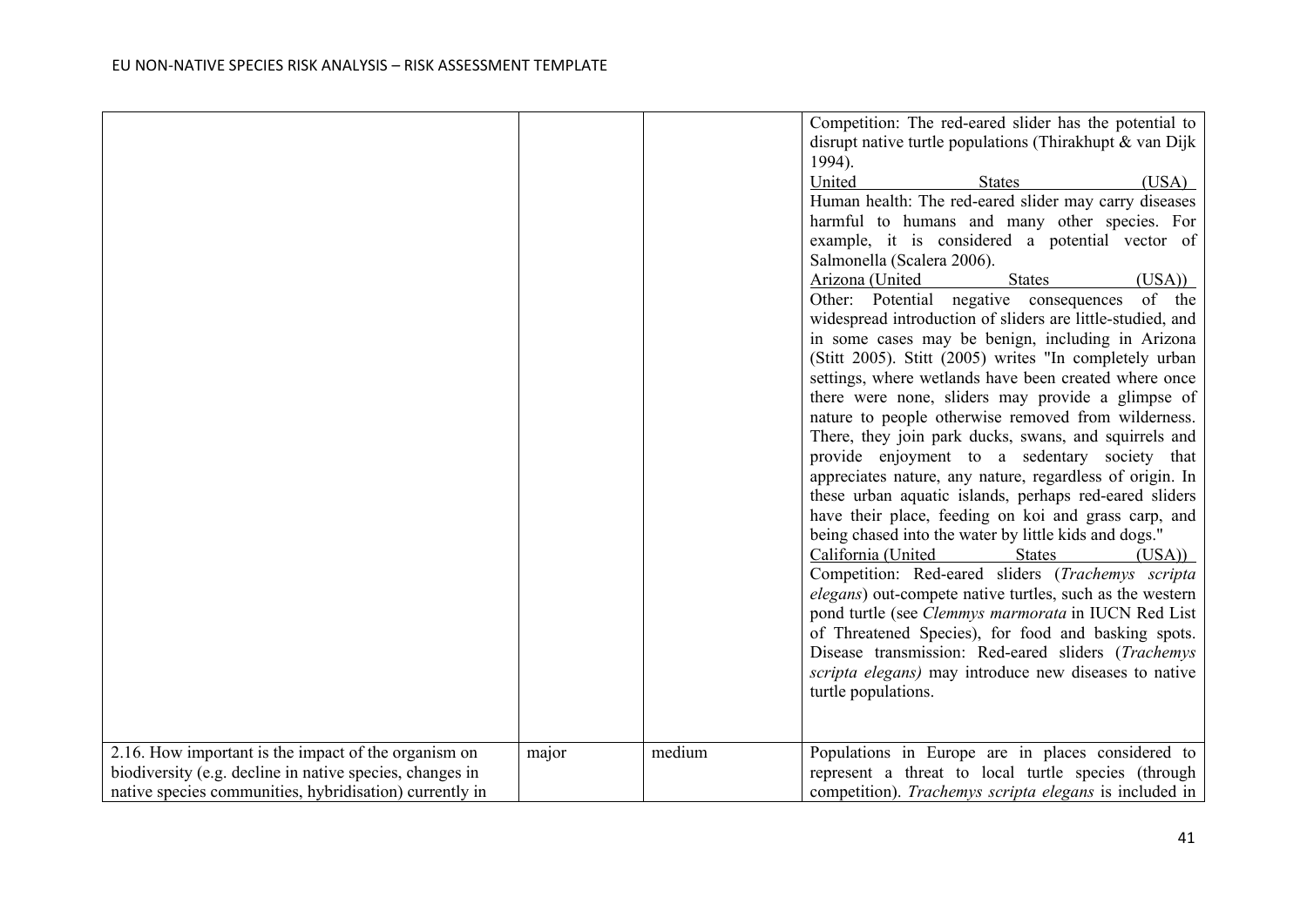| | | | |
|---|---|---|---|
| | | | Competition: The red-eared slider has the potential to disrupt native turtle populations (Thirakhupt & van Dijk 1994).<br>United States (USA)<br>Human health: The red-eared slider may carry diseases harmful to humans and many other species. For example, it is considered a potential vector of Salmonella (Scalera 2006).<br>Arizona (United States (USA))<br>Other: Potential negative consequences of the widespread introduction of sliders are little-studied, and in some cases may be benign, including in Arizona (Stitt 2005). Stitt (2005) writes "In completely urban settings, where wetlands have been created where once there were none, sliders may provide a glimpse of nature to people otherwise removed from wilderness. There, they join park ducks, swans, and squirrels and provide enjoyment to a sedentary society that appreciates nature, any nature, regardless of origin. In these urban aquatic islands, perhaps red-eared sliders have their place, feeding on koi and grass carp, and being chased into the water by little kids and dogs."<br>California (United States (USA))<br>Competition: Red-eared sliders (*Trachemys scripta elegans*) out-compete native turtles, such as the western pond turtle (see *Clemmys marmorata* in IUCN Red List of Threatened Species), for food and basking spots. Disease transmission: Red-eared sliders (*Trachemys scripta elegans)* may introduce new diseases to native turtle populations. |
| 2.16. How important is the impact of the organism on biodiversity (e.g. decline in native species, changes in native species communities, hybridisation) currently in | major | medium | Populations in Europe are in places considered to represent a threat to local turtle species (through competition). *Trachemys scripta elegans* is included in |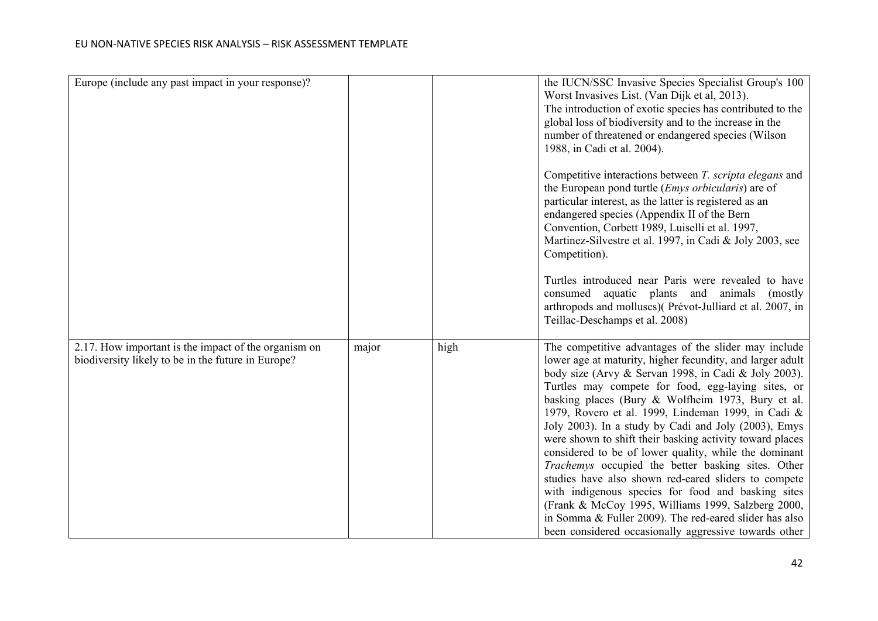| | | | |
|---|---|---|---|
| Europe (include any past impact in your response)? | | | the IUCN/SSC Invasive Species Specialist Group's 100 Worst Invasives List. (Van Dijk et al, 2013).<br>The introduction of exotic species has contributed to the global loss of biodiversity and to the increase in the number of threatened or endangered species (Wilson 1988, in Cadi et al. 2004).<br><br>Competitive interactions between *T. scripta elegans* and the European pond turtle (*Emys orbicularis*) are of particular interest, as the latter is registered as an endangered species (Appendix II of the Bern Convention, Corbett 1989, Luiselli et al. 1997, Martinez-Silvestre et al. 1997, in Cadi & Joly 2003, see Competition).<br><br>Turtles introduced near Paris were revealed to have consumed aquatic plants and animals (mostly arthropods and molluscs)( Prévot-Julliard et al. 2007, in Teillac-Deschamps et al. 2008) |
| 2.17. How important is the impact of the organism on biodiversity likely to be in the future in Europe? | major | high | The competitive advantages of the slider may include lower age at maturity, higher fecundity, and larger adult body size (Arvy & Servan 1998, in Cadi & Joly 2003). Turtles may compete for food, egg-laying sites, or basking places (Bury & Wolfheim 1973, Bury et al. 1979, Rovero et al. 1999, Lindeman 1999, in Cadi & Joly 2003). In a study by Cadi and Joly (2003), Emys were shown to shift their basking activity toward places considered to be of lower quality, while the dominant *Trachemys* occupied the better basking sites. Other studies have also shown red-eared sliders to compete with indigenous species for food and basking sites (Frank & McCoy 1995, Williams 1999, Salzberg 2000, in Somma & Fuller 2009). The red-eared slider has also been considered occasionally aggressive towards other |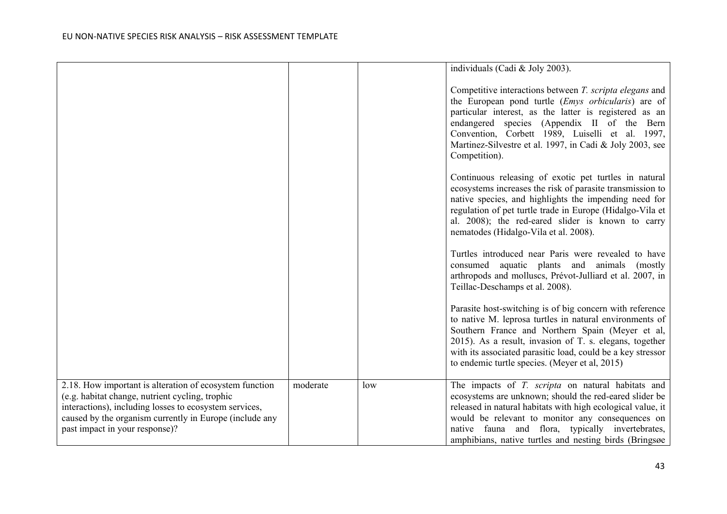| | | | |
|---|---|---|---|
| | | | individuals (Cadi & Joly 2003).<br><br>Competitive interactions between *T. scripta elegans* and the European pond turtle (*Emys orbicularis*) are of particular interest, as the latter is registered as an endangered species (Appendix II of the Bern Convention, Corbett 1989, Luiselli et al. 1997, Martinez-Silvestre et al. 1997, in Cadi & Joly 2003, see Competition).<br><br>Continuous releasing of exotic pet turtles in natural ecosystems increases the risk of parasite transmission to native species, and highlights the impending need for regulation of pet turtle trade in Europe (Hidalgo-Vila et al. 2008); the red-eared slider is known to carry nematodes (Hidalgo-Vila et al. 2008).<br><br>Turtles introduced near Paris were revealed to have consumed aquatic plants and animals (mostly arthropods and molluscs, Prévot-Julliard et al. 2007, in Teillac-Deschamps et al. 2008).<br><br>Parasite host-switching is of big concern with reference to native M. leprosa turtles in natural environments of Southern France and Northern Spain (Meyer et al, 2015). As a result, invasion of T. s. elegans, together with its associated parasitic load, could be a key stressor to endemic turtle species. (Meyer et al, 2015) |
| 2.18. How important is alteration of ecosystem function (e.g. habitat change, nutrient cycling, trophic interactions), including losses to ecosystem services, caused by the organism currently in Europe (include any past impact in your response)? | moderate | low | The impacts of *T. scripta* on natural habitats and ecosystems are unknown; should the red-eared slider be released in natural habitats with high ecological value, it would be relevant to monitor any consequences on native fauna and flora, typically invertebrates, amphibians, native turtles and nesting birds (Bringsøe |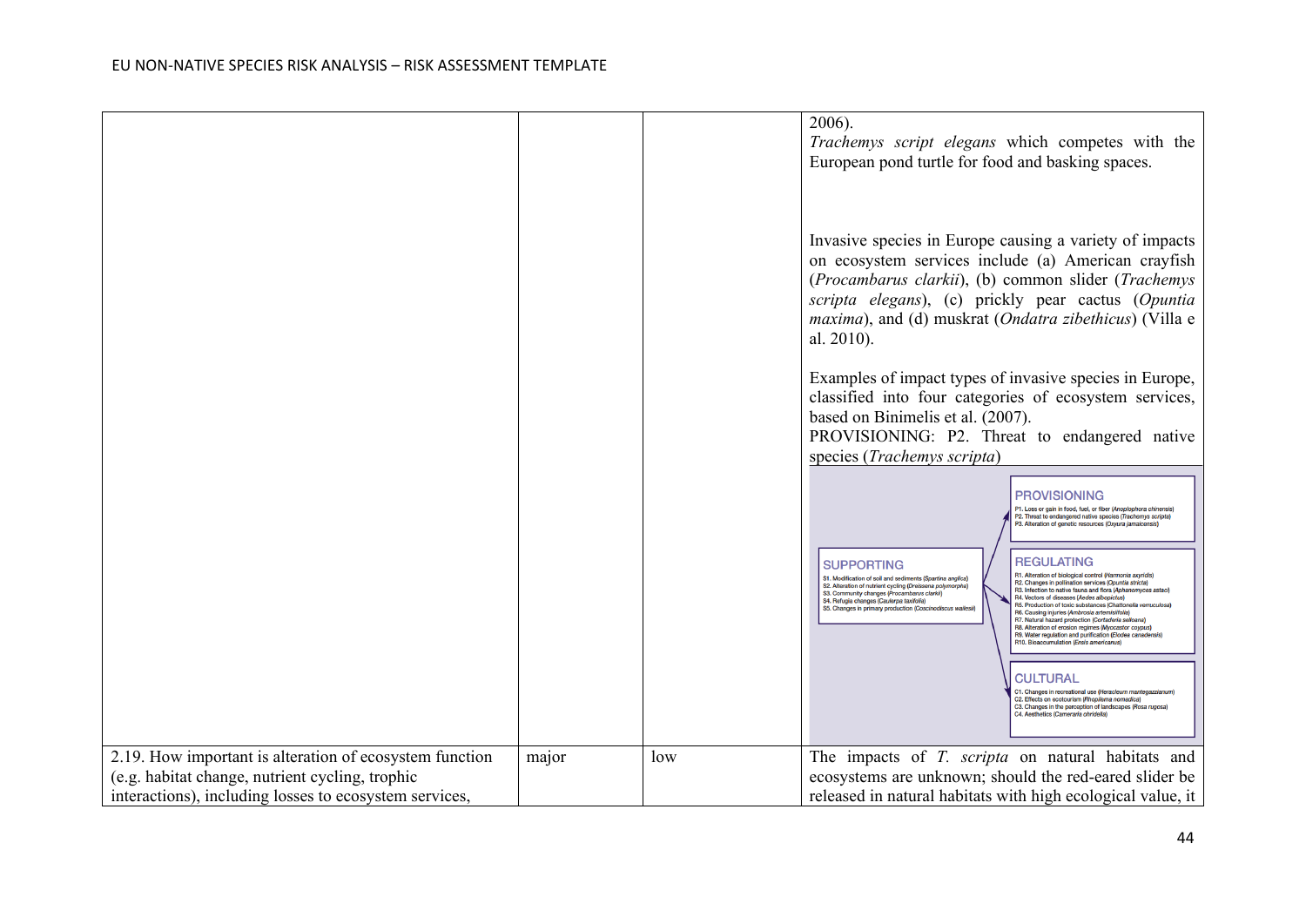| | | | |
|---|---|---|---|
| | | | 2006).<br>*Trachemys script elegans* which competes with the European pond turtle for food and basking spaces.<br><br>Invasive species in Europe causing a variety of impacts on ecosystem services include (a) American crayfish (*Procambarus clarkii*), (b) common slider (*Trachemys scripta elegans*), (c) prickly pear cactus (*Opuntia maxima*), and (d) muskrat (*Ondatra zibethicus*) (Villa e al. 2010).<br><br>Examples of impact types of invasive species in Europe, classified into four categories of ecosystem services, based on Binimelis et al. (2007).<br>PROVISIONING: P2. Threat to endangered native species (*Trachemys scripta*)<br><br>PROVISIONING<br>P1. Loss or gain in food, fuel, or fiber (*Anoplophora chinensis*)<br>P2. Threat to endangered native species (*Trachemys scripta*)<br>P3. Alteration of genetic resources (*Oxyura jamaicensis*)<br><br>SUPPORTING<br>S1. Modification of soil and sediments (*Spartina anglica*)<br>S2. Alteration of nutrient cycling (*Dreissena polymorpha*)<br>S3. Community changes (*Procambarus clarkii*)<br>S4. Refugia changes (*Caulerpa taxifolia*)<br>S5. Changes in primary production (*Coscinodiscus wailesii*)<br><br>REGULATING<br>R1. Alteration of biological control (*Harmonia axyridis*)<br>R2. Changes in pollination services (*Opuntia stricta*)<br>R3. Infection to native fauna and flora (*Aphanomyces astaci*)<br>R4. Vectors of diseases (*Aedes albopictus*)<br>R5. Production of toxic substances (*Chattonella verruculosa*)<br>R6. Causing injuries (*Ambrosia artemisiifolia*)<br>R7. Natural hazard protection (*Cortaderia selloana*)<br>R8. Alteration of erosion regimes (*Myocastor coypus*)<br>R9. Water regulation and purification (*Elodea canadensis*)<br>R10. Bioaccumulation (*Ensis americanus*)<br><br>CULTURAL<br>C1. Changes in recreational use (*Heracleum mantegazzianum*)<br>C2. Effects on ecotourism (*Rhopilema nomadica*)<br>C3. Changes in the perception of landscapes (*Rosa rugosa*)<br>C4. Aesthetics (*Cameraria ohridella*) |
| 2.19. How important is alteration of ecosystem function (e.g. habitat change, nutrient cycling, trophic interactions), including losses to ecosystem services, | major | low | The impacts of *T. scripta* on natural habitats and ecosystems are unknown; should the red-eared slider be released in natural habitats with high ecological value, it |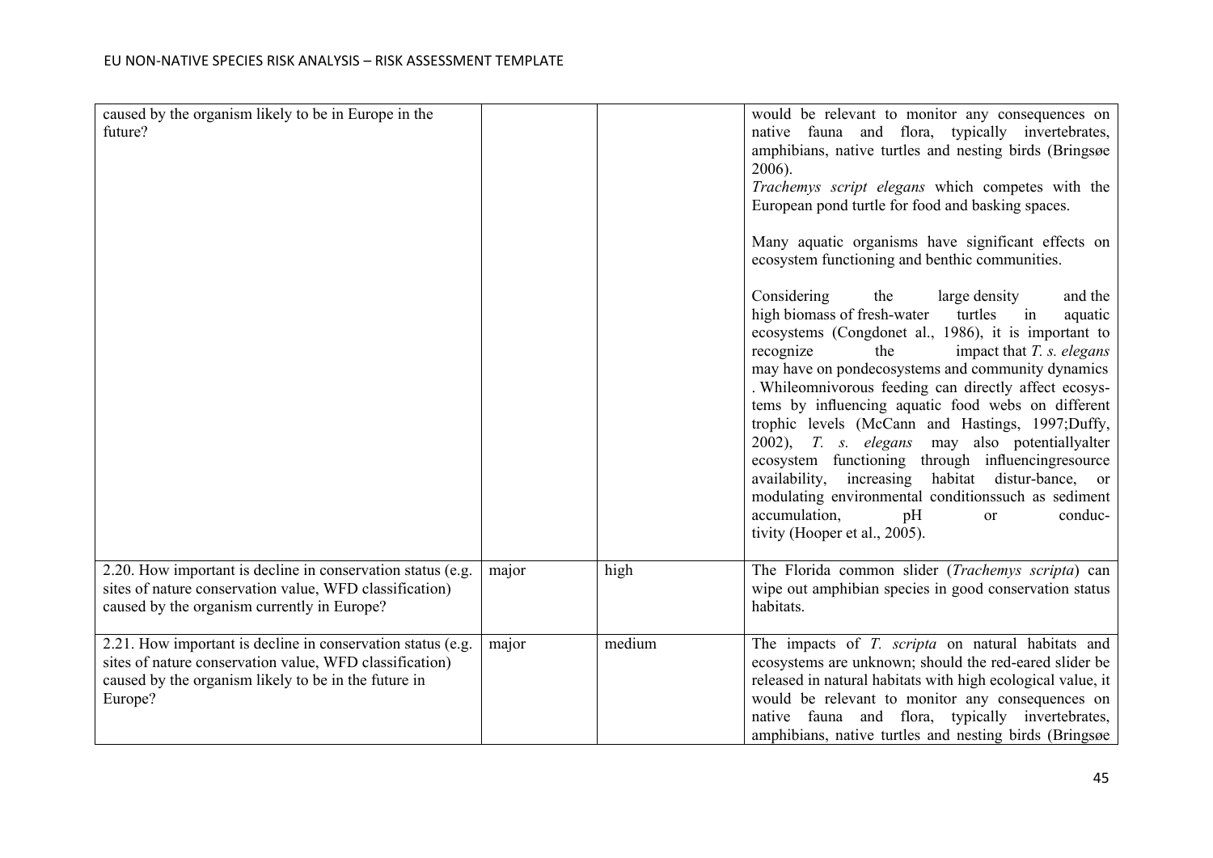| | | | |
|---|---|---|---|
| caused by the organism likely to be in Europe in the future? | | | would be relevant to monitor any consequences on native fauna and flora, typically invertebrates, amphibians, native turtles and nesting birds (Bringsøe 2006).<br>*Trachemys script elegans* which competes with the European pond turtle for food and basking spaces.<br><br>Many aquatic organisms have significant effects on ecosystem functioning and benthic communities.<br><br>Considering the large density and the high biomass of fresh-water turtles in aquatic ecosystems (Congdonet al., 1986), it is important to recognize the impact that *T. s. elegans* may have on pondecosystems and community dynamics . Whileomnivorous feeding can directly affect ecosys-tems by influencing aquatic food webs on different trophic levels (McCann and Hastings, 1997;Duffy, 2002), *T. s. elegans* may also potentiallyalter ecosystem functioning through influencingresource availability, increasing habitat distur-bance, or modulating environmental conditionssuch as sediment accumulation, pH or conduc-tivity (Hooper et al., 2005). |
| 2.20. How important is decline in conservation status (e.g. sites of nature conservation value, WFD classification) caused by the organism currently in Europe? | major | high | The Florida common slider (*Trachemys scripta*) can wipe out amphibian species in good conservation status habitats. |
| 2.21. How important is decline in conservation status (e.g. sites of nature conservation value, WFD classification) caused by the organism likely to be in the future in Europe? | major | medium | The impacts of *T. scripta* on natural habitats and ecosystems are unknown; should the red-eared slider be released in natural habitats with high ecological value, it would be relevant to monitor any consequences on native fauna and flora, typically invertebrates, amphibians, native turtles and nesting birds (Bringsøe |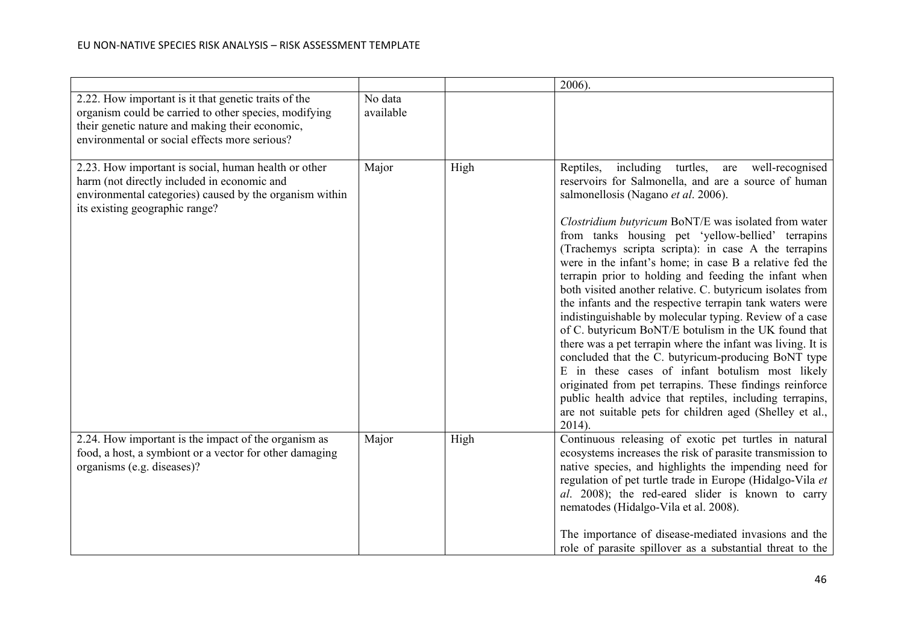| | | | |
|---|---|---|---|
| | | | 2006). |
| 2.22. How important is it that genetic traits of the organism could be carried to other species, modifying their genetic nature and making their economic, environmental or social effects more serious? | No data available | | |
| 2.23. How important is social, human health or other harm (not directly included in economic and environmental categories) caused by the organism within its existing geographic range? | Major | High | Reptiles, including turtles, are well-recognised reservoirs for Salmonella, and are a source of human salmonellosis (Nagano *et al*. 2006).<br><br>*Clostridium butyricum* BoNT/E was isolated from water from tanks housing pet 'yellow-bellied' terrapins (Trachemys scripta scripta): in case A the terrapins were in the infant's home; in case B a relative fed the terrapin prior to holding and feeding the infant when both visited another relative. C. butyricum isolates from the infants and the respective terrapin tank waters were indistinguishable by molecular typing. Review of a case of C. butyricum BoNT/E botulism in the UK found that there was a pet terrapin where the infant was living. It is concluded that the C. butyricum-producing BoNT type E in these cases of infant botulism most likely originated from pet terrapins. These findings reinforce public health advice that reptiles, including terrapins, are not suitable pets for children aged (Shelley et al., 2014). |
| 2.24. How important is the impact of the organism as food, a host, a symbiont or a vector for other damaging organisms (e.g. diseases)? | Major | High | Continuous releasing of exotic pet turtles in natural ecosystems increases the risk of parasite transmission to native species, and highlights the impending need for regulation of pet turtle trade in Europe (Hidalgo-Vila *et al*. 2008); the red-eared slider is known to carry nematodes (Hidalgo-Vila et al. 2008).<br><br>The importance of disease-mediated invasions and the role of parasite spillover as a substantial threat to the |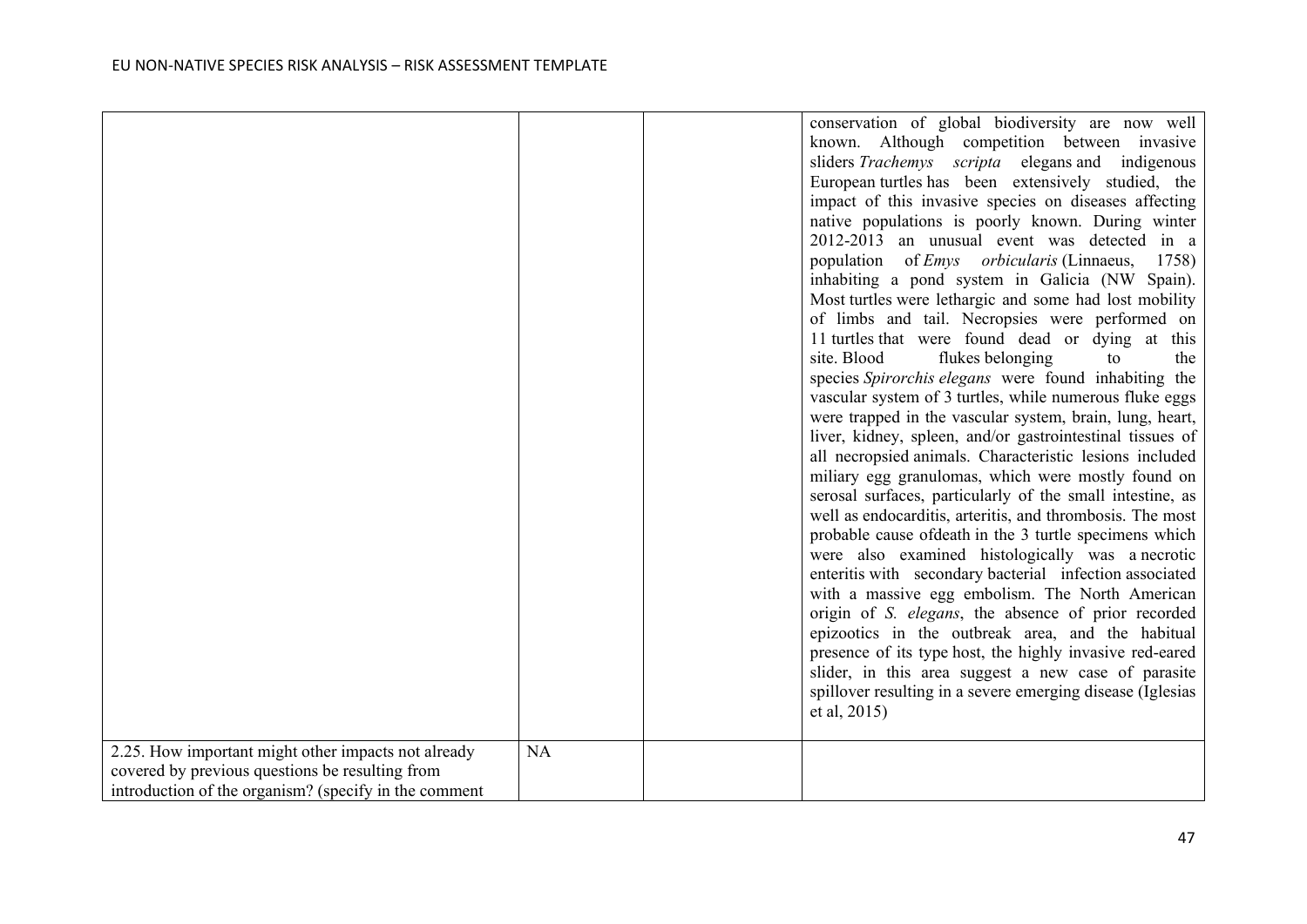| | | | |
|---|---|---|---|
| | | | conservation of global biodiversity are now well known. Although competition between invasive sliders *Trachemys scripta* elegans and indigenous European turtles has been extensively studied, the impact of this invasive species on diseases affecting native populations is poorly known. During winter 2012-2013 an unusual event was detected in a population of *Emys orbicularis* (Linnaeus, 1758) inhabiting a pond system in Galicia (NW Spain). Most turtles were lethargic and some had lost mobility of limbs and tail. Necropsies were performed on 11 turtles that were found dead or dying at this site. Blood flukes belonging to the species *Spirorchis elegans* were found inhabiting the vascular system of 3 turtles, while numerous fluke eggs were trapped in the vascular system, brain, lung, heart, liver, kidney, spleen, and/or gastrointestinal tissues of all necropsied animals. Characteristic lesions included miliary egg granulomas, which were mostly found on serosal surfaces, particularly of the small intestine, as well as endocarditis, arteritis, and thrombosis. The most probable cause ofdeath in the 3 turtle specimens which were also examined histologically was a necrotic enteritis with secondary bacterial infection associated with a massive egg embolism. The North American origin of *S. elegans*, the absence of prior recorded epizootics in the outbreak area, and the habitual presence of its type host, the highly invasive red-eared slider, in this area suggest a new case of parasite spillover resulting in a severe emerging disease (Iglesias et al, 2015) |
| 2.25. How important might other impacts not already covered by previous questions be resulting from introduction of the organism? (specify in the comment | NA | | |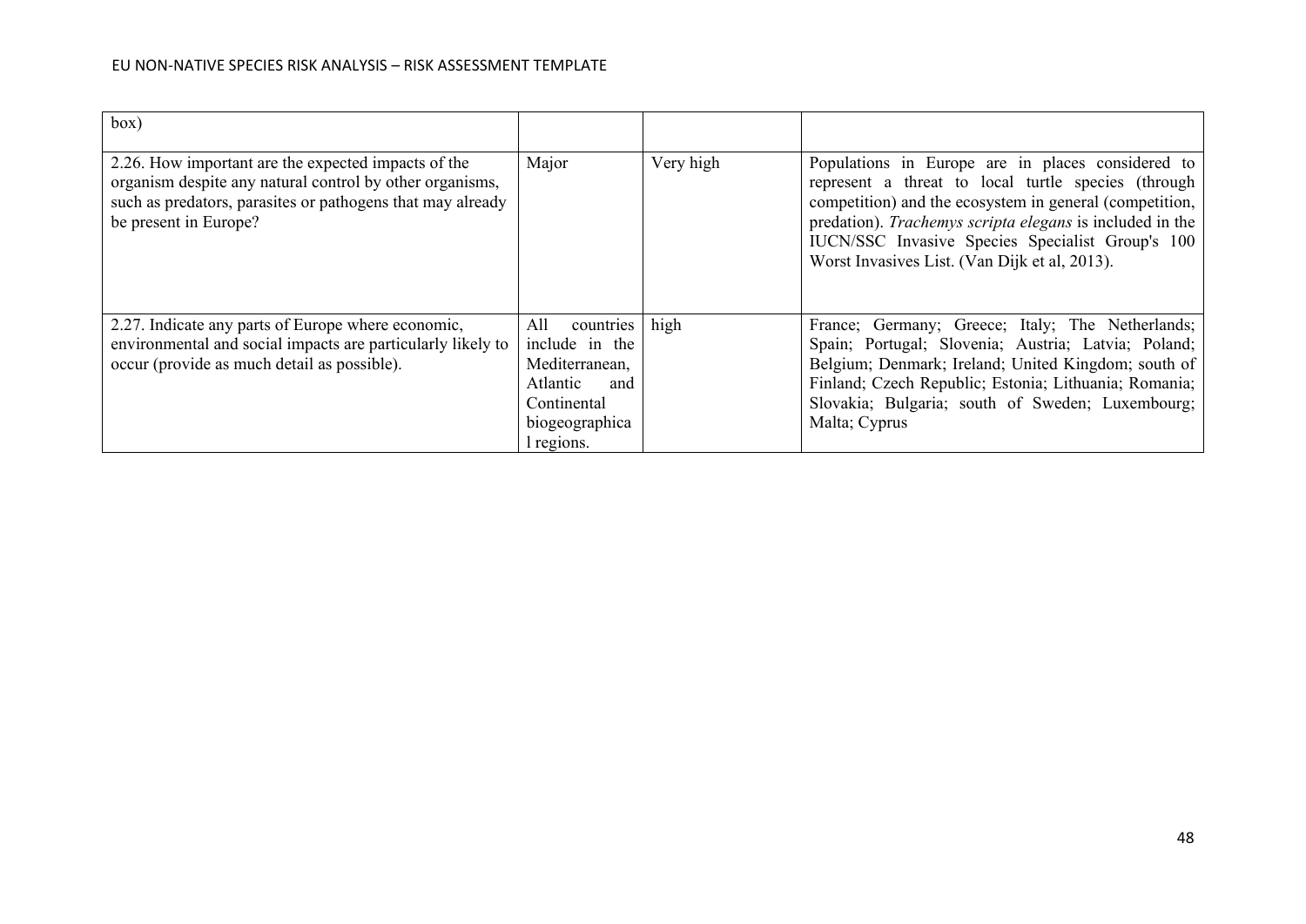| | | | |
|---|---|---|---|
| box) | | | |
| 2.26. How important are the expected impacts of the organism despite any natural control by other organisms, such as predators, parasites or pathogens that may already be present in Europe? | Major | Very high | Populations in Europe are in places considered to represent a threat to local turtle species (through competition) and the ecosystem in general (competition, predation). *Trachemys scripta elegans* is included in the IUCN/SSC Invasive Species Specialist Group's 100 Worst Invasives List. (Van Dijk et al, 2013). |
| 2.27. Indicate any parts of Europe where economic, environmental and social impacts are particularly likely to occur (provide as much detail as possible). | All countries include in the Mediterranean, Atlantic and Continental biogeographical regions. | high | France; Germany; Greece; Italy; The Netherlands; Spain; Portugal; Slovenia; Austria; Latvia; Poland; Belgium; Denmark; Ireland; United Kingdom; south of Finland; Czech Republic; Estonia; Lithuania; Romania; Slovakia; Bulgaria; south of Sweden; Luxembourg; Malta; Cyprus |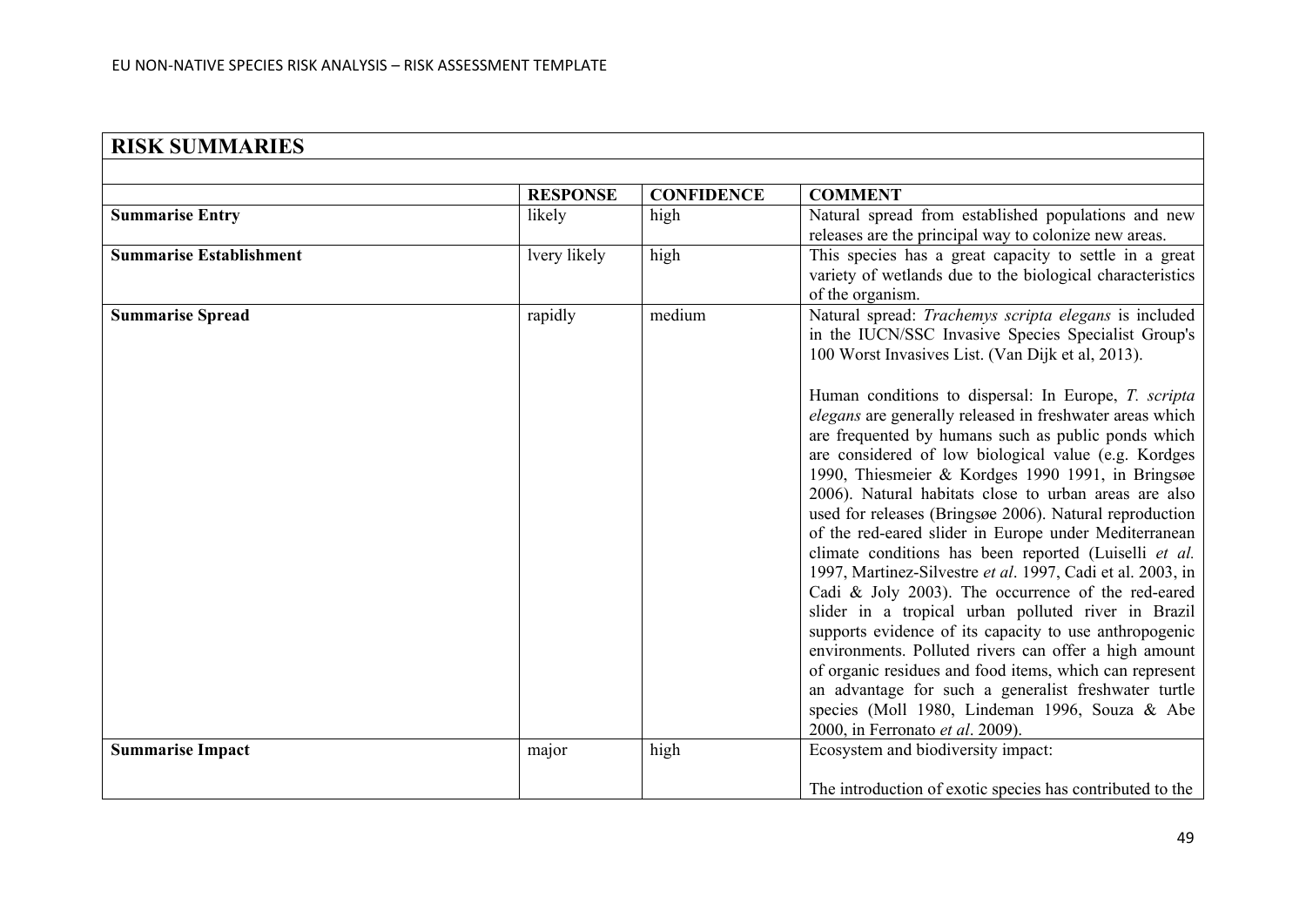| RISK SUMMARIES | | | |
|---|---|---|---|
| | **RESPONSE** | **CONFIDENCE** | **COMMENT** |
| **Summarise Entry** | likely | high | Natural spread from established populations and new releases are the principal way to colonize new areas. |
| **Summarise Establishment** | lvery likely | high | This species has a great capacity to settle in a great variety of wetlands due to the biological characteristics of the organism. |
| **Summarise Spread** | rapidly | medium | Natural spread: *Trachemys scripta elegans* is included in the IUCN/SSC Invasive Species Specialist Group's 100 Worst Invasives List. (Van Dijk et al, 2013).<br><br>Human conditions to dispersal: In Europe, *T. scripta elegans* are generally released in freshwater areas which are frequented by humans such as public ponds which are considered of low biological value (e.g. Kordges 1990, Thiesmeier & Kordges 1990 1991, in Bringsøe 2006). Natural habitats close to urban areas are also used for releases (Bringsøe 2006). Natural reproduction of the red-eared slider in Europe under Mediterranean climate conditions has been reported (Luiselli *et al.* 1997, Martinez-Silvestre *et al*. 1997, Cadi et al. 2003, in Cadi & Joly 2003). The occurrence of the red-eared slider in a tropical urban polluted river in Brazil supports evidence of its capacity to use anthropogenic environments. Polluted rivers can offer a high amount of organic residues and food items, which can represent an advantage for such a generalist freshwater turtle species (Moll 1980, Lindeman 1996, Souza & Abe 2000, in Ferronato *et al*. 2009). |
| **Summarise Impact** | major | high | Ecosystem and biodiversity impact:<br><br>The introduction of exotic species has contributed to the |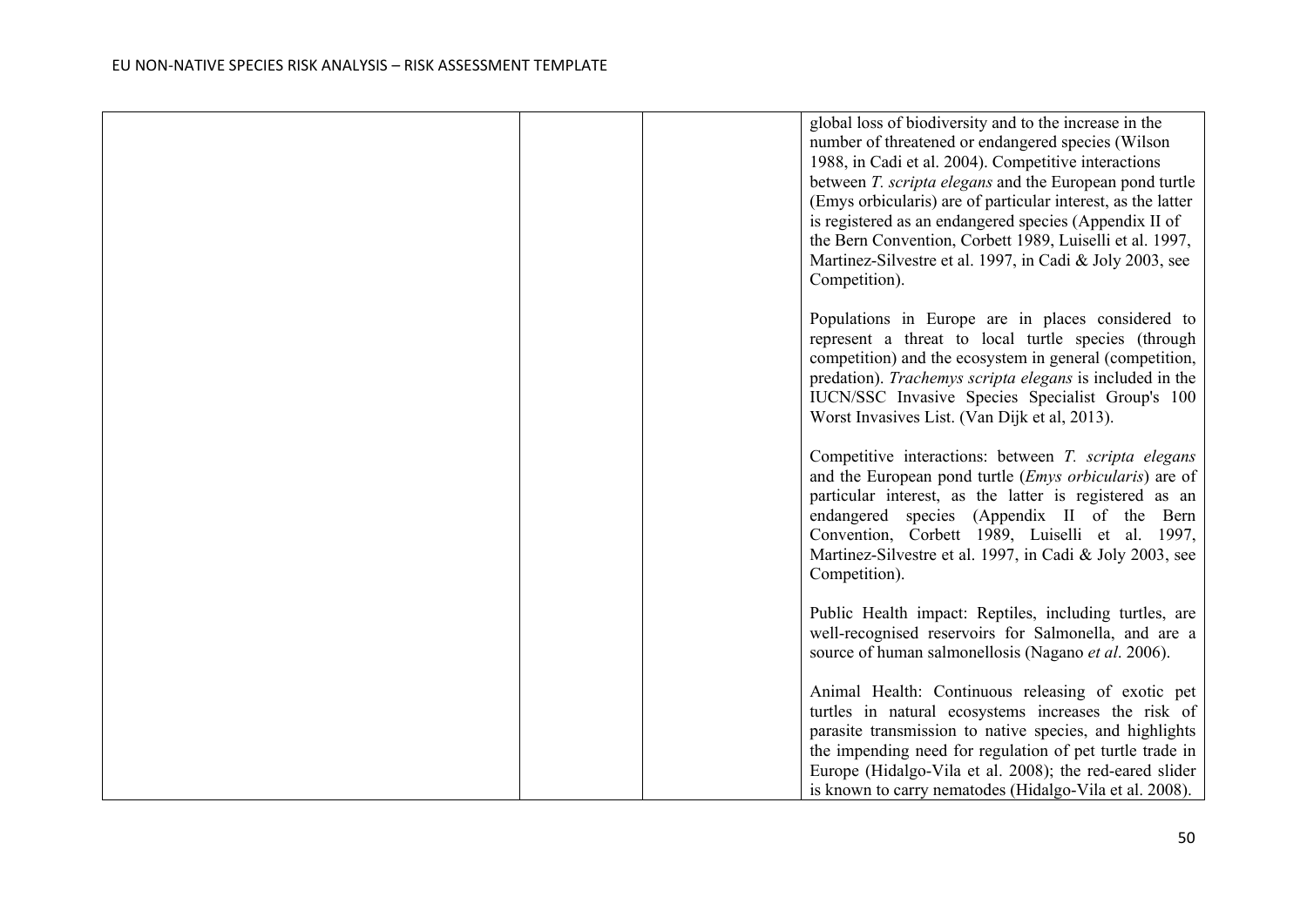| | | | |
|---|---|---|---|
| | | | global loss of biodiversity and to the increase in the number of threatened or endangered species (Wilson 1988, in Cadi et al. 2004). Competitive interactions between *T. scripta elegans* and the European pond turtle (Emys orbicularis) are of particular interest, as the latter is registered as an endangered species (Appendix II of the Bern Convention, Corbett 1989, Luiselli et al. 1997, Martinez-Silvestre et al. 1997, in Cadi & Joly 2003, see Competition).<br><br>Populations in Europe are in places considered to represent a threat to local turtle species (through competition) and the ecosystem in general (competition, predation). *Trachemys scripta elegans* is included in the IUCN/SSC Invasive Species Specialist Group's 100 Worst Invasives List. (Van Dijk et al, 2013).<br><br>Competitive interactions: between *T. scripta elegans* and the European pond turtle (*Emys orbicularis*) are of particular interest, as the latter is registered as an endangered species (Appendix II of the Bern Convention, Corbett 1989, Luiselli et al. 1997, Martinez-Silvestre et al. 1997, in Cadi & Joly 2003, see Competition).<br><br>Public Health impact: Reptiles, including turtles, are well-recognised reservoirs for Salmonella, and are a source of human salmonellosis (Nagano *et al*. 2006).<br><br>Animal Health: Continuous releasing of exotic pet turtles in natural ecosystems increases the risk of parasite transmission to native species, and highlights the impending need for regulation of pet turtle trade in Europe (Hidalgo-Vila et al. 2008); the red-eared slider is known to carry nematodes (Hidalgo-Vila et al. 2008). |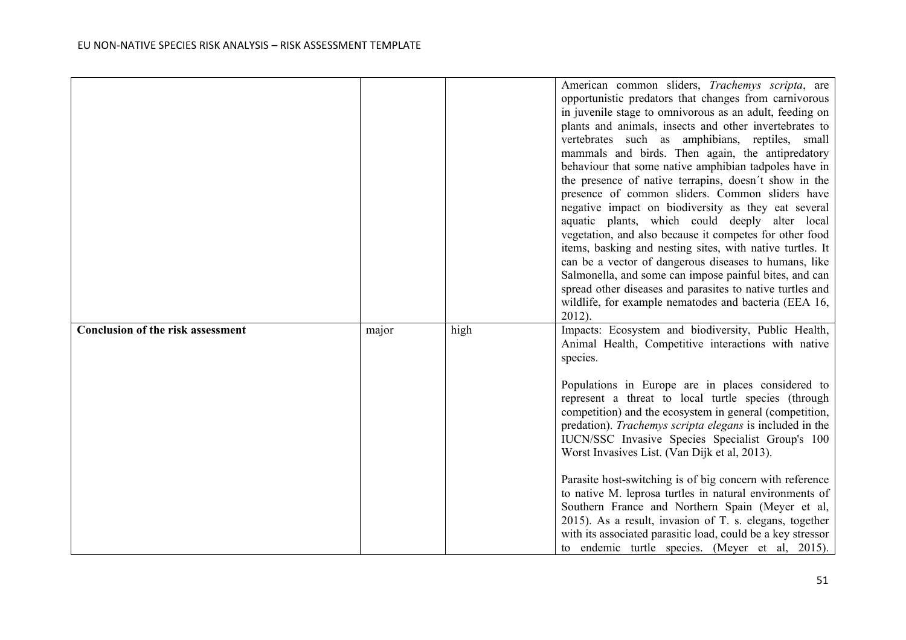| | | | |
|---|---|---|---|
| | | | American common sliders, *Trachemys scripta*, are opportunistic predators that changes from carnivorous in juvenile stage to omnivorous as an adult, feeding on plants and animals, insects and other invertebrates to vertebrates such as amphibians, reptiles, small mammals and birds. Then again, the antipredatory behaviour that some native amphibian tadpoles have in the presence of native terrapins, doesn´t show in the presence of common sliders. Common sliders have negative impact on biodiversity as they eat several aquatic plants, which could deeply alter local vegetation, and also because it competes for other food items, basking and nesting sites, with native turtles. It can be a vector of dangerous diseases to humans, like Salmonella, and some can impose painful bites, and can spread other diseases and parasites to native turtles and wildlife, for example nematodes and bacteria (EEA 16, 2012). |
| **Conclusion of the risk assessment** | major | high | Impacts: Ecosystem and biodiversity, Public Health, Animal Health, Competitive interactions with native species.<br><br>Populations in Europe are in places considered to represent a threat to local turtle species (through competition) and the ecosystem in general (competition, predation). *Trachemys scripta elegans* is included in the IUCN/SSC Invasive Species Specialist Group's 100 Worst Invasives List. (Van Dijk et al, 2013).<br><br>Parasite host-switching is of big concern with reference to native M. leprosa turtles in natural environments of Southern France and Northern Spain (Meyer et al, 2015). As a result, invasion of T. s. elegans, together with its associated parasitic load, could be a key stressor to endemic turtle species. (Meyer et al, 2015). |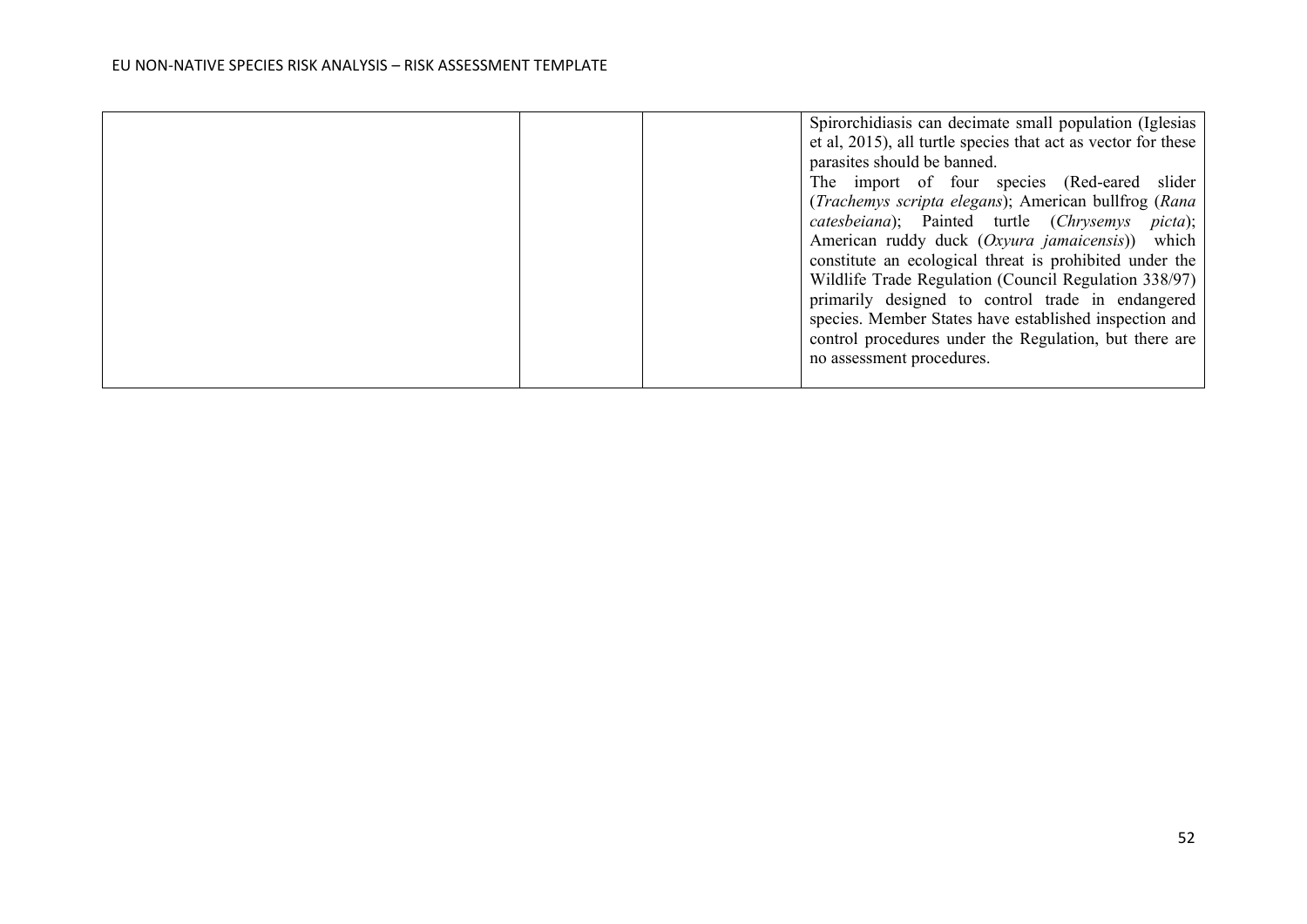| | | | |
|---|---|---|---|
| | | | Spirorchidiasis can decimate small population (Iglesias et al, 2015), all turtle species that act as vector for these parasites should be banned.<br>The import of four species (Red-eared slider (*Trachemys scripta elegans*); American bullfrog (*Rana catesbeiana*); Painted turtle (*Chrysemys picta*); American ruddy duck (*Oxyura jamaicensis*)) which constitute an ecological threat is prohibited under the Wildlife Trade Regulation (Council Regulation 338/97) primarily designed to control trade in endangered species. Member States have established inspection and control procedures under the Regulation, but there are no assessment procedures. |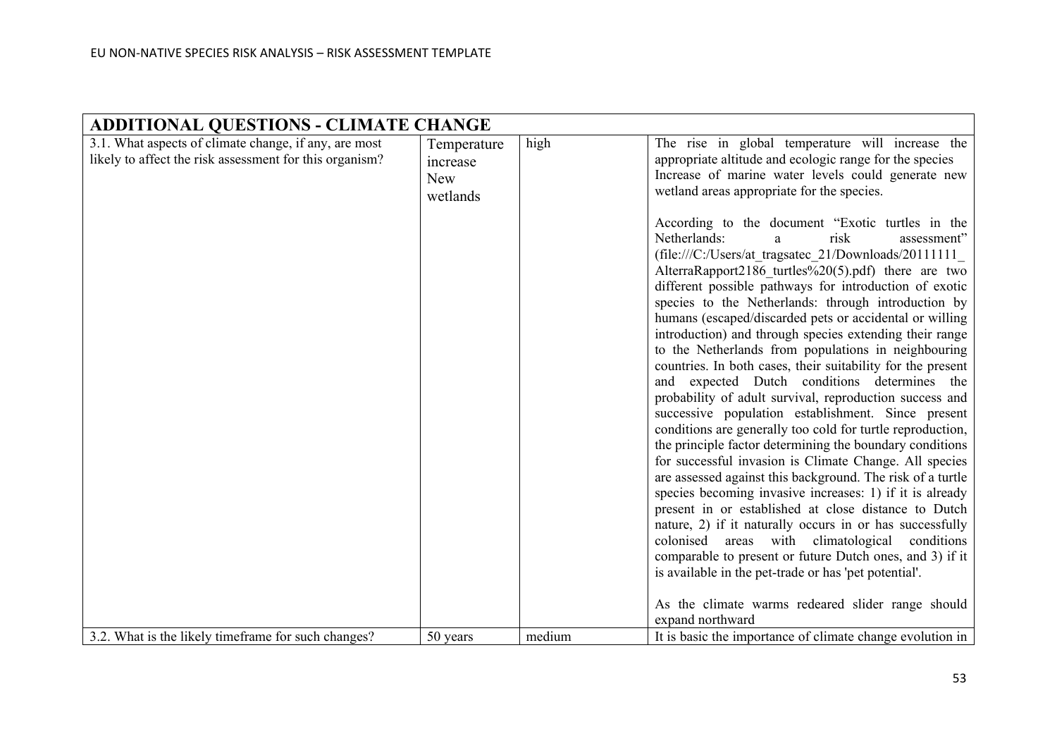| ADDITIONAL QUESTIONS - CLIMATE CHANGE | | | |
|---|---|---|---|
| 3.1. What aspects of climate change, if any, are most likely to affect the risk assessment for this organism? | Temperature increase New wetlands | high | The rise in global temperature will increase the appropriate altitude and ecologic range for the species Increase of marine water levels could generate new wetland areas appropriate for the species.<br><br>According to the document "Exotic turtles in the Netherlands: a risk assessment" (file:///C:/Users/at_tragsatec_21/Downloads/20111111_AlterraRapport2186_turtles%20(5).pdf) there are two different possible pathways for introduction of exotic species to the Netherlands: through introduction by humans (escaped/discarded pets or accidental or willing introduction) and through species extending their range to the Netherlands from populations in neighbouring countries. In both cases, their suitability for the present and expected Dutch conditions determines the probability of adult survival, reproduction success and successive population establishment. Since present conditions are generally too cold for turtle reproduction, the principle factor determining the boundary conditions for successful invasion is Climate Change. All species are assessed against this background. The risk of a turtle species becoming invasive increases: 1) if it is already present in or established at close distance to Dutch nature, 2) if it naturally occurs in or has successfully colonised areas with climatological conditions comparable to present or future Dutch ones, and 3) if it is available in the pet-trade or has 'pet potential'.<br><br>As the climate warms redeared slider range should expand northward |
| 3.2. What is the likely timeframe for such changes? | 50 years | medium | It is basic the importance of climate change evolution in |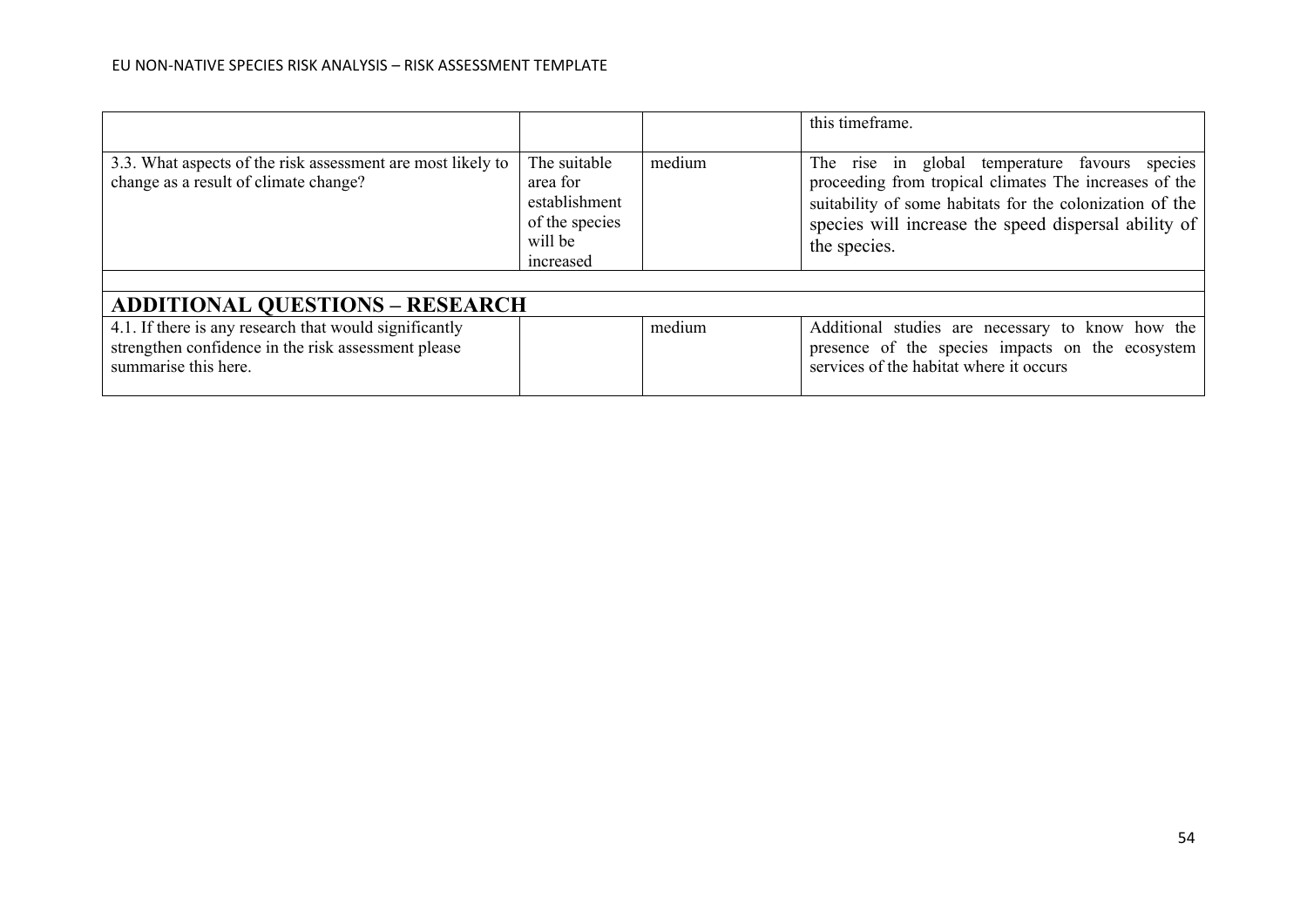| | | | |
|---|---|---|---|
| | | | this timeframe. |
| 3.3. What aspects of the risk assessment are most likely to change as a result of climate change? | The suitable area for establishment of the species will be increased | medium | The rise in global temperature favours species proceeding from tropical climates The increases of the suitability of some habitats for the colonization of the species will increase the speed dispersal ability of the species. |

## ADDITIONAL QUESTIONS – RESEARCH

| | | | |
|---|---|---|---|
| 4.1. If there is any research that would significantly strengthen confidence in the risk assessment please summarise this here. | | medium | Additional studies are necessary to know how the presence of the species impacts on the ecosystem services of the habitat where it occurs |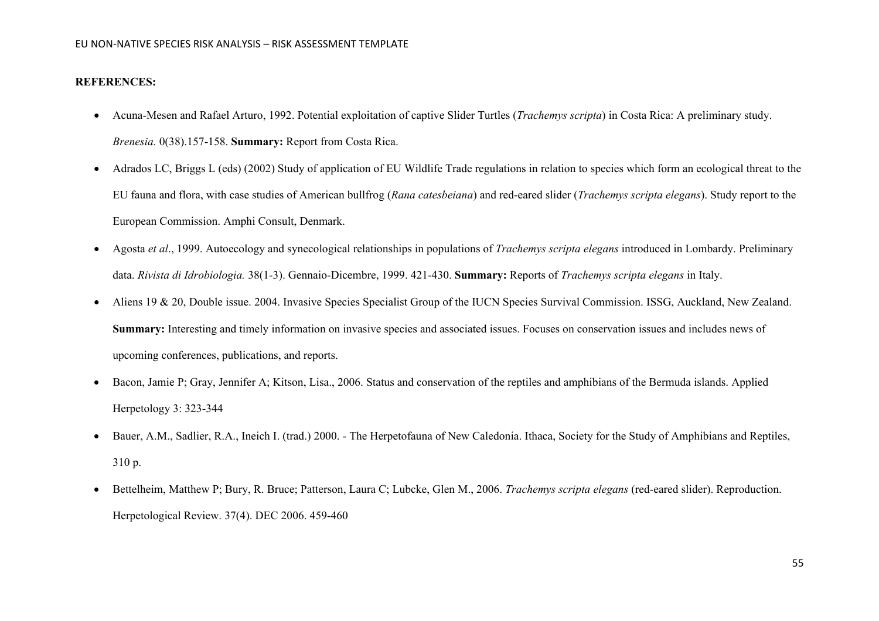**REFERENCES:**

- Acuna-Mesen and Rafael Arturo, 1992. Potential exploitation of captive Slider Turtles (*Trachemys scripta*) in Costa Rica: A preliminary study. *Brenesia.* 0(38).157-158. **Summary:** Report from Costa Rica.
- Adrados LC, Briggs L (eds) (2002) Study of application of EU Wildlife Trade regulations in relation to species which form an ecological threat to the EU fauna and flora, with case studies of American bullfrog (*Rana catesbeiana*) and red-eared slider (*Trachemys scripta elegans*). Study report to the European Commission. Amphi Consult, Denmark.
- Agosta *et al*., 1999. Autoecology and synecological relationships in populations of *Trachemys scripta elegans* introduced in Lombardy. Preliminary data. *Rivista di Idrobiologia.* 38(1-3). Gennaio-Dicembre, 1999. 421-430. **Summary:** Reports of *Trachemys scripta elegans* in Italy.
- Aliens 19 & 20, Double issue. 2004. Invasive Species Specialist Group of the IUCN Species Survival Commission. ISSG, Auckland, New Zealand. **Summary:** Interesting and timely information on invasive species and associated issues. Focuses on conservation issues and includes news of upcoming conferences, publications, and reports.
- Bacon, Jamie P; Gray, Jennifer A; Kitson, Lisa., 2006. Status and conservation of the reptiles and amphibians of the Bermuda islands. Applied Herpetology 3: 323-344
- Bauer, A.M., Sadlier, R.A., Ineich I. (trad.) 2000. - The Herpetofauna of New Caledonia. Ithaca, Society for the Study of Amphibians and Reptiles, 310 p.
- Bettelheim, Matthew P; Bury, R. Bruce; Patterson, Laura C; Lubcke, Glen M., 2006. *Trachemys scripta elegans* (red-eared slider). Reproduction. Herpetological Review. 37(4). DEC 2006. 459-460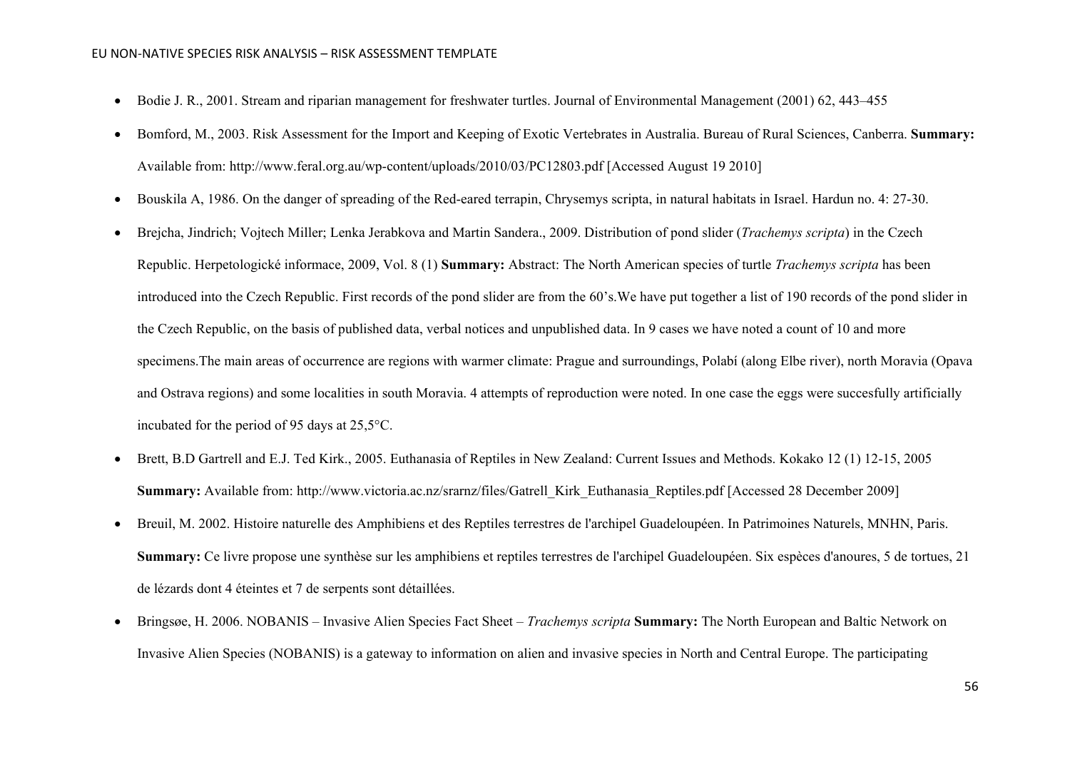- Bodie J. R., 2001. Stream and riparian management for freshwater turtles. Journal of Environmental Management (2001) 62, 443–455
- Bomford, M., 2003. Risk Assessment for the Import and Keeping of Exotic Vertebrates in Australia. Bureau of Rural Sciences, Canberra. **Summary:** Available from: http://www.feral.org.au/wp-content/uploads/2010/03/PC12803.pdf [Accessed August 19 2010]
- Bouskila A, 1986. On the danger of spreading of the Red-eared terrapin, Chrysemys scripta, in natural habitats in Israel. Hardun no. 4: 27-30.
- Brejcha, Jindrich; Vojtech Miller; Lenka Jerabkova and Martin Sandera., 2009. Distribution of pond slider (*Trachemys scripta*) in the Czech Republic. Herpetologické informace, 2009, Vol. 8 (1) **Summary:** Abstract: The North American species of turtle *Trachemys scripta* has been introduced into the Czech Republic. First records of the pond slider are from the 60's.We have put together a list of 190 records of the pond slider in the Czech Republic, on the basis of published data, verbal notices and unpublished data. In 9 cases we have noted a count of 10 and more specimens.The main areas of occurrence are regions with warmer climate: Prague and surroundings, Polabí (along Elbe river), north Moravia (Opava and Ostrava regions) and some localities in south Moravia. 4 attempts of reproduction were noted. In one case the eggs were succesfully artificially incubated for the period of 95 days at 25,5°C.
- Brett, B.D Gartrell and E.J. Ted Kirk., 2005. Euthanasia of Reptiles in New Zealand: Current Issues and Methods. Kokako 12 (1) 12-15, 2005 **Summary:** Available from: http://www.victoria.ac.nz/srarnz/files/Gatrell_Kirk_Euthanasia_Reptiles.pdf [Accessed 28 December 2009]
- Breuil, M. 2002. Histoire naturelle des Amphibiens et des Reptiles terrestres de l'archipel Guadeloupéen. In Patrimoines Naturels, MNHN, Paris. **Summary:** Ce livre propose une synthèse sur les amphibiens et reptiles terrestres de l'archipel Guadeloupéen. Six espèces d'anoures, 5 de tortues, 21 de lézards dont 4 éteintes et 7 de serpents sont détaillées.
- Bringsøe, H. 2006. NOBANIS – Invasive Alien Species Fact Sheet – *Trachemys scripta* **Summary:** The North European and Baltic Network on Invasive Alien Species (NOBANIS) is a gateway to information on alien and invasive species in North and Central Europe. The participating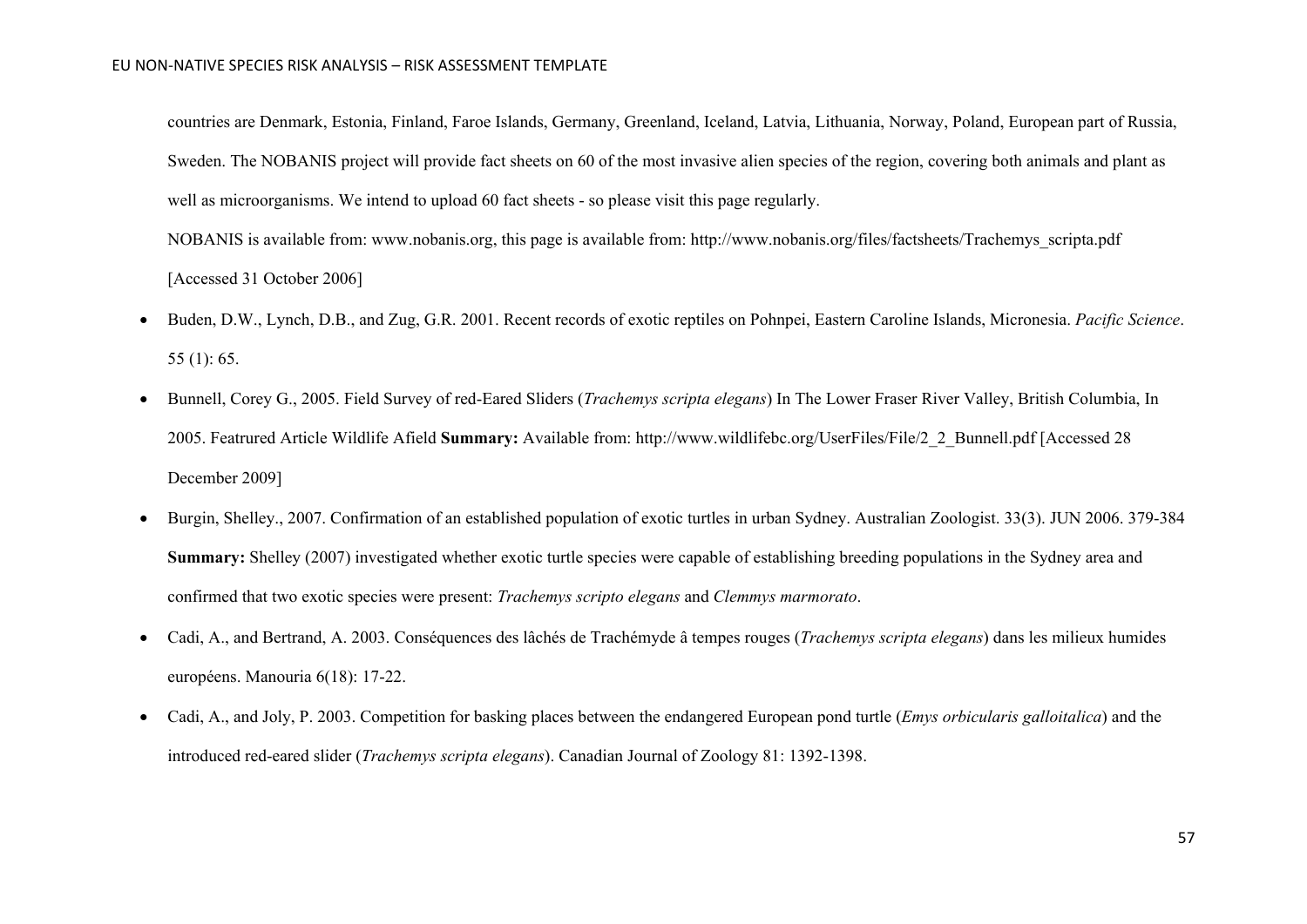countries are Denmark, Estonia, Finland, Faroe Islands, Germany, Greenland, Iceland, Latvia, Lithuania, Norway, Poland, European part of Russia, Sweden. The NOBANIS project will provide fact sheets on 60 of the most invasive alien species of the region, covering both animals and plant as well as microorganisms. We intend to upload 60 fact sheets - so please visit this page regularly.

NOBANIS is available from: www.nobanis.org, this page is available from: http://www.nobanis.org/files/factsheets/Trachemys_scripta.pdf [Accessed 31 October 2006]

- Buden, D.W., Lynch, D.B., and Zug, G.R. 2001. Recent records of exotic reptiles on Pohnpei, Eastern Caroline Islands, Micronesia. *Pacific Science*. 55 (1): 65.
- Bunnell, Corey G., 2005. Field Survey of red-Eared Sliders (*Trachemys scripta elegans*) In The Lower Fraser River Valley, British Columbia, In 2005. Featrured Article Wildlife Afield **Summary:** Available from: http://www.wildlifebc.org/UserFiles/File/2_2_Bunnell.pdf [Accessed 28 December 2009]
- Burgin, Shelley., 2007. Confirmation of an established population of exotic turtles in urban Sydney. Australian Zoologist. 33(3). JUN 2006. 379-384 **Summary:** Shelley (2007) investigated whether exotic turtle species were capable of establishing breeding populations in the Sydney area and confirmed that two exotic species were present: *Trachemys scripto elegans* and *Clemmys marmorato*.
- Cadi, A., and Bertrand, A. 2003. Conséquences des lâchés de Trachémyde â tempes rouges (*Trachemys scripta elegans*) dans les milieux humides européens. Manouria 6(18): 17-22.
- Cadi, A., and Joly, P. 2003. Competition for basking places between the endangered European pond turtle (*Emys orbicularis galloitalica*) and the introduced red-eared slider (*Trachemys scripta elegans*). Canadian Journal of Zoology 81: 1392-1398.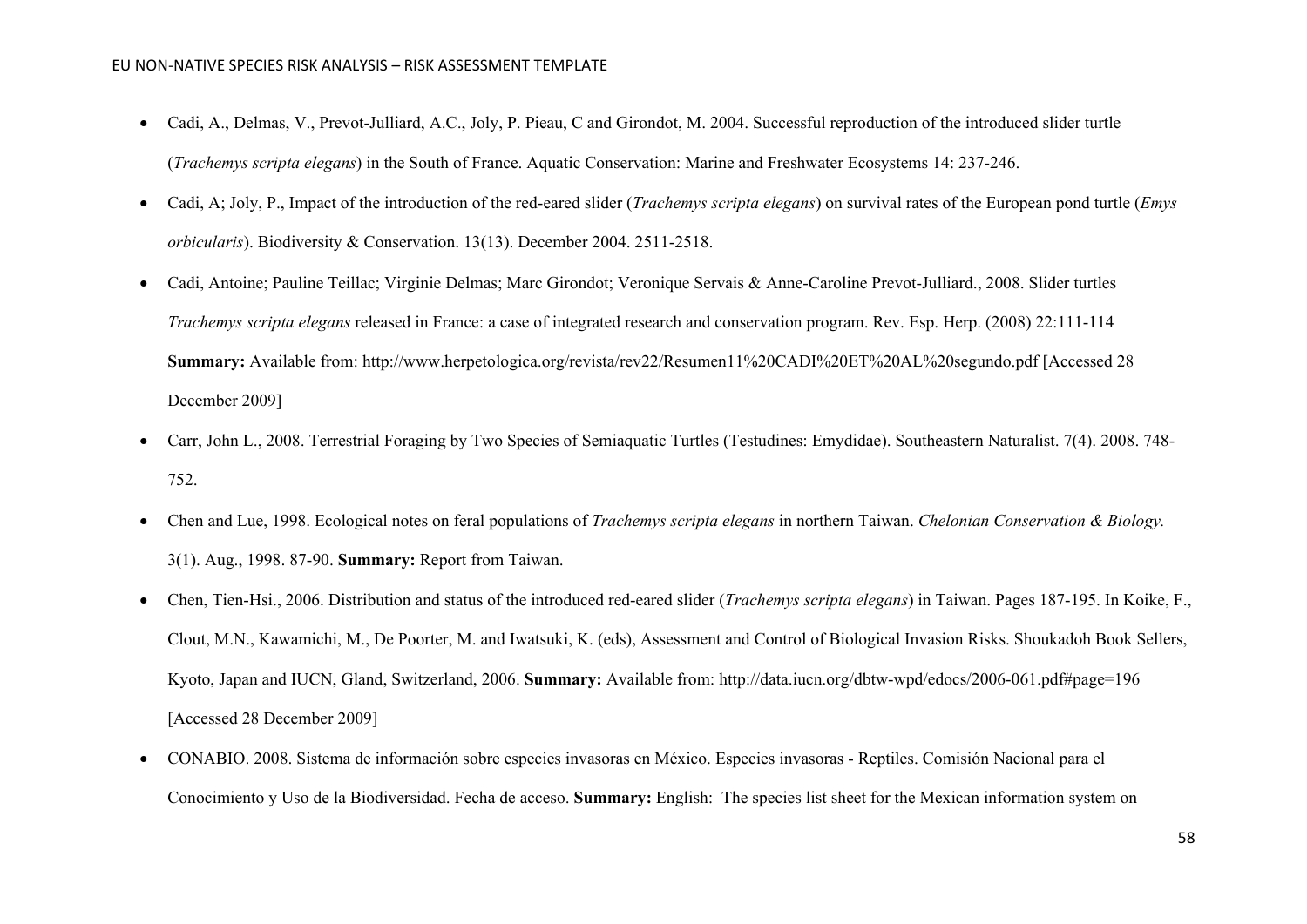- Cadi, A., Delmas, V., Prevot-Julliard, A.C., Joly, P. Pieau, C and Girondot, M. 2004. Successful reproduction of the introduced slider turtle (*Trachemys scripta elegans*) in the South of France. Aquatic Conservation: Marine and Freshwater Ecosystems 14: 237-246.
- Cadi, A; Joly, P., Impact of the introduction of the red-eared slider (*Trachemys scripta elegans*) on survival rates of the European pond turtle (*Emys orbicularis*). Biodiversity & Conservation. 13(13). December 2004. 2511-2518.
- Cadi, Antoine; Pauline Teillac; Virginie Delmas; Marc Girondot; Veronique Servais & Anne-Caroline Prevot-Julliard., 2008. Slider turtles *Trachemys scripta elegans* released in France: a case of integrated research and conservation program. Rev. Esp. Herp. (2008) 22:111-114 **Summary:** Available from: http://www.herpetologica.org/revista/rev22/Resumen11%20CADI%20ET%20AL%20segundo.pdf [Accessed 28 December 2009]
- Carr, John L., 2008. Terrestrial Foraging by Two Species of Semiaquatic Turtles (Testudines: Emydidae). Southeastern Naturalist. 7(4). 2008. 748-752.
- Chen and Lue, 1998. Ecological notes on feral populations of *Trachemys scripta elegans* in northern Taiwan. *Chelonian Conservation & Biology.* 3(1). Aug., 1998. 87-90. **Summary:** Report from Taiwan.
- Chen, Tien-Hsi., 2006. Distribution and status of the introduced red-eared slider (*Trachemys scripta elegans*) in Taiwan. Pages 187-195. In Koike, F., Clout, M.N., Kawamichi, M., De Poorter, M. and Iwatsuki, K. (eds), Assessment and Control of Biological Invasion Risks. Shoukadoh Book Sellers, Kyoto, Japan and IUCN, Gland, Switzerland, 2006. **Summary:** Available from: http://data.iucn.org/dbtw-wpd/edocs/2006-061.pdf#page=196 [Accessed 28 December 2009]
- CONABIO. 2008. Sistema de información sobre especies invasoras en México. Especies invasoras - Reptiles. Comisión Nacional para el Conocimiento y Uso de la Biodiversidad. Fecha de acceso. **Summary:** English: The species list sheet for the Mexican information system on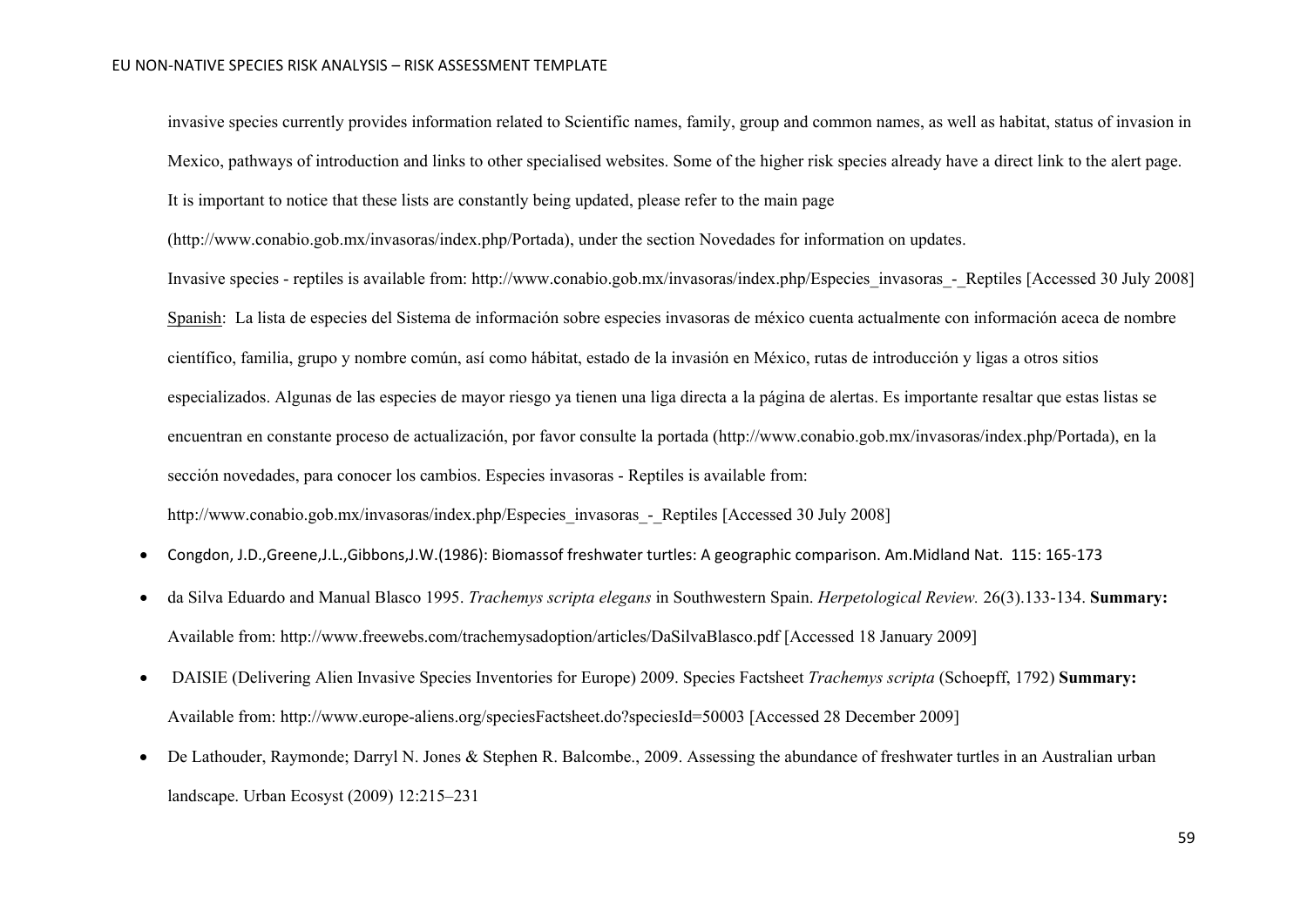invasive species currently provides information related to Scientific names, family, group and common names, as well as habitat, status of invasion in Mexico, pathways of introduction and links to other specialised websites. Some of the higher risk species already have a direct link to the alert page. It is important to notice that these lists are constantly being updated, please refer to the main page (http://www.conabio.gob.mx/invasoras/index.php/Portada), under the section Novedades for information on updates.

Invasive species - reptiles is available from: http://www.conabio.gob.mx/invasoras/index.php/Especies_invasoras_-_Reptiles [Accessed 30 July 2008]

Spanish: La lista de especies del Sistema de información sobre especies invasoras de méxico cuenta actualmente con información aceca de nombre científico, familia, grupo y nombre común, así como hábitat, estado de la invasión en México, rutas de introducción y ligas a otros sitios especializados. Algunas de las especies de mayor riesgo ya tienen una liga directa a la página de alertas. Es importante resaltar que estas listas se encuentran en constante proceso de actualización, por favor consulte la portada (http://www.conabio.gob.mx/invasoras/index.php/Portada), en la sección novedades, para conocer los cambios. Especies invasoras - Reptiles is available from: http://www.conabio.gob.mx/invasoras/index.php/Especies_invasoras_-_Reptiles [Accessed 30 July 2008]

- Congdon, J.D.,Greene,J.L.,Gibbons,J.W.(1986): Biomassof freshwater turtles: A geographic comparison. Am.Midland Nat. 115: 165-173
- da Silva Eduardo and Manual Blasco 1995. *Trachemys scripta elegans* in Southwestern Spain. *Herpetological Review.* 26(3).133-134. **Summary:** Available from: http://www.freewebs.com/trachemysadoption/articles/DaSilvaBlasco.pdf [Accessed 18 January 2009]
- DAISIE (Delivering Alien Invasive Species Inventories for Europe) 2009. Species Factsheet *Trachemys scripta* (Schoepff, 1792) **Summary:** Available from: http://www.europe-aliens.org/speciesFactsheet.do?speciesId=50003 [Accessed 28 December 2009]
- De Lathouder, Raymonde; Darryl N. Jones & Stephen R. Balcombe., 2009. Assessing the abundance of freshwater turtles in an Australian urban landscape. Urban Ecosyst (2009) 12:215–231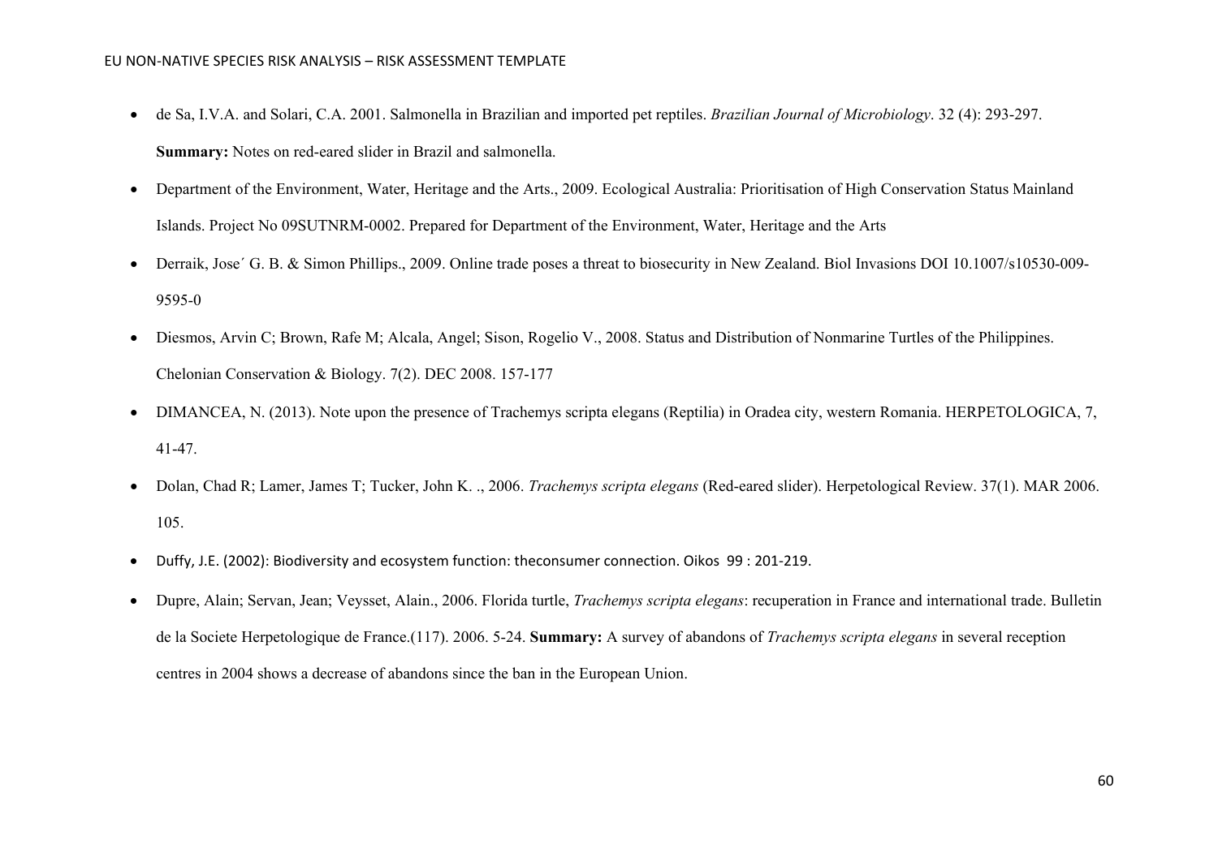- de Sa, I.V.A. and Solari, C.A. 2001. Salmonella in Brazilian and imported pet reptiles. *Brazilian Journal of Microbiology*. 32 (4): 293-297. **Summary:** Notes on red-eared slider in Brazil and salmonella.
- Department of the Environment, Water, Heritage and the Arts., 2009. Ecological Australia: Prioritisation of High Conservation Status Mainland Islands. Project No 09SUTNRM-0002. Prepared for Department of the Environment, Water, Heritage and the Arts
- Derraik, Jose´ G. B. & Simon Phillips., 2009. Online trade poses a threat to biosecurity in New Zealand. Biol Invasions DOI 10.1007/s10530-009-9595-0
- Diesmos, Arvin C; Brown, Rafe M; Alcala, Angel; Sison, Rogelio V., 2008. Status and Distribution of Nonmarine Turtles of the Philippines. Chelonian Conservation & Biology. 7(2). DEC 2008. 157-177
- DIMANCEA, N. (2013). Note upon the presence of Trachemys scripta elegans (Reptilia) in Oradea city, western Romania. HERPETOLOGICA, 7, 41-47.
- Dolan, Chad R; Lamer, James T; Tucker, John K. ., 2006. *Trachemys scripta elegans* (Red-eared slider). Herpetological Review. 37(1). MAR 2006. 105.
- Duffy, J.E. (2002): Biodiversity and ecosystem function: theconsumer connection. Oikos 99 : 201-219.
- Dupre, Alain; Servan, Jean; Veysset, Alain., 2006. Florida turtle, *Trachemys scripta elegans*: recuperation in France and international trade. Bulletin de la Societe Herpetologique de France.(117). 2006. 5-24. **Summary:** A survey of abandons of *Trachemys scripta elegans* in several reception centres in 2004 shows a decrease of abandons since the ban in the European Union.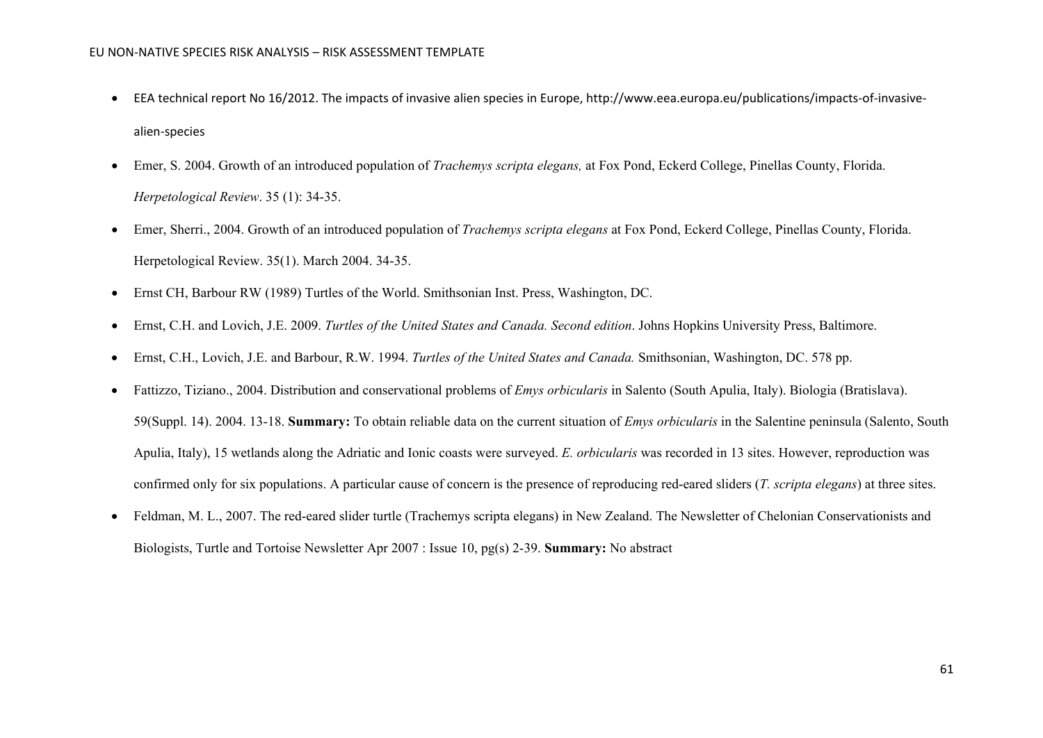- EEA technical report No 16/2012. The impacts of invasive alien species in Europe, http://www.eea.europa.eu/publications/impacts-of-invasive-alien-species
- Emer, S. 2004. Growth of an introduced population of *Trachemys scripta elegans,* at Fox Pond, Eckerd College, Pinellas County, Florida. *Herpetological Review*. 35 (1): 34-35.
- Emer, Sherri., 2004. Growth of an introduced population of *Trachemys scripta elegans* at Fox Pond, Eckerd College, Pinellas County, Florida. Herpetological Review. 35(1). March 2004. 34-35.
- Ernst CH, Barbour RW (1989) Turtles of the World. Smithsonian Inst. Press, Washington, DC.
- Ernst, C.H. and Lovich, J.E. 2009. *Turtles of the United States and Canada. Second edition*. Johns Hopkins University Press, Baltimore.
- Ernst, C.H., Lovich, J.E. and Barbour, R.W. 1994. *Turtles of the United States and Canada.* Smithsonian, Washington, DC. 578 pp.
- Fattizzo, Tiziano., 2004. Distribution and conservational problems of *Emys orbicularis* in Salento (South Apulia, Italy). Biologia (Bratislava). 59(Suppl. 14). 2004. 13-18. **Summary:** To obtain reliable data on the current situation of *Emys orbicularis* in the Salentine peninsula (Salento, South Apulia, Italy), 15 wetlands along the Adriatic and Ionic coasts were surveyed. *E. orbicularis* was recorded in 13 sites. However, reproduction was confirmed only for six populations. A particular cause of concern is the presence of reproducing red-eared sliders (*T. scripta elegans*) at three sites.
- Feldman, M. L., 2007. The red-eared slider turtle (Trachemys scripta elegans) in New Zealand. The Newsletter of Chelonian Conservationists and Biologists, Turtle and Tortoise Newsletter Apr 2007 : Issue 10, pg(s) 2-39. **Summary:** No abstract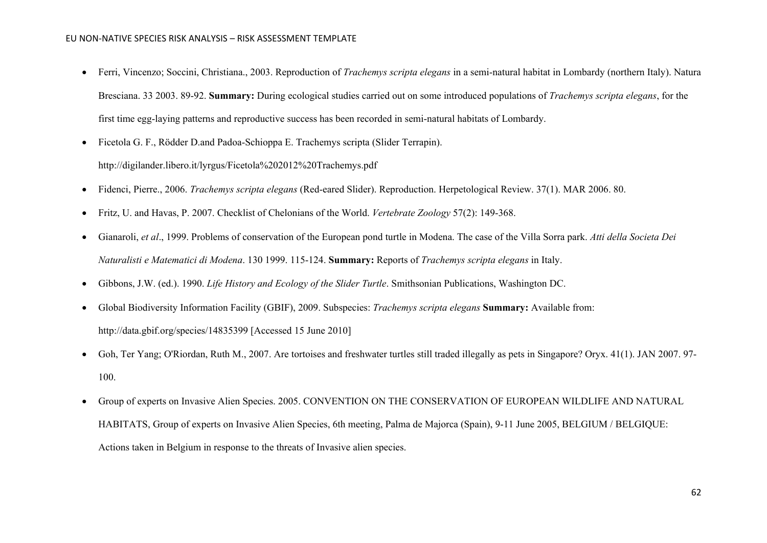- Ferri, Vincenzo; Soccini, Christiana., 2003. Reproduction of *Trachemys scripta elegans* in a semi-natural habitat in Lombardy (northern Italy). Natura Bresciana. 33 2003. 89-92. **Summary:** During ecological studies carried out on some introduced populations of *Trachemys scripta elegans*, for the first time egg-laying patterns and reproductive success has been recorded in semi-natural habitats of Lombardy.
- Ficetola G. F., Rödder D.and Padoa-Schioppa E. Trachemys scripta (Slider Terrapin). http://digilander.libero.it/lyrgus/Ficetola%202012%20Trachemys.pdf
- Fidenci, Pierre., 2006. *Trachemys scripta elegans* (Red-eared Slider). Reproduction. Herpetological Review. 37(1). MAR 2006. 80.
- Fritz, U. and Havas, P. 2007. Checklist of Chelonians of the World. *Vertebrate Zoology* 57(2): 149-368.
- Gianaroli, *et al*., 1999. Problems of conservation of the European pond turtle in Modena. The case of the Villa Sorra park. *Atti della Societa Dei Naturalisti e Matematici di Modena*. 130 1999. 115-124. **Summary:** Reports of *Trachemys scripta elegans* in Italy.
- Gibbons, J.W. (ed.). 1990. *Life History and Ecology of the Slider Turtle*. Smithsonian Publications, Washington DC.
- Global Biodiversity Information Facility (GBIF), 2009. Subspecies: *Trachemys scripta elegans* **Summary:** Available from: http://data.gbif.org/species/14835399 [Accessed 15 June 2010]
- Goh, Ter Yang; O'Riordan, Ruth M., 2007. Are tortoises and freshwater turtles still traded illegally as pets in Singapore? Oryx. 41(1). JAN 2007. 97-100.
- Group of experts on Invasive Alien Species. 2005. CONVENTION ON THE CONSERVATION OF EUROPEAN WILDLIFE AND NATURAL HABITATS, Group of experts on Invasive Alien Species, 6th meeting, Palma de Majorca (Spain), 9-11 June 2005, BELGIUM / BELGIQUE: Actions taken in Belgium in response to the threats of Invasive alien species.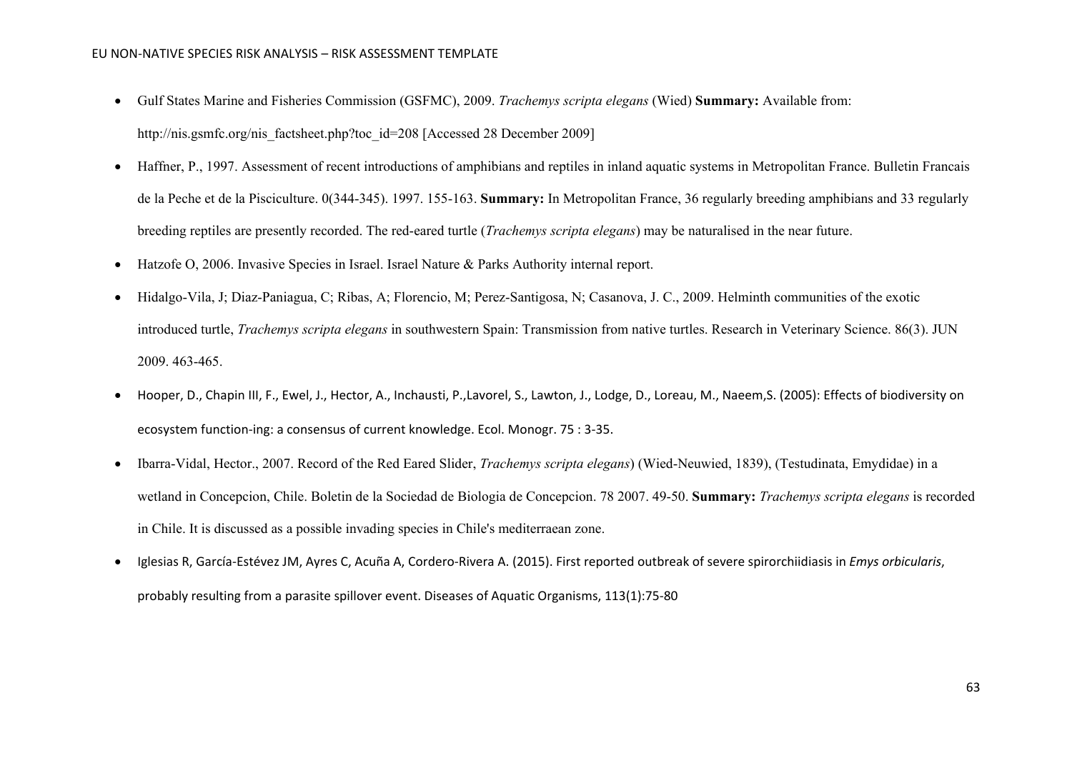- Gulf States Marine and Fisheries Commission (GSFMC), 2009. *Trachemys scripta elegans* (Wied) **Summary:** Available from: http://nis.gsmfc.org/nis_factsheet.php?toc_id=208 [Accessed 28 December 2009]
- Haffner, P., 1997. Assessment of recent introductions of amphibians and reptiles in inland aquatic systems in Metropolitan France. Bulletin Francais de la Peche et de la Pisciculture. 0(344-345). 1997. 155-163. **Summary:** In Metropolitan France, 36 regularly breeding amphibians and 33 regularly breeding reptiles are presently recorded. The red-eared turtle (*Trachemys scripta elegans*) may be naturalised in the near future.
- Hatzofe O, 2006. Invasive Species in Israel. Israel Nature & Parks Authority internal report.
- Hidalgo-Vila, J; Diaz-Paniagua, C; Ribas, A; Florencio, M; Perez-Santigosa, N; Casanova, J. C., 2009. Helminth communities of the exotic introduced turtle, *Trachemys scripta elegans* in southwestern Spain: Transmission from native turtles. Research in Veterinary Science. 86(3). JUN 2009. 463-465.
- Hooper, D., Chapin III, F., Ewel, J., Hector, A., Inchausti, P.,Lavorel, S., Lawton, J., Lodge, D., Loreau, M., Naeem,S. (2005): Effects of biodiversity on ecosystem function-ing: a consensus of current knowledge. Ecol. Monogr. 75 : 3-35.
- Ibarra-Vidal, Hector., 2007. Record of the Red Eared Slider, *Trachemys scripta elegans*) (Wied-Neuwied, 1839), (Testudinata, Emydidae) in a wetland in Concepcion, Chile. Boletin de la Sociedad de Biologia de Concepcion. 78 2007. 49-50. **Summary:** *Trachemys scripta elegans* is recorded in Chile. It is discussed as a possible invading species in Chile's mediterraean zone.
- Iglesias R, García-Estévez JM, Ayres C, Acuña A, Cordero-Rivera A. (2015). First reported outbreak of severe spirorchiidiasis in *Emys orbicularis*, probably resulting from a parasite spillover event. Diseases of Aquatic Organisms, 113(1):75-80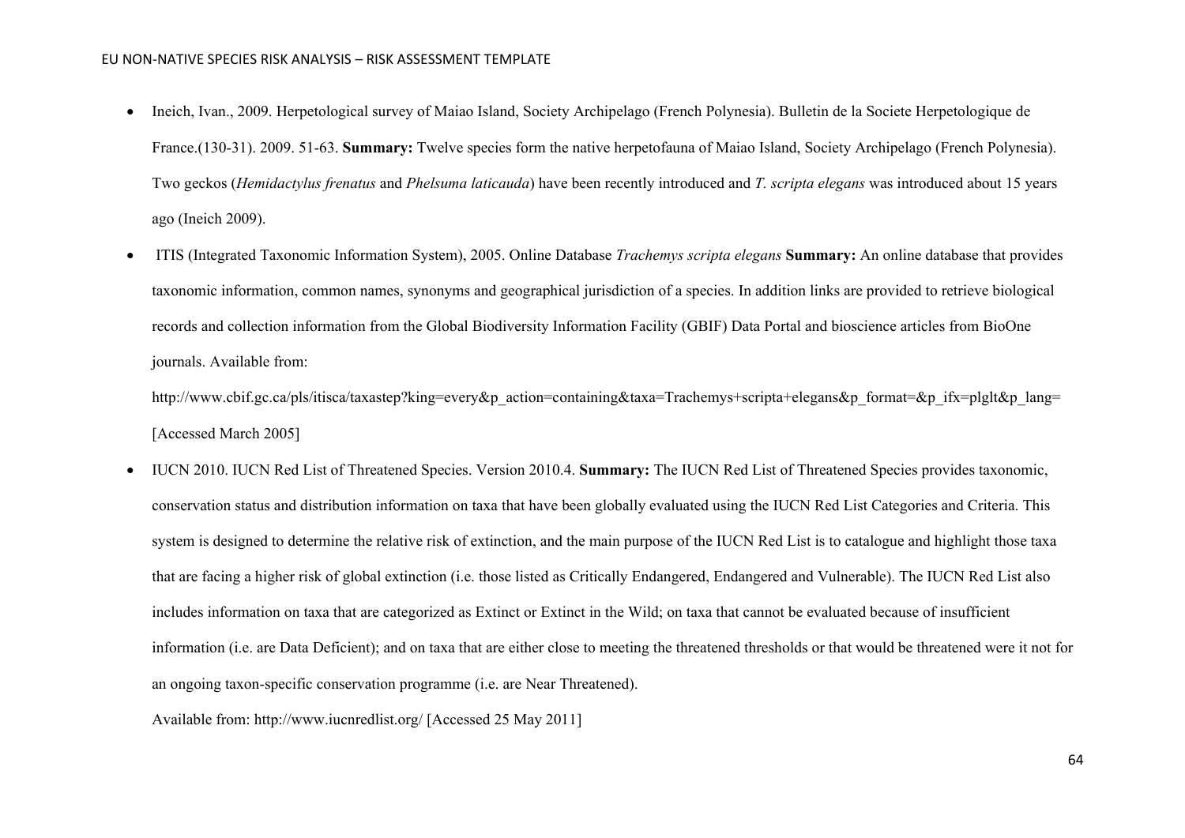- Ineich, Ivan., 2009. Herpetological survey of Maiao Island, Society Archipelago (French Polynesia). Bulletin de la Societe Herpetologique de France.(130-31). 2009. 51-63. **Summary:** Twelve species form the native herpetofauna of Maiao Island, Society Archipelago (French Polynesia). Two geckos (*Hemidactylus frenatus* and *Phelsuma laticauda*) have been recently introduced and *T. scripta elegans* was introduced about 15 years ago (Ineich 2009).

- ITIS (Integrated Taxonomic Information System), 2005. Online Database *Trachemys scripta elegans* **Summary:** An online database that provides taxonomic information, common names, synonyms and geographical jurisdiction of a species. In addition links are provided to retrieve biological records and collection information from the Global Biodiversity Information Facility (GBIF) Data Portal and bioscience articles from BioOne journals. Available from:

  http://www.cbif.gc.ca/pls/itisca/taxastep?king=every&p_action=containing&taxa=Trachemys+scripta+elegans&p_format=&p_ifx=plglt&p_lang= [Accessed March 2005]

- IUCN 2010. IUCN Red List of Threatened Species. Version 2010.4. **Summary:** The IUCN Red List of Threatened Species provides taxonomic, conservation status and distribution information on taxa that have been globally evaluated using the IUCN Red List Categories and Criteria. This system is designed to determine the relative risk of extinction, and the main purpose of the IUCN Red List is to catalogue and highlight those taxa that are facing a higher risk of global extinction (i.e. those listed as Critically Endangered, Endangered and Vulnerable). The IUCN Red List also includes information on taxa that are categorized as Extinct or Extinct in the Wild; on taxa that cannot be evaluated because of insufficient information (i.e. are Data Deficient); and on taxa that are either close to meeting the threatened thresholds or that would be threatened were it not for an ongoing taxon-specific conservation programme (i.e. are Near Threatened).

  Available from: http://www.iucnredlist.org/ [Accessed 25 May 2011]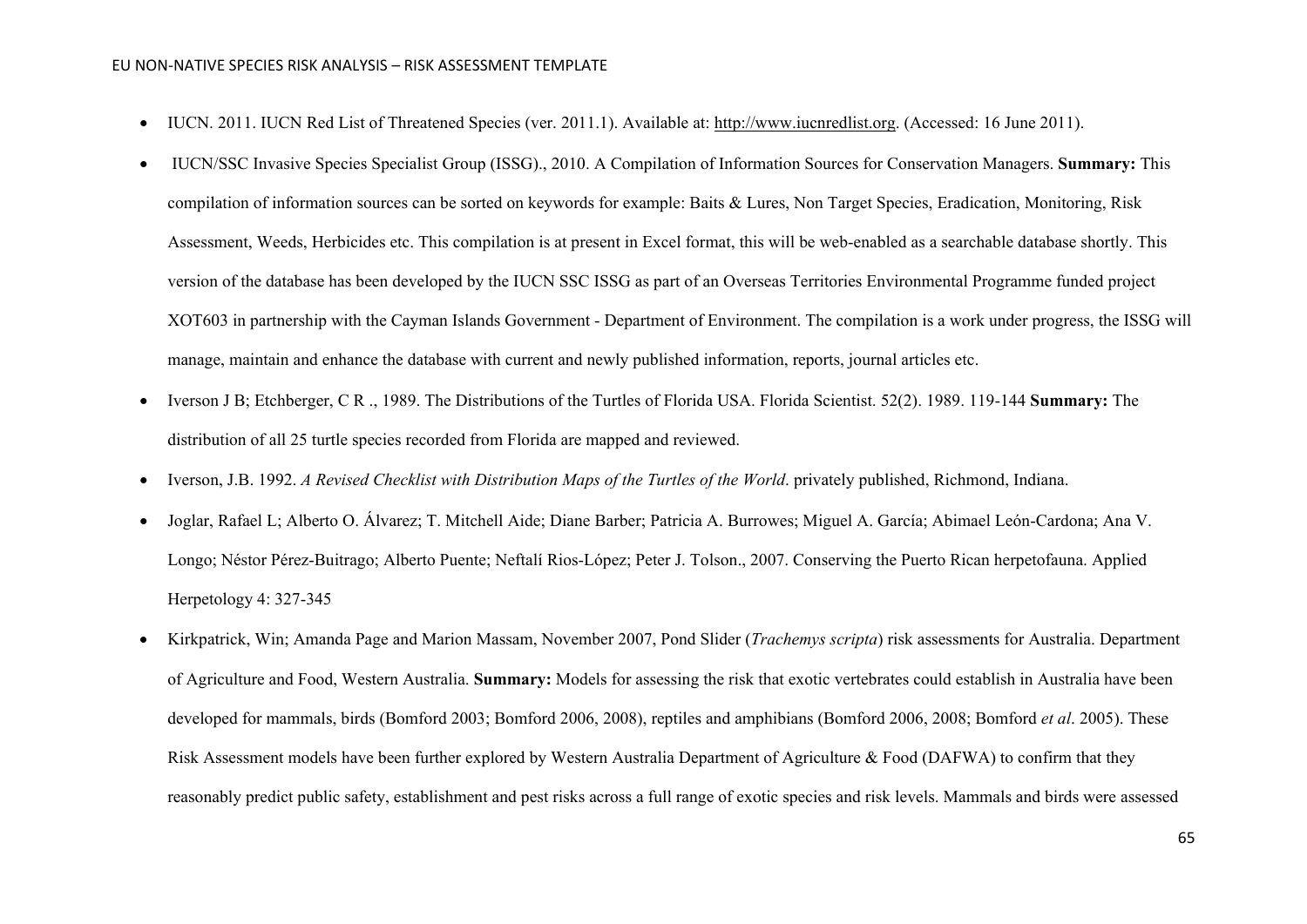- IUCN. 2011. IUCN Red List of Threatened Species (ver. 2011.1). Available at: http://www.iucnredlist.org. (Accessed: 16 June 2011).
- IUCN/SSC Invasive Species Specialist Group (ISSG)., 2010. A Compilation of Information Sources for Conservation Managers. **Summary:** This compilation of information sources can be sorted on keywords for example: Baits & Lures, Non Target Species, Eradication, Monitoring, Risk Assessment, Weeds, Herbicides etc. This compilation is at present in Excel format, this will be web-enabled as a searchable database shortly. This version of the database has been developed by the IUCN SSC ISSG as part of an Overseas Territories Environmental Programme funded project XOT603 in partnership with the Cayman Islands Government - Department of Environment. The compilation is a work under progress, the ISSG will manage, maintain and enhance the database with current and newly published information, reports, journal articles etc.
- Iverson J B; Etchberger, C R ., 1989. The Distributions of the Turtles of Florida USA. Florida Scientist. 52(2). 1989. 119-144 **Summary:** The distribution of all 25 turtle species recorded from Florida are mapped and reviewed.
- Iverson, J.B. 1992. *A Revised Checklist with Distribution Maps of the Turtles of the World*. privately published, Richmond, Indiana.
- Joglar, Rafael L; Alberto O. Álvarez; T. Mitchell Aide; Diane Barber; Patricia A. Burrowes; Miguel A. García; Abimael León-Cardona; Ana V. Longo; Néstor Pérez-Buitrago; Alberto Puente; Neftalí Rios-López; Peter J. Tolson., 2007. Conserving the Puerto Rican herpetofauna. Applied Herpetology 4: 327-345
- Kirkpatrick, Win; Amanda Page and Marion Massam, November 2007, Pond Slider (*Trachemys scripta*) risk assessments for Australia. Department of Agriculture and Food, Western Australia. **Summary:** Models for assessing the risk that exotic vertebrates could establish in Australia have been developed for mammals, birds (Bomford 2003; Bomford 2006, 2008), reptiles and amphibians (Bomford 2006, 2008; Bomford *et al*. 2005). These Risk Assessment models have been further explored by Western Australia Department of Agriculture & Food (DAFWA) to confirm that they reasonably predict public safety, establishment and pest risks across a full range of exotic species and risk levels. Mammals and birds were assessed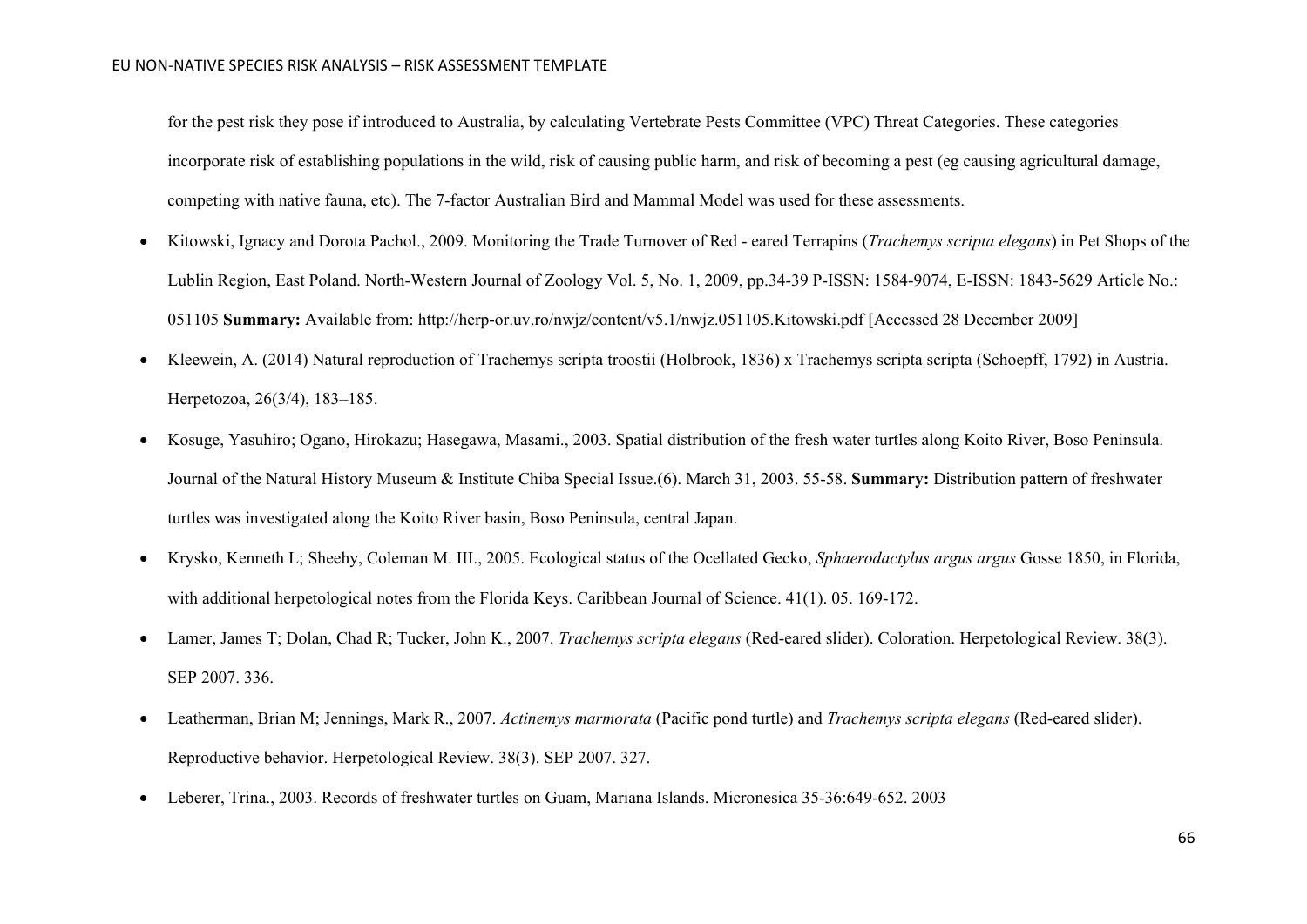for the pest risk they pose if introduced to Australia, by calculating Vertebrate Pests Committee (VPC) Threat Categories. These categories incorporate risk of establishing populations in the wild, risk of causing public harm, and risk of becoming a pest (eg causing agricultural damage, competing with native fauna, etc). The 7-factor Australian Bird and Mammal Model was used for these assessments.

- Kitowski, Ignacy and Dorota Pachol., 2009. Monitoring the Trade Turnover of Red - eared Terrapins (*Trachemys scripta elegans*) in Pet Shops of the Lublin Region, East Poland. North-Western Journal of Zoology Vol. 5, No. 1, 2009, pp.34-39 P-ISSN: 1584-9074, E-ISSN: 1843-5629 Article No.: 051105 **Summary:** Available from: http://herp-or.uv.ro/nwjz/content/v5.1/nwjz.051105.Kitowski.pdf [Accessed 28 December 2009]
- Kleewein, A. (2014) Natural reproduction of Trachemys scripta troostii (Holbrook, 1836) x Trachemys scripta scripta (Schoepff, 1792) in Austria. Herpetozoa, 26(3/4), 183–185.
- Kosuge, Yasuhiro; Ogano, Hirokazu; Hasegawa, Masami., 2003. Spatial distribution of the fresh water turtles along Koito River, Boso Peninsula. Journal of the Natural History Museum & Institute Chiba Special Issue.(6). March 31, 2003. 55-58. **Summary:** Distribution pattern of freshwater turtles was investigated along the Koito River basin, Boso Peninsula, central Japan.
- Krysko, Kenneth L; Sheehy, Coleman M. III., 2005. Ecological status of the Ocellated Gecko, *Sphaerodactylus argus argus* Gosse 1850, in Florida, with additional herpetological notes from the Florida Keys. Caribbean Journal of Science. 41(1). 05. 169-172.
- Lamer, James T; Dolan, Chad R; Tucker, John K., 2007. *Trachemys scripta elegans* (Red-eared slider). Coloration. Herpetological Review. 38(3). SEP 2007. 336.
- Leatherman, Brian M; Jennings, Mark R., 2007. *Actinemys marmorata* (Pacific pond turtle) and *Trachemys scripta elegans* (Red-eared slider). Reproductive behavior. Herpetological Review. 38(3). SEP 2007. 327.
- Leberer, Trina., 2003. Records of freshwater turtles on Guam, Mariana Islands. Micronesica 35-36:649-652. 2003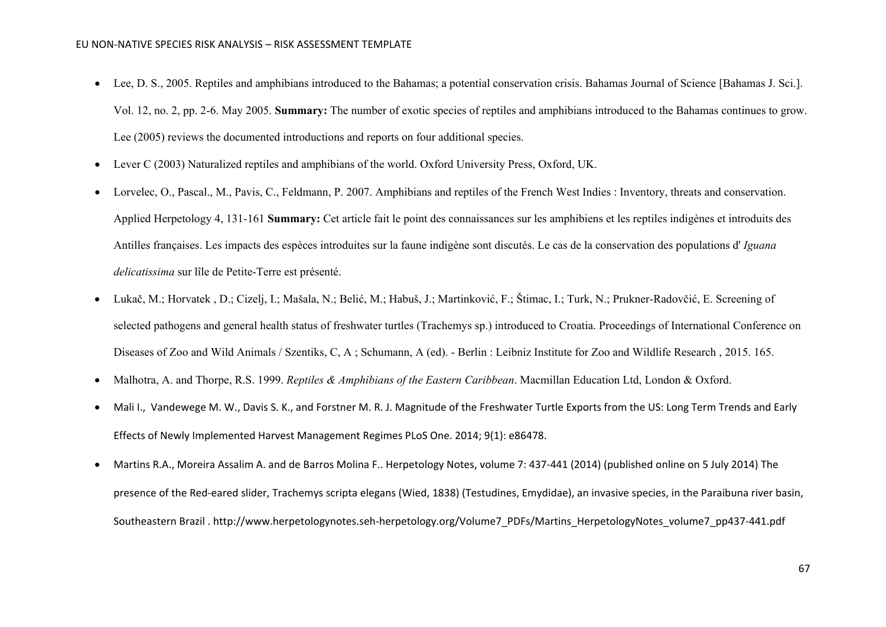- Lee, D. S., 2005. Reptiles and amphibians introduced to the Bahamas; a potential conservation crisis. Bahamas Journal of Science [Bahamas J. Sci.]. Vol. 12, no. 2, pp. 2-6. May 2005. **Summary:** The number of exotic species of reptiles and amphibians introduced to the Bahamas continues to grow. Lee (2005) reviews the documented introductions and reports on four additional species.
- Lever C (2003) Naturalized reptiles and amphibians of the world. Oxford University Press, Oxford, UK.
- Lorvelec, O., Pascal., M., Pavis, C., Feldmann, P. 2007. Amphibians and reptiles of the French West Indies : Inventory, threats and conservation. Applied Herpetology 4, 131-161 **Summary:** Cet article fait le point des connaissances sur les amphibiens et les reptiles indigènes et introduits des Antilles françaises. Les impacts des espèces introduites sur la faune indigène sont discutés. Le cas de la conservation des populations d' *Iguana delicatissima* sur lîle de Petite-Terre est présenté.
- Lukač, M.; Horvatek , D.; Cizelj, I.; Mašala, N.; Belić, M.; Habuš, J.; Martinković, F.; Štimac, I.; Turk, N.; Prukner-Radovčić, E. Screening of selected pathogens and general health status of freshwater turtles (Trachemys sp.) introduced to Croatia. Proceedings of International Conference on Diseases of Zoo and Wild Animals / Szentiks, C, A ; Schumann, A (ed). - Berlin : Leibniz Institute for Zoo and Wildlife Research , 2015. 165.
- Malhotra, A. and Thorpe, R.S. 1999. *Reptiles & Amphibians of the Eastern Caribbean*. Macmillan Education Ltd, London & Oxford.
- Mali I., Vandewege M. W., Davis S. K., and Forstner M. R. J. Magnitude of the Freshwater Turtle Exports from the US: Long Term Trends and Early Effects of Newly Implemented Harvest Management Regimes PLoS One. 2014; 9(1): e86478.
- Martins R.A., Moreira Assalim A. and de Barros Molina F.. Herpetology Notes, volume 7: 437-441 (2014) (published online on 5 July 2014) The presence of the Red-eared slider, Trachemys scripta elegans (Wied, 1838) (Testudines, Emydidae), an invasive species, in the Paraibuna river basin, Southeastern Brazil . http://www.herpetologynotes.seh-herpetology.org/Volume7_PDFs/Martins_HerpetologyNotes_volume7_pp437-441.pdf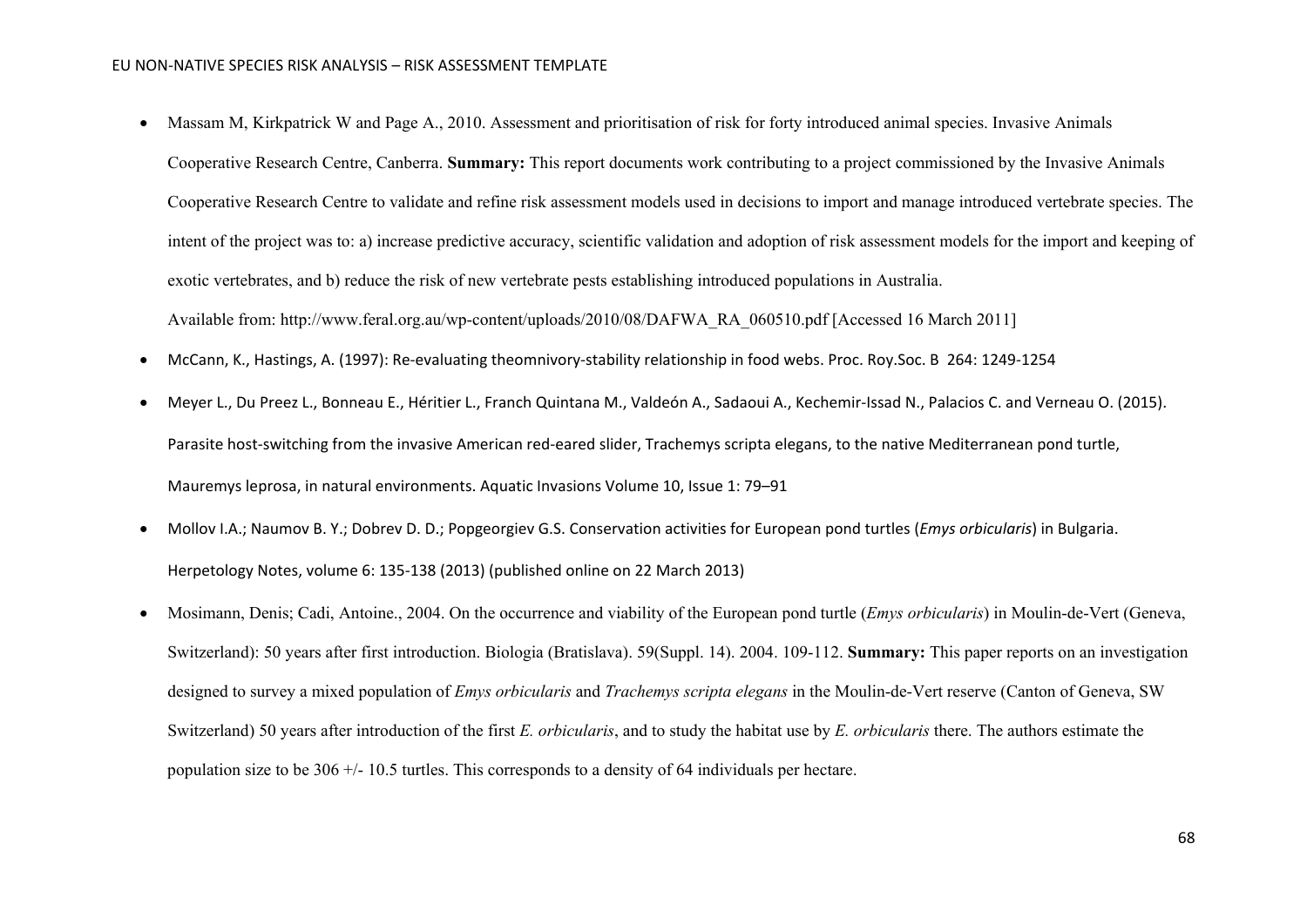- Massam M, Kirkpatrick W and Page A., 2010. Assessment and prioritisation of risk for forty introduced animal species. Invasive Animals Cooperative Research Centre, Canberra. **Summary:** This report documents work contributing to a project commissioned by the Invasive Animals Cooperative Research Centre to validate and refine risk assessment models used in decisions to import and manage introduced vertebrate species. The intent of the project was to: a) increase predictive accuracy, scientific validation and adoption of risk assessment models for the import and keeping of exotic vertebrates, and b) reduce the risk of new vertebrate pests establishing introduced populations in Australia.

  Available from: http://www.feral.org.au/wp-content/uploads/2010/08/DAFWA_RA_060510.pdf [Accessed 16 March 2011]

- McCann, K., Hastings, A. (1997): Re-evaluating theomnivory-stability relationship in food webs. Proc. Roy.Soc. B 264: 1249-1254
- Meyer L., Du Preez L., Bonneau E., Héritier L., Franch Quintana M., Valdeón A., Sadaoui A., Kechemir-Issad N., Palacios C. and Verneau O. (2015). Parasite host-switching from the invasive American red-eared slider, Trachemys scripta elegans, to the native Mediterranean pond turtle, Mauremys leprosa, in natural environments. Aquatic Invasions Volume 10, Issue 1: 79–91
- Mollov I.A.; Naumov B. Y.; Dobrev D. D.; Popgeorgiev G.S. Conservation activities for European pond turtles (*Emys orbicularis*) in Bulgaria. Herpetology Notes, volume 6: 135-138 (2013) (published online on 22 March 2013)
- Mosimann, Denis; Cadi, Antoine., 2004. On the occurrence and viability of the European pond turtle (*Emys orbicularis*) in Moulin-de-Vert (Geneva, Switzerland): 50 years after first introduction. Biologia (Bratislava). 59(Suppl. 14). 2004. 109-112. **Summary:** This paper reports on an investigation designed to survey a mixed population of *Emys orbicularis* and *Trachemys scripta elegans* in the Moulin-de-Vert reserve (Canton of Geneva, SW Switzerland) 50 years after introduction of the first *E. orbicularis*, and to study the habitat use by *E. orbicularis* there. The authors estimate the population size to be 306 +/- 10.5 turtles. This corresponds to a density of 64 individuals per hectare.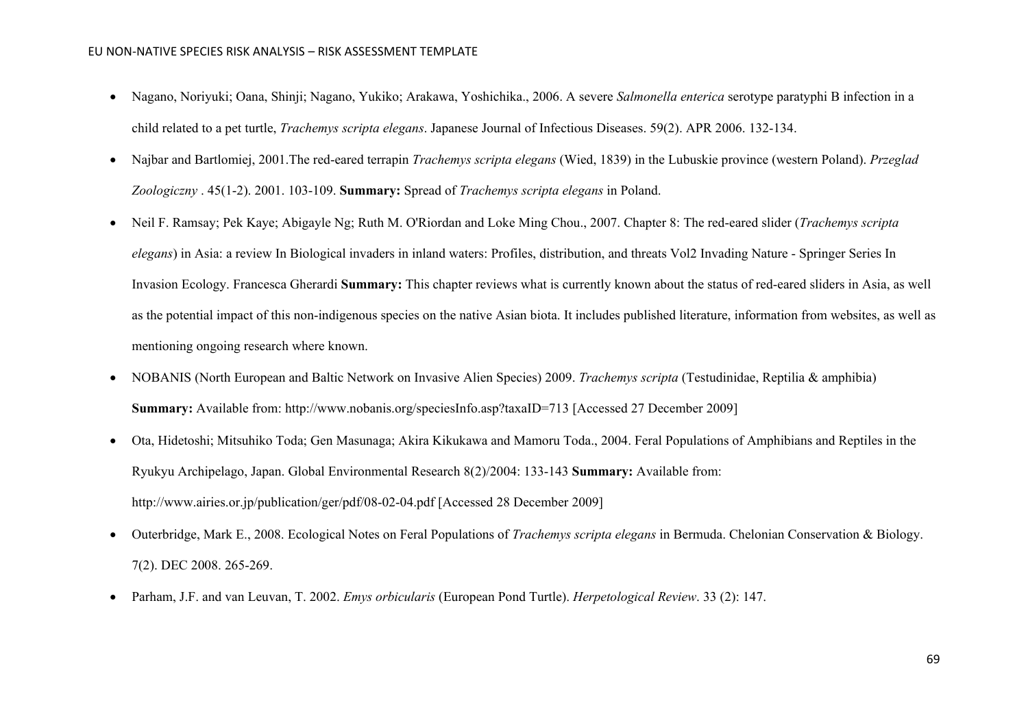- Nagano, Noriyuki; Oana, Shinji; Nagano, Yukiko; Arakawa, Yoshichika., 2006. A severe *Salmonella enterica* serotype paratyphi B infection in a child related to a pet turtle, *Trachemys scripta elegans*. Japanese Journal of Infectious Diseases. 59(2). APR 2006. 132-134.
- Najbar and Bartlomiej, 2001.The red-eared terrapin *Trachemys scripta elegans* (Wied, 1839) in the Lubuskie province (western Poland). *Przeglad Zoologiczny* . 45(1-2). 2001. 103-109. **Summary:** Spread of *Trachemys scripta elegans* in Poland.
- Neil F. Ramsay; Pek Kaye; Abigayle Ng; Ruth M. O'Riordan and Loke Ming Chou., 2007. Chapter 8: The red-eared slider (*Trachemys scripta elegans*) in Asia: a review In Biological invaders in inland waters: Profiles, distribution, and threats Vol2 Invading Nature - Springer Series In Invasion Ecology. Francesca Gherardi **Summary:** This chapter reviews what is currently known about the status of red-eared sliders in Asia, as well as the potential impact of this non-indigenous species on the native Asian biota. It includes published literature, information from websites, as well as mentioning ongoing research where known.
- NOBANIS (North European and Baltic Network on Invasive Alien Species) 2009. *Trachemys scripta* (Testudinidae, Reptilia & amphibia) **Summary:** Available from: http://www.nobanis.org/speciesInfo.asp?taxaID=713 [Accessed 27 December 2009]
- Ota, Hidetoshi; Mitsuhiko Toda; Gen Masunaga; Akira Kikukawa and Mamoru Toda., 2004. Feral Populations of Amphibians and Reptiles in the Ryukyu Archipelago, Japan. Global Environmental Research 8(2)/2004: 133-143 **Summary:** Available from: http://www.airies.or.jp/publication/ger/pdf/08-02-04.pdf [Accessed 28 December 2009]
- Outerbridge, Mark E., 2008. Ecological Notes on Feral Populations of *Trachemys scripta elegans* in Bermuda. Chelonian Conservation & Biology. 7(2). DEC 2008. 265-269.
- Parham, J.F. and van Leuvan, T. 2002. *Emys orbicularis* (European Pond Turtle). *Herpetological Review*. 33 (2): 147.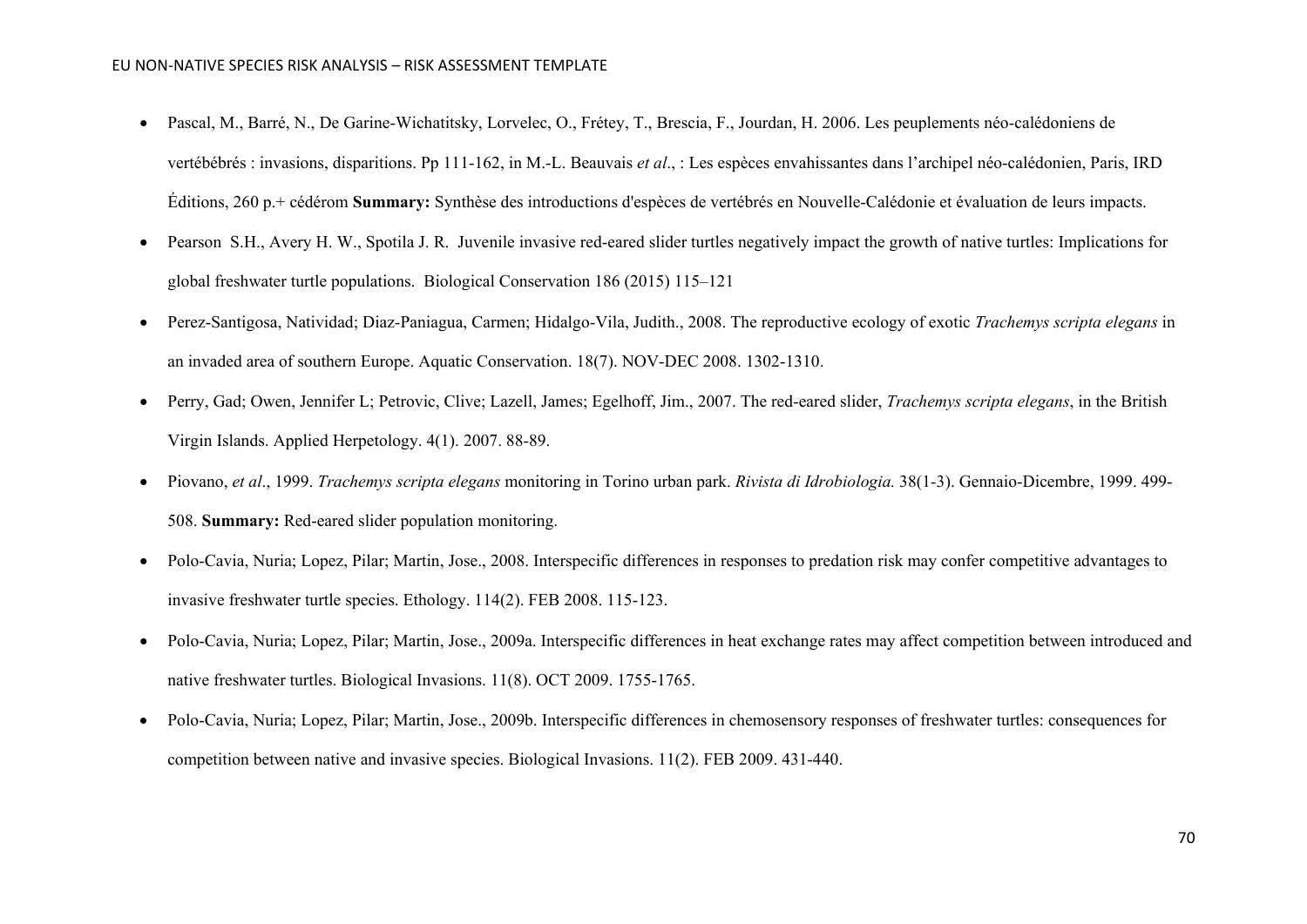- Pascal, M., Barré, N., De Garine-Wichatitsky, Lorvelec, O., Frétey, T., Brescia, F., Jourdan, H. 2006. Les peuplements néo-calédoniens de vertébébrés : invasions, disparitions. Pp 111-162, in M.-L. Beauvais *et al*., : Les espèces envahissantes dans l'archipel néo-calédonien, Paris, IRD Éditions, 260 p.+ cédérom **Summary:** Synthèse des introductions d'espèces de vertébrés en Nouvelle-Calédonie et évaluation de leurs impacts.
- Pearson S.H., Avery H. W., Spotila J. R. Juvenile invasive red-eared slider turtles negatively impact the growth of native turtles: Implications for global freshwater turtle populations. Biological Conservation 186 (2015) 115–121
- Perez-Santigosa, Natividad; Diaz-Paniagua, Carmen; Hidalgo-Vila, Judith., 2008. The reproductive ecology of exotic *Trachemys scripta elegans* in an invaded area of southern Europe. Aquatic Conservation. 18(7). NOV-DEC 2008. 1302-1310.
- Perry, Gad; Owen, Jennifer L; Petrovic, Clive; Lazell, James; Egelhoff, Jim., 2007. The red-eared slider, *Trachemys scripta elegans*, in the British Virgin Islands. Applied Herpetology. 4(1). 2007. 88-89.
- Piovano, *et al*., 1999. *Trachemys scripta elegans* monitoring in Torino urban park. *Rivista di Idrobiologia.* 38(1-3). Gennaio-Dicembre, 1999. 499-508. **Summary:** Red-eared slider population monitoring.
- Polo-Cavia, Nuria; Lopez, Pilar; Martin, Jose., 2008. Interspecific differences in responses to predation risk may confer competitive advantages to invasive freshwater turtle species. Ethology. 114(2). FEB 2008. 115-123.
- Polo-Cavia, Nuria; Lopez, Pilar; Martin, Jose., 2009a. Interspecific differences in heat exchange rates may affect competition between introduced and native freshwater turtles. Biological Invasions. 11(8). OCT 2009. 1755-1765.
- Polo-Cavia, Nuria; Lopez, Pilar; Martin, Jose., 2009b. Interspecific differences in chemosensory responses of freshwater turtles: consequences for competition between native and invasive species. Biological Invasions. 11(2). FEB 2009. 431-440.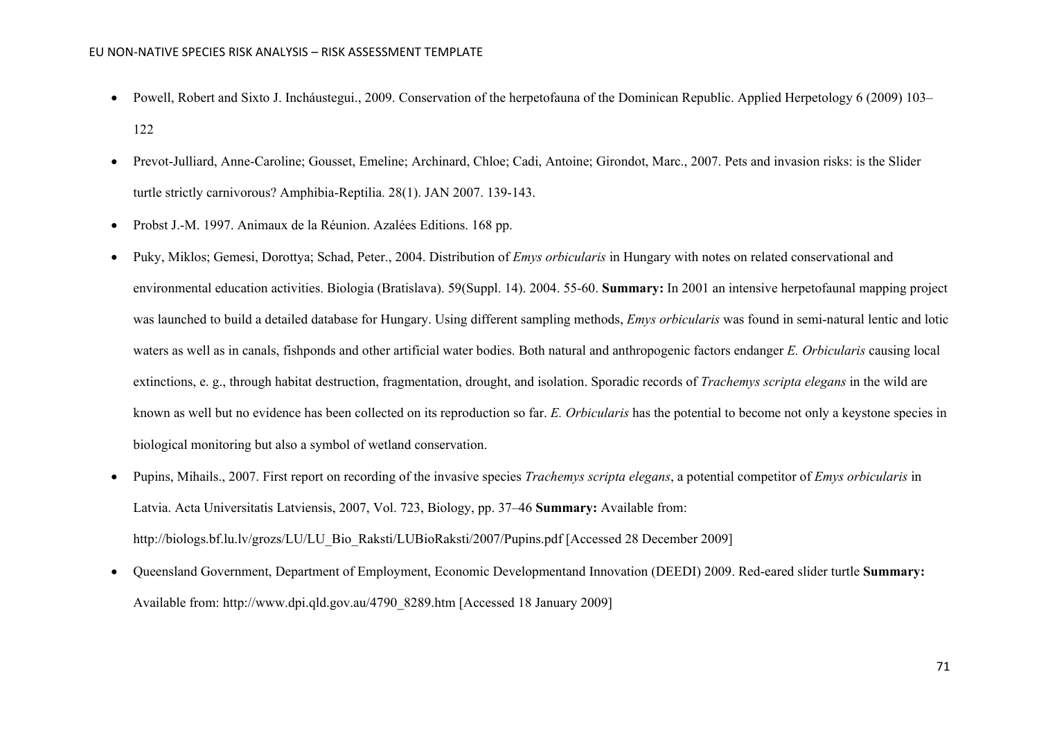- Powell, Robert and Sixto J. Incháustegui., 2009. Conservation of the herpetofauna of the Dominican Republic. Applied Herpetology 6 (2009) 103–122
- Prevot-Julliard, Anne-Caroline; Gousset, Emeline; Archinard, Chloe; Cadi, Antoine; Girondot, Marc., 2007. Pets and invasion risks: is the Slider turtle strictly carnivorous? Amphibia-Reptilia. 28(1). JAN 2007. 139-143.
- Probst J.-M. 1997. Animaux de la Réunion. Azalées Editions. 168 pp.
- Puky, Miklos; Gemesi, Dorottya; Schad, Peter., 2004. Distribution of *Emys orbicularis* in Hungary with notes on related conservational and environmental education activities. Biologia (Bratislava). 59(Suppl. 14). 2004. 55-60. **Summary:** In 2001 an intensive herpetofaunal mapping project was launched to build a detailed database for Hungary. Using different sampling methods, *Emys orbicularis* was found in semi-natural lentic and lotic waters as well as in canals, fishponds and other artificial water bodies. Both natural and anthropogenic factors endanger *E. Orbicularis* causing local extinctions, e. g., through habitat destruction, fragmentation, drought, and isolation. Sporadic records of *Trachemys scripta elegans* in the wild are known as well but no evidence has been collected on its reproduction so far. *E. Orbicularis* has the potential to become not only a keystone species in biological monitoring but also a symbol of wetland conservation.
- Pupins, Mihails., 2007. First report on recording of the invasive species *Trachemys scripta elegans*, a potential competitor of *Emys orbicularis* in Latvia. Acta Universitatis Latviensis, 2007, Vol. 723, Biology, pp. 37–46 **Summary:** Available from: http://biologs.bf.lu.lv/grozs/LU/LU_Bio_Raksti/LUBioRaksti/2007/Pupins.pdf [Accessed 28 December 2009]
- Queensland Government, Department of Employment, Economic Developmentand Innovation (DEEDI) 2009. Red-eared slider turtle **Summary:** Available from: http://www.dpi.qld.gov.au/4790_8289.htm [Accessed 18 January 2009]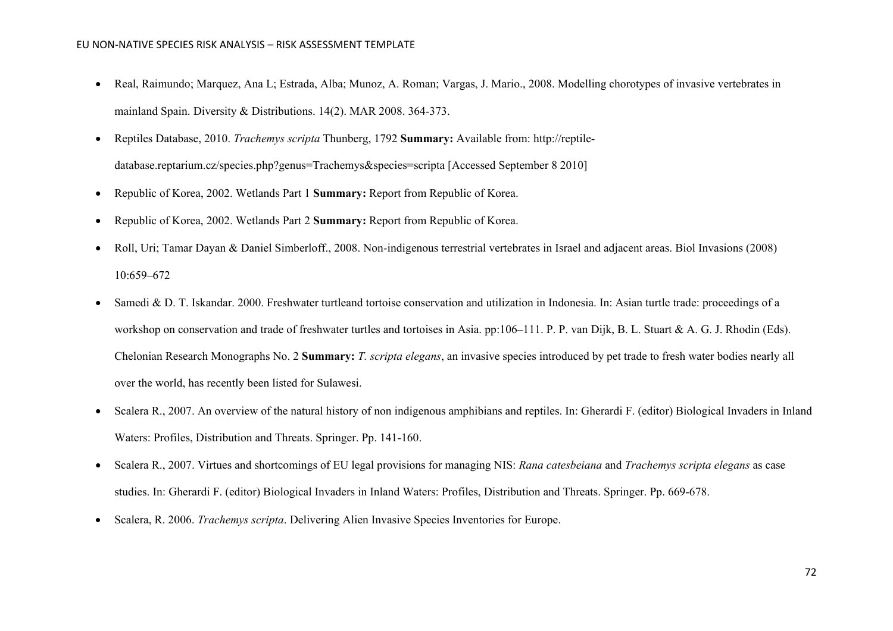- Real, Raimundo; Marquez, Ana L; Estrada, Alba; Munoz, A. Roman; Vargas, J. Mario., 2008. Modelling chorotypes of invasive vertebrates in mainland Spain. Diversity & Distributions. 14(2). MAR 2008. 364-373.
- Reptiles Database, 2010. *Trachemys scripta* Thunberg, 1792 **Summary:** Available from: http://reptile-database.reptarium.cz/species.php?genus=Trachemys&species=scripta [Accessed September 8 2010]
- Republic of Korea, 2002. Wetlands Part 1 **Summary:** Report from Republic of Korea.
- Republic of Korea, 2002. Wetlands Part 2 **Summary:** Report from Republic of Korea.
- Roll, Uri; Tamar Dayan & Daniel Simberloff., 2008. Non-indigenous terrestrial vertebrates in Israel and adjacent areas. Biol Invasions (2008) 10:659–672
- Samedi & D. T. Iskandar. 2000. Freshwater turtleand tortoise conservation and utilization in Indonesia. In: Asian turtle trade: proceedings of a workshop on conservation and trade of freshwater turtles and tortoises in Asia. pp:106–111. P. P. van Dijk, B. L. Stuart & A. G. J. Rhodin (Eds). Chelonian Research Monographs No. 2 **Summary:** *T. scripta elegans*, an invasive species introduced by pet trade to fresh water bodies nearly all over the world, has recently been listed for Sulawesi.
- Scalera R., 2007. An overview of the natural history of non indigenous amphibians and reptiles. In: Gherardi F. (editor) Biological Invaders in Inland Waters: Profiles, Distribution and Threats. Springer. Pp. 141-160.
- Scalera R., 2007. Virtues and shortcomings of EU legal provisions for managing NIS: *Rana catesbeiana* and *Trachemys scripta elegans* as case studies. In: Gherardi F. (editor) Biological Invaders in Inland Waters: Profiles, Distribution and Threats. Springer. Pp. 669-678.
- Scalera, R. 2006. *Trachemys scripta*. Delivering Alien Invasive Species Inventories for Europe.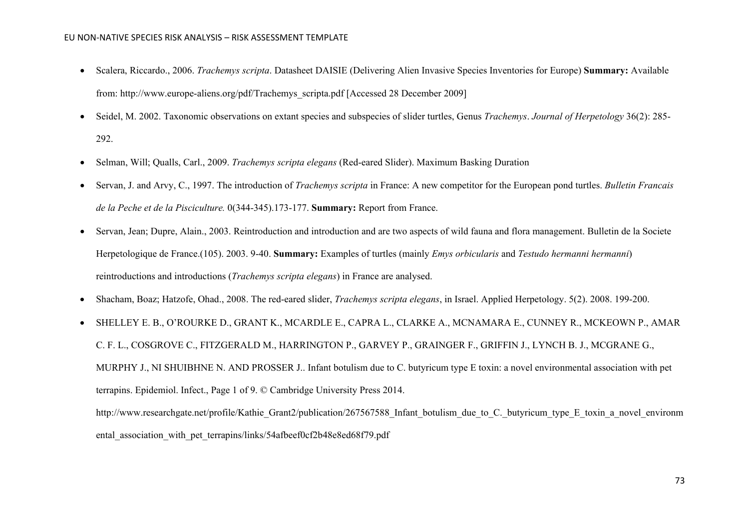- Scalera, Riccardo., 2006. *Trachemys scripta*. Datasheet DAISIE (Delivering Alien Invasive Species Inventories for Europe) **Summary:** Available from: http://www.europe-aliens.org/pdf/Trachemys_scripta.pdf [Accessed 28 December 2009]
- Seidel, M. 2002. Taxonomic observations on extant species and subspecies of slider turtles, Genus *Trachemys*. *Journal of Herpetology* 36(2): 285-292.
- Selman, Will; Qualls, Carl., 2009. *Trachemys scripta elegans* (Red-eared Slider). Maximum Basking Duration
- Servan, J. and Arvy, C., 1997. The introduction of *Trachemys scripta* in France: A new competitor for the European pond turtles. *Bulletin Francais de la Peche et de la Pisciculture.* 0(344-345).173-177. **Summary:** Report from France.
- Servan, Jean; Dupre, Alain., 2003. Reintroduction and introduction and are two aspects of wild fauna and flora management. Bulletin de la Societe Herpetologique de France.(105). 2003. 9-40. **Summary:** Examples of turtles (mainly *Emys orbicularis* and *Testudo hermanni hermanni*) reintroductions and introductions (*Trachemys scripta elegans*) in France are analysed.
- Shacham, Boaz; Hatzofe, Ohad., 2008. The red-eared slider, *Trachemys scripta elegans*, in Israel. Applied Herpetology. 5(2). 2008. 199-200.
- SHELLEY E. B., O'ROURKE D., GRANT K., MCARDLE E., CAPRA L., CLARKE A., MCNAMARA E., CUNNEY R., MCKEOWN P., AMAR C. F. L., COSGROVE C., FITZGERALD M., HARRINGTON P., GARVEY P., GRAINGER F., GRIFFIN J., LYNCH B. J., MCGRANE G., MURPHY J., NI SHUIBHNE N. AND PROSSER J.. Infant botulism due to C. butyricum type E toxin: a novel environmental association with pet terrapins. Epidemiol. Infect., Page 1 of 9. © Cambridge University Press 2014. http://www.researchgate.net/profile/Kathie_Grant2/publication/267567588_Infant_botulism_due_to_C._butyricum_type_E_toxin_a_novel_environmental_association_with_pet_terrapins/links/54afbeef0cf2b48e8ed68f79.pdf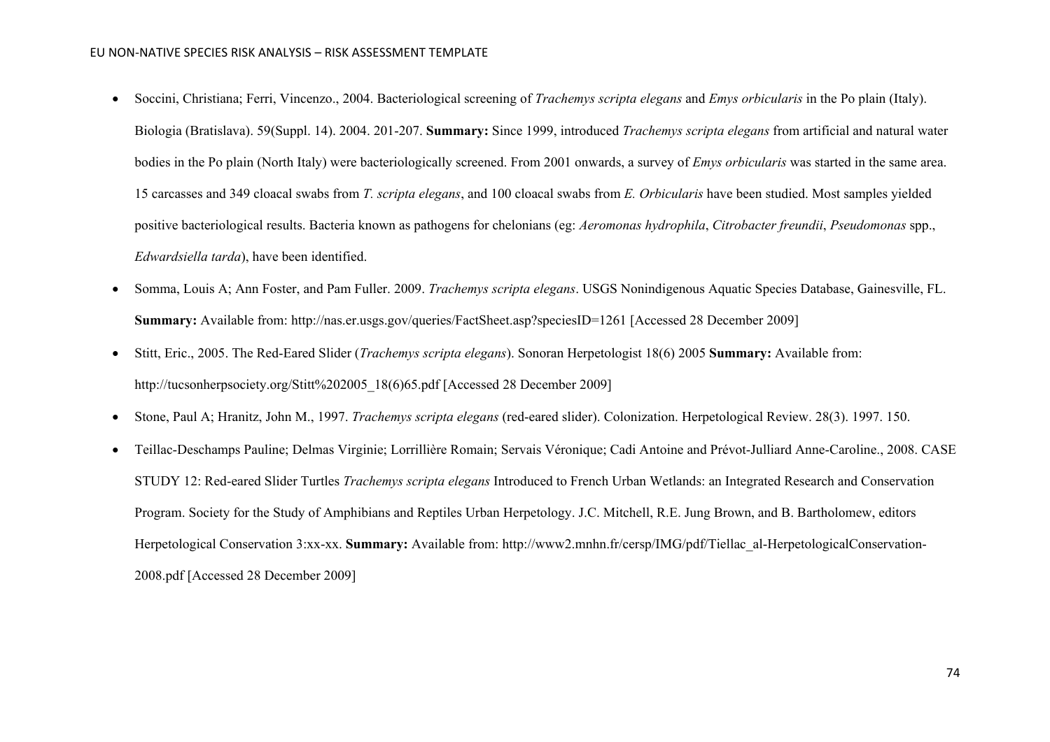- Soccini, Christiana; Ferri, Vincenzo., 2004. Bacteriological screening of *Trachemys scripta elegans* and *Emys orbicularis* in the Po plain (Italy). Biologia (Bratislava). 59(Suppl. 14). 2004. 201-207. **Summary:** Since 1999, introduced *Trachemys scripta elegans* from artificial and natural water bodies in the Po plain (North Italy) were bacteriologically screened. From 2001 onwards, a survey of *Emys orbicularis* was started in the same area. 15 carcasses and 349 cloacal swabs from *T. scripta elegans*, and 100 cloacal swabs from *E. Orbicularis* have been studied. Most samples yielded positive bacteriological results. Bacteria known as pathogens for chelonians (eg: *Aeromonas hydrophila*, *Citrobacter freundii*, *Pseudomonas* spp., *Edwardsiella tarda*), have been identified.
- Somma, Louis A; Ann Foster, and Pam Fuller. 2009. *Trachemys scripta elegans*. USGS Nonindigenous Aquatic Species Database, Gainesville, FL. **Summary:** Available from: http://nas.er.usgs.gov/queries/FactSheet.asp?speciesID=1261 [Accessed 28 December 2009]
- Stitt, Eric., 2005. The Red-Eared Slider (*Trachemys scripta elegans*). Sonoran Herpetologist 18(6) 2005 **Summary:** Available from: http://tucsonherpsociety.org/Stitt%202005_18(6)65.pdf [Accessed 28 December 2009]
- Stone, Paul A; Hranitz, John M., 1997. *Trachemys scripta elegans* (red-eared slider). Colonization. Herpetological Review. 28(3). 1997. 150.
- Teillac-Deschamps Pauline; Delmas Virginie; Lorrillière Romain; Servais Véronique; Cadi Antoine and Prévot-Julliard Anne-Caroline., 2008. CASE STUDY 12: Red-eared Slider Turtles *Trachemys scripta elegans* Introduced to French Urban Wetlands: an Integrated Research and Conservation Program. Society for the Study of Amphibians and Reptiles Urban Herpetology. J.C. Mitchell, R.E. Jung Brown, and B. Bartholomew, editors Herpetological Conservation 3:xx-xx. **Summary:** Available from: http://www2.mnhn.fr/cersp/IMG/pdf/Tiellac_al-HerpetologicalConservation-2008.pdf [Accessed 28 December 2009]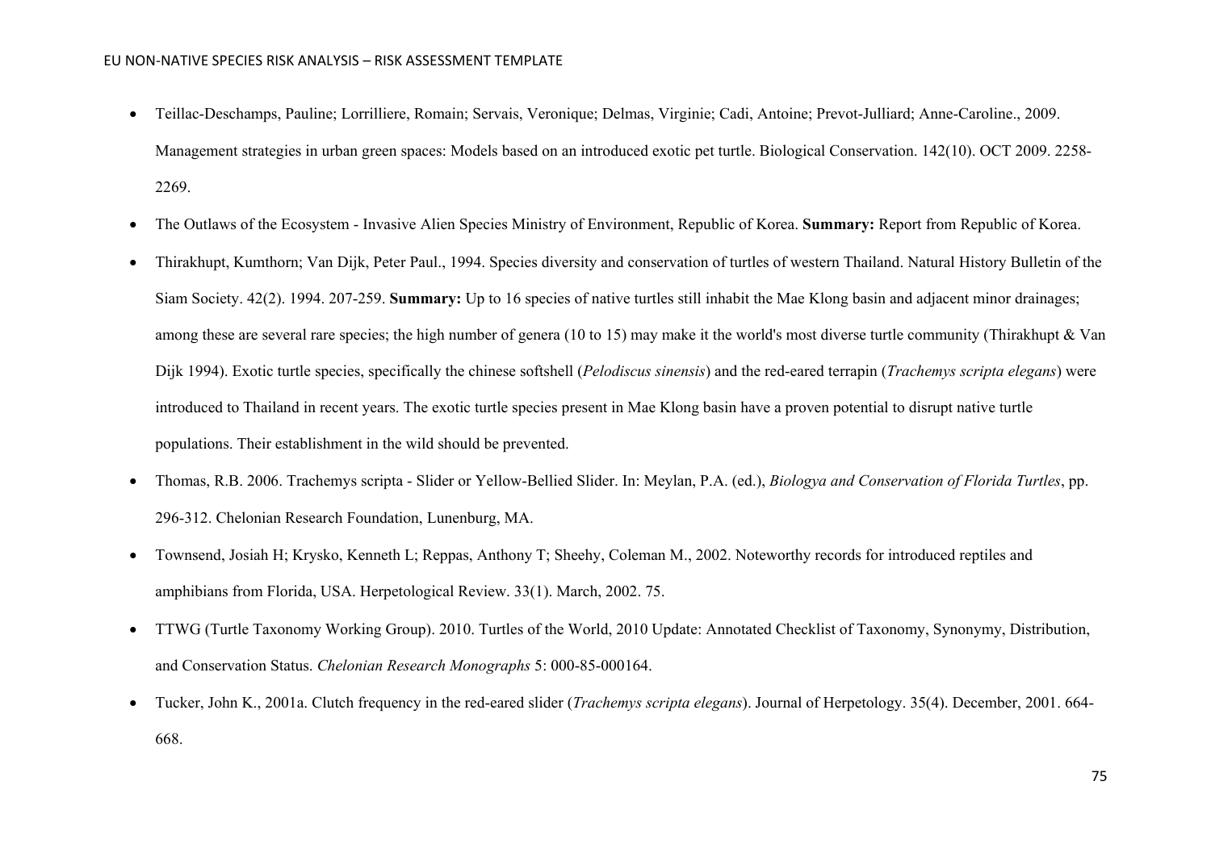- Teillac-Deschamps, Pauline; Lorrilliere, Romain; Servais, Veronique; Delmas, Virginie; Cadi, Antoine; Prevot-Julliard; Anne-Caroline., 2009. Management strategies in urban green spaces: Models based on an introduced exotic pet turtle. Biological Conservation. 142(10). OCT 2009. 2258-2269.
- The Outlaws of the Ecosystem - Invasive Alien Species Ministry of Environment, Republic of Korea. **Summary:** Report from Republic of Korea.
- Thirakhupt, Kumthorn; Van Dijk, Peter Paul., 1994. Species diversity and conservation of turtles of western Thailand. Natural History Bulletin of the Siam Society. 42(2). 1994. 207-259. **Summary:** Up to 16 species of native turtles still inhabit the Mae Klong basin and adjacent minor drainages; among these are several rare species; the high number of genera (10 to 15) may make it the world's most diverse turtle community (Thirakhupt & Van Dijk 1994). Exotic turtle species, specifically the chinese softshell (*Pelodiscus sinensis*) and the red-eared terrapin (*Trachemys scripta elegans*) were introduced to Thailand in recent years. The exotic turtle species present in Mae Klong basin have a proven potential to disrupt native turtle populations. Their establishment in the wild should be prevented.
- Thomas, R.B. 2006. Trachemys scripta - Slider or Yellow-Bellied Slider. In: Meylan, P.A. (ed.), *Biologya and Conservation of Florida Turtles*, pp. 296-312. Chelonian Research Foundation, Lunenburg, MA.
- Townsend, Josiah H; Krysko, Kenneth L; Reppas, Anthony T; Sheehy, Coleman M., 2002. Noteworthy records for introduced reptiles and amphibians from Florida, USA. Herpetological Review. 33(1). March, 2002. 75.
- TTWG (Turtle Taxonomy Working Group). 2010. Turtles of the World, 2010 Update: Annotated Checklist of Taxonomy, Synonymy, Distribution, and Conservation Status. *Chelonian Research Monographs* 5: 000-85-000164.
- Tucker, John K., 2001a. Clutch frequency in the red-eared slider (*Trachemys scripta elegans*). Journal of Herpetology. 35(4). December, 2001. 664-668.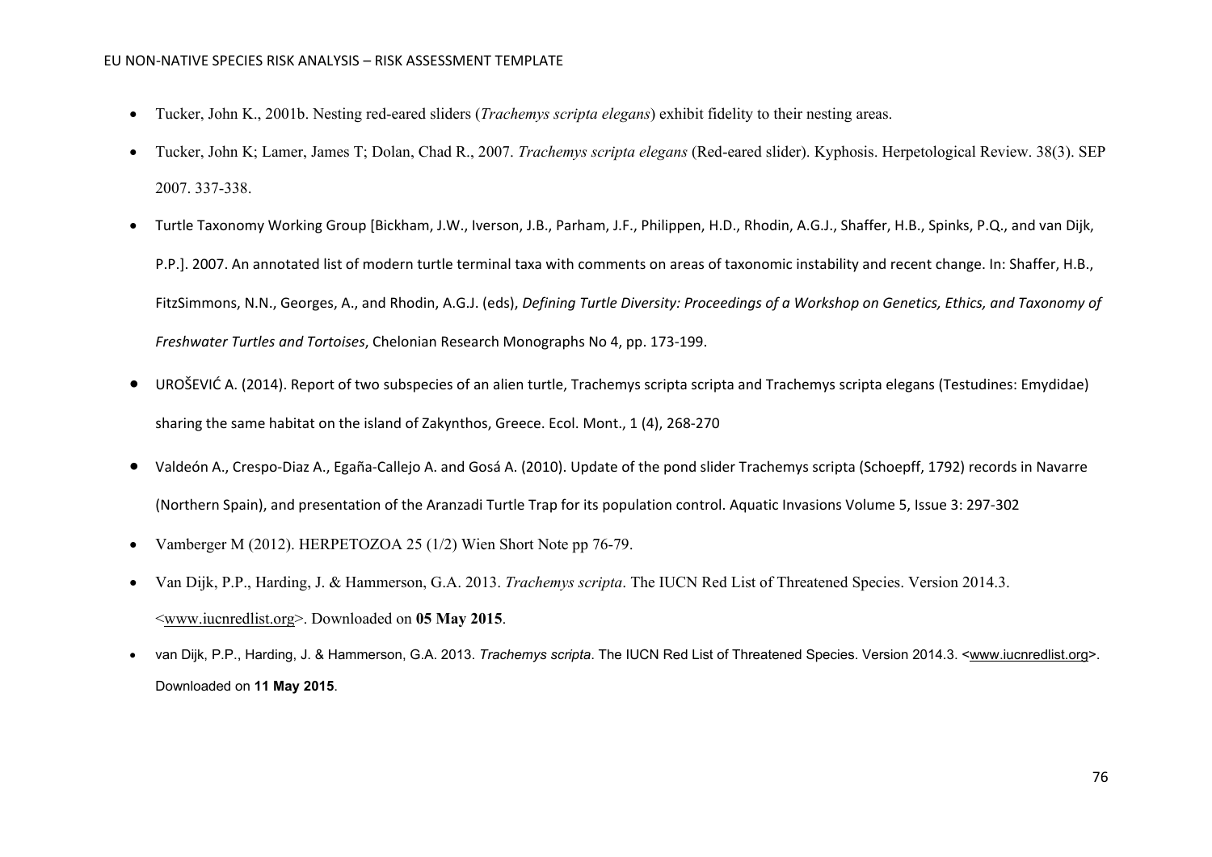- Tucker, John K., 2001b. Nesting red-eared sliders (*Trachemys scripta elegans*) exhibit fidelity to their nesting areas.
- Tucker, John K; Lamer, James T; Dolan, Chad R., 2007. *Trachemys scripta elegans* (Red-eared slider). Kyphosis. Herpetological Review. 38(3). SEP 2007. 337-338.
- Turtle Taxonomy Working Group [Bickham, J.W., Iverson, J.B., Parham, J.F., Philippen, H.D., Rhodin, A.G.J., Shaffer, H.B., Spinks, P.Q., and van Dijk, P.P.]. 2007. An annotated list of modern turtle terminal taxa with comments on areas of taxonomic instability and recent change. In: Shaffer, H.B., FitzSimmons, N.N., Georges, A., and Rhodin, A.G.J. (eds), *Defining Turtle Diversity: Proceedings of a Workshop on Genetics, Ethics, and Taxonomy of Freshwater Turtles and Tortoises*, Chelonian Research Monographs No 4, pp. 173-199.
- UROŠEVIĆ A. (2014). Report of two subspecies of an alien turtle, Trachemys scripta scripta and Trachemys scripta elegans (Testudines: Emydidae) sharing the same habitat on the island of Zakynthos, Greece. Ecol. Mont., 1 (4), 268-270
- Valdeón A., Crespo-Diaz A., Egaña-Callejo A. and Gosá A. (2010). Update of the pond slider Trachemys scripta (Schoepff, 1792) records in Navarre (Northern Spain), and presentation of the Aranzadi Turtle Trap for its population control. Aquatic Invasions Volume 5, Issue 3: 297-302
- Vamberger M (2012). HERPETOZOA 25 (1/2) Wien Short Note pp 76-79.
- Van Dijk, P.P., Harding, J. & Hammerson, G.A. 2013. *Trachemys scripta*. The IUCN Red List of Threatened Species. Version 2014.3. <www.iucnredlist.org>. Downloaded on **05 May 2015**.
- van Dijk, P.P., Harding, J. & Hammerson, G.A. 2013. *Trachemys scripta*. The IUCN Red List of Threatened Species. Version 2014.3. <www.iucnredlist.org>. Downloaded on **11 May 2015**.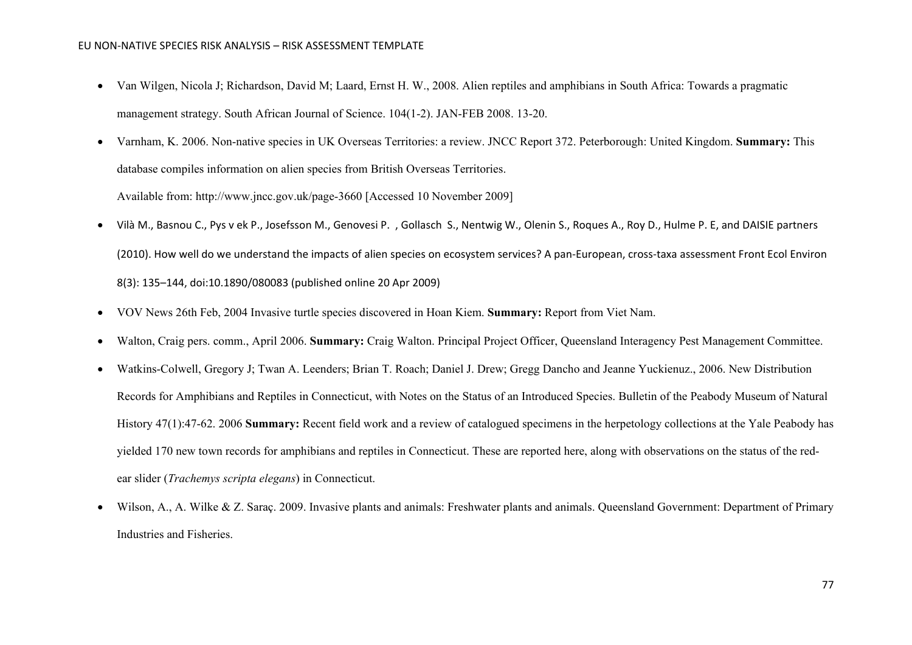- Van Wilgen, Nicola J; Richardson, David M; Laard, Ernst H. W., 2008. Alien reptiles and amphibians in South Africa: Towards a pragmatic management strategy. South African Journal of Science. 104(1-2). JAN-FEB 2008. 13-20.
- Varnham, K. 2006. Non-native species in UK Overseas Territories: a review. JNCC Report 372. Peterborough: United Kingdom. **Summary:** This database compiles information on alien species from British Overseas Territories.

  Available from: http://www.jncc.gov.uk/page-3660 [Accessed 10 November 2009]
- Vilà M., Basnou C., Pys v ek P., Josefsson M., Genovesi P. , Gollasch S., Nentwig W., Olenin S., Roques A., Roy D., Hulme P. E, and DAISIE partners (2010). How well do we understand the impacts of alien species on ecosystem services? A pan-European, cross-taxa assessment Front Ecol Environ 8(3): 135–144, doi:10.1890/080083 (published online 20 Apr 2009)
- VOV News 26th Feb, 2004 Invasive turtle species discovered in Hoan Kiem. **Summary:** Report from Viet Nam.
- Walton, Craig pers. comm., April 2006. **Summary:** Craig Walton. Principal Project Officer, Queensland Interagency Pest Management Committee.
- Watkins-Colwell, Gregory J; Twan A. Leenders; Brian T. Roach; Daniel J. Drew; Gregg Dancho and Jeanne Yuckienuz., 2006. New Distribution Records for Amphibians and Reptiles in Connecticut, with Notes on the Status of an Introduced Species. Bulletin of the Peabody Museum of Natural History 47(1):47-62. 2006 **Summary:** Recent field work and a review of catalogued specimens in the herpetology collections at the Yale Peabody has yielded 170 new town records for amphibians and reptiles in Connecticut. These are reported here, along with observations on the status of the red-ear slider (*Trachemys scripta elegans*) in Connecticut.
- Wilson, A., A. Wilke & Z. Saraç. 2009. Invasive plants and animals: Freshwater plants and animals. Queensland Government: Department of Primary Industries and Fisheries.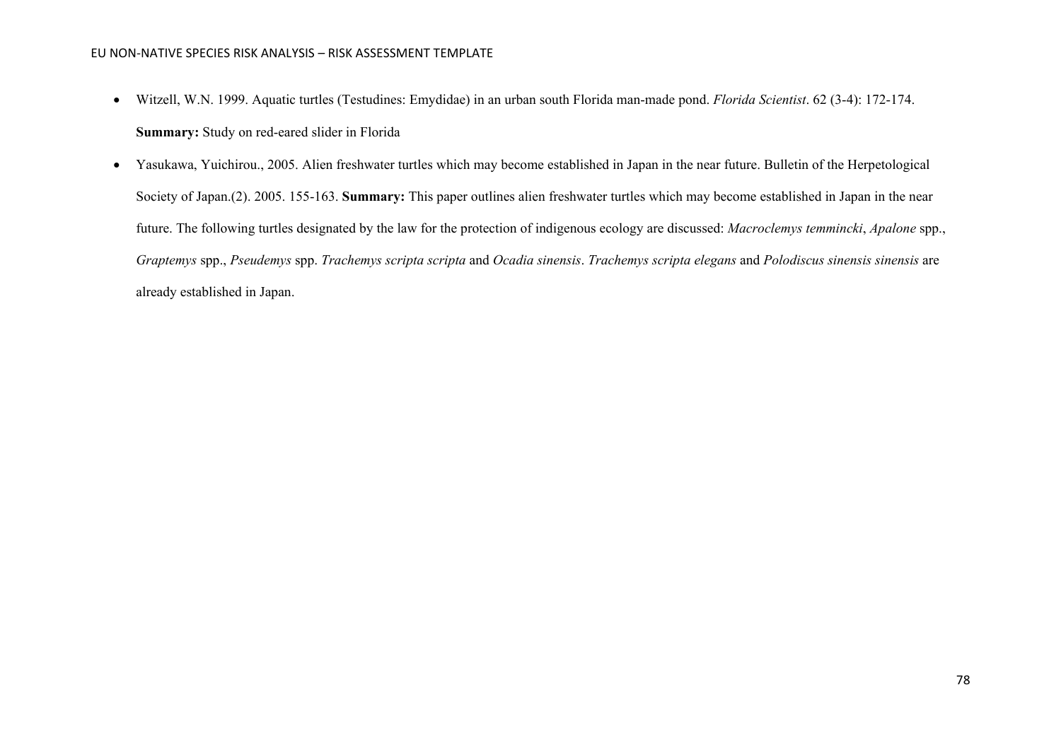- Witzell, W.N. 1999. Aquatic turtles (Testudines: Emydidae) in an urban south Florida man-made pond. *Florida Scientist*. 62 (3-4): 172-174. **Summary:** Study on red-eared slider in Florida
- Yasukawa, Yuichirou., 2005. Alien freshwater turtles which may become established in Japan in the near future. Bulletin of the Herpetological Society of Japan.(2). 2005. 155-163. **Summary:** This paper outlines alien freshwater turtles which may become established in Japan in the near future. The following turtles designated by the law for the protection of indigenous ecology are discussed: *Macroclemys temmincki*, *Apalone* spp., *Graptemys* spp., *Pseudemys* spp. *Trachemys scripta scripta* and *Ocadia sinensis*. *Trachemys scripta elegans* and *Polodiscus sinensis sinensis* are already established in Japan.